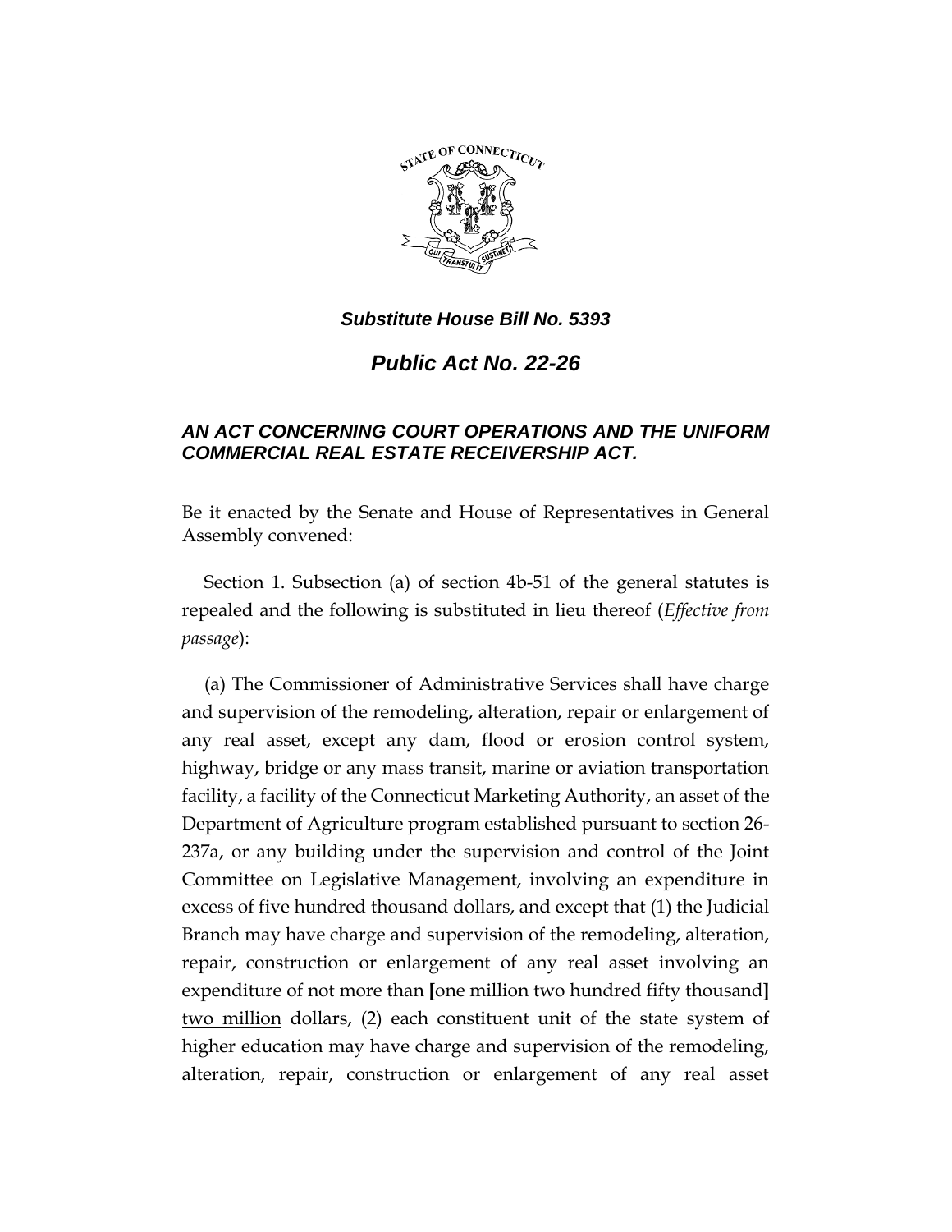***Substitute House Bill No. 5393***

# *Public Act No. 22-26*

### *AN ACT CONCERNING COURT OPERATIONS AND THE UNIFORM COMMERCIAL REAL ESTATE RECEIVERSHIP ACT.*

Be it enacted by the Senate and House of Representatives in General Assembly convened:

Section 1. Subsection (a) of section 4b-51 of the general statutes is repealed and the following is substituted in lieu thereof (*Effective from passage*):

(a) The Commissioner of Administrative Services shall have charge and supervision of the remodeling, alteration, repair or enlargement of any real asset, except any dam, flood or erosion control system, highway, bridge or any mass transit, marine or aviation transportation facility, a facility of the Connecticut Marketing Authority, an asset of the Department of Agriculture program established pursuant to section 26-237a, or any building under the supervision and control of the Joint Committee on Legislative Management, involving an expenditure in excess of five hundred thousand dollars, and except that (1) the Judicial Branch may have charge and supervision of the remodeling, alteration, repair, construction or enlargement of any real asset involving an expenditure of not more than **[**one million two hundred fifty thousand**]** <u>two million</u> dollars, (2) each constituent unit of the state system of higher education may have charge and supervision of the remodeling, alteration, repair, construction or enlargement of any real asset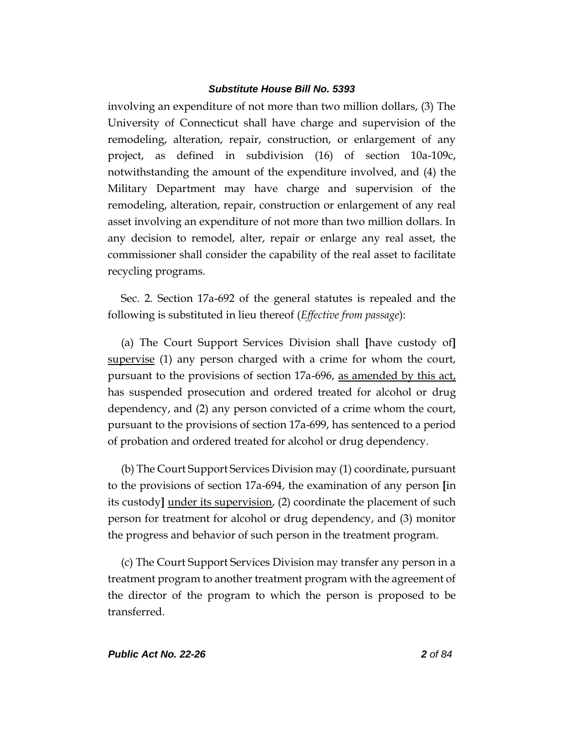involving an expenditure of not more than two million dollars, (3) The University of Connecticut shall have charge and supervision of the remodeling, alteration, repair, construction, or enlargement of any project, as defined in subdivision (16) of section 10a-109c, notwithstanding the amount of the expenditure involved, and (4) the Military Department may have charge and supervision of the remodeling, alteration, repair, construction or enlargement of any real asset involving an expenditure of not more than two million dollars. In any decision to remodel, alter, repair or enlarge any real asset, the commissioner shall consider the capability of the real asset to facilitate recycling programs.

Sec. 2. Section 17a-692 of the general statutes is repealed and the following is substituted in lieu thereof (*Effective from passage*):

(a) The Court Support Services Division shall **[**have custody of**]** <u>supervise</u> (1) any person charged with a crime for whom the court, pursuant to the provisions of section 17a-696, <u>as amended by this act,</u> has suspended prosecution and ordered treated for alcohol or drug dependency, and (2) any person convicted of a crime whom the court, pursuant to the provisions of section 17a-699, has sentenced to a period of probation and ordered treated for alcohol or drug dependency.

(b) The Court Support Services Division may (1) coordinate, pursuant to the provisions of section 17a-694, the examination of any person **[**in its custody**]** <u>under its supervision</u>, (2) coordinate the placement of such person for treatment for alcohol or drug dependency, and (3) monitor the progress and behavior of such person in the treatment program.

(c) The Court Support Services Division may transfer any person in a treatment program to another treatment program with the agreement of the director of the program to which the person is proposed to be transferred.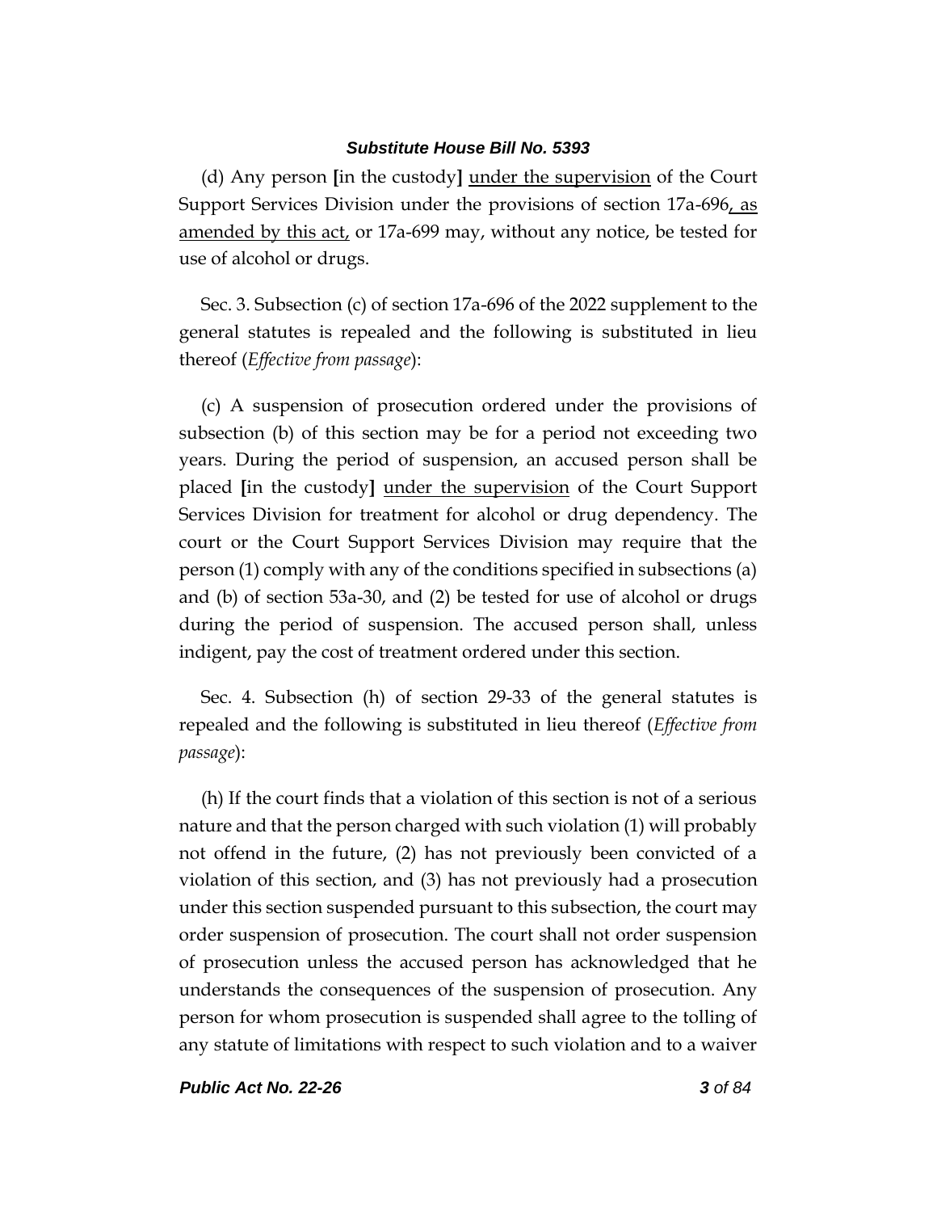(d) Any person [in the custody] under the supervision of the Court Support Services Division under the provisions of section 17a-696, as amended by this act, or 17a-699 may, without any notice, be tested for use of alcohol or drugs.

Sec. 3. Subsection (c) of section 17a-696 of the 2022 supplement to the general statutes is repealed and the following is substituted in lieu thereof (*Effective from passage*):

(c) A suspension of prosecution ordered under the provisions of subsection (b) of this section may be for a period not exceeding two years. During the period of suspension, an accused person shall be placed [in the custody] under the supervision of the Court Support Services Division for treatment for alcohol or drug dependency. The court or the Court Support Services Division may require that the person (1) comply with any of the conditions specified in subsections (a) and (b) of section 53a-30, and (2) be tested for use of alcohol or drugs during the period of suspension. The accused person shall, unless indigent, pay the cost of treatment ordered under this section.

Sec. 4. Subsection (h) of section 29-33 of the general statutes is repealed and the following is substituted in lieu thereof (*Effective from passage*):

(h) If the court finds that a violation of this section is not of a serious nature and that the person charged with such violation (1) will probably not offend in the future, (2) has not previously been convicted of a violation of this section, and (3) has not previously had a prosecution under this section suspended pursuant to this subsection, the court may order suspension of prosecution. The court shall not order suspension of prosecution unless the accused person has acknowledged that he understands the consequences of the suspension of prosecution. Any person for whom prosecution is suspended shall agree to the tolling of any statute of limitations with respect to such violation and to a waiver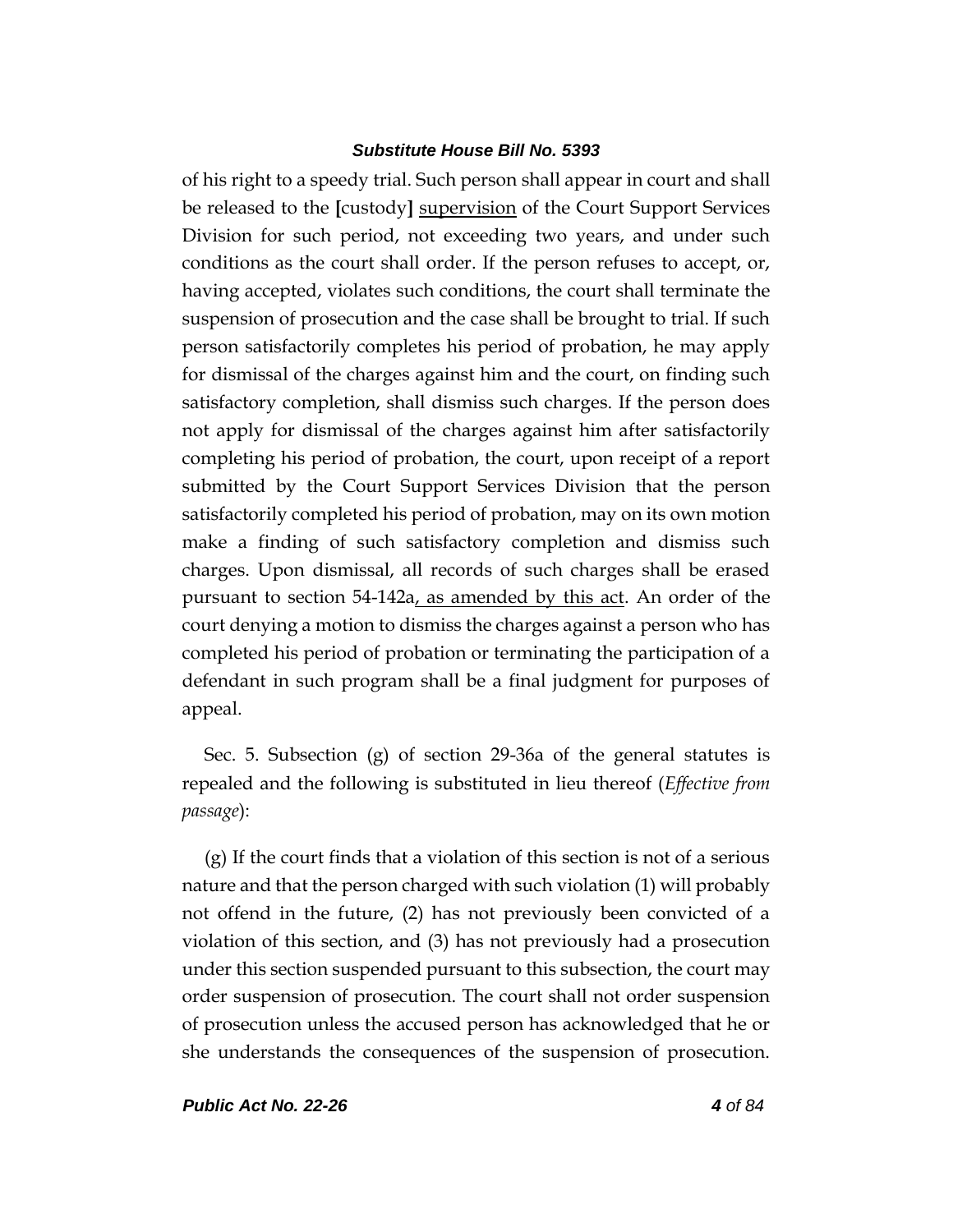of his right to a speedy trial. Such person shall appear in court and shall be released to the [custody] <u>supervision</u> of the Court Support Services Division for such period, not exceeding two years, and under such conditions as the court shall order. If the person refuses to accept, or, having accepted, violates such conditions, the court shall terminate the suspension of prosecution and the case shall be brought to trial. If such person satisfactorily completes his period of probation, he may apply for dismissal of the charges against him and the court, on finding such satisfactory completion, shall dismiss such charges. If the person does not apply for dismissal of the charges against him after satisfactorily completing his period of probation, the court, upon receipt of a report submitted by the Court Support Services Division that the person satisfactorily completed his period of probation, may on its own motion make a finding of such satisfactory completion and dismiss such charges. Upon dismissal, all records of such charges shall be erased pursuant to section 54-142a<u>, as amended by this act</u>. An order of the court denying a motion to dismiss the charges against a person who has completed his period of probation or terminating the participation of a defendant in such program shall be a final judgment for purposes of appeal.

Sec. 5. Subsection (g) of section 29-36a of the general statutes is repealed and the following is substituted in lieu thereof (*Effective from passage*):

(g) If the court finds that a violation of this section is not of a serious nature and that the person charged with such violation (1) will probably not offend in the future, (2) has not previously been convicted of a violation of this section, and (3) has not previously had a prosecution under this section suspended pursuant to this subsection, the court may order suspension of prosecution. The court shall not order suspension of prosecution unless the accused person has acknowledged that he or she understands the consequences of the suspension of prosecution.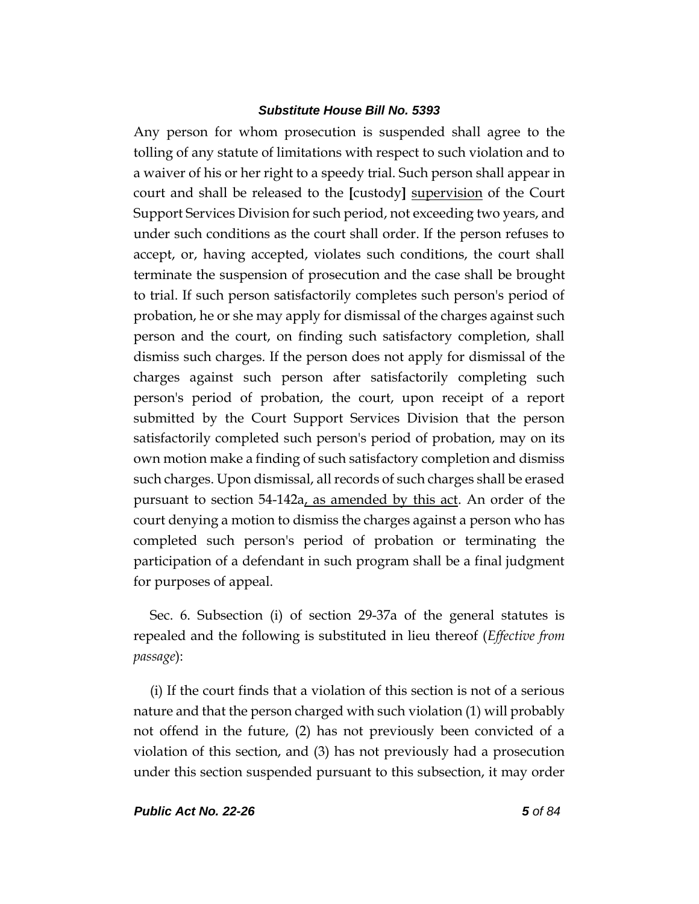Any person for whom prosecution is suspended shall agree to the tolling of any statute of limitations with respect to such violation and to a waiver of his or her right to a speedy trial. Such person shall appear in court and shall be released to the [custody] <u>supervision</u> of the Court Support Services Division for such period, not exceeding two years, and under such conditions as the court shall order. If the person refuses to accept, or, having accepted, violates such conditions, the court shall terminate the suspension of prosecution and the case shall be brought to trial. If such person satisfactorily completes such person's period of probation, he or she may apply for dismissal of the charges against such person and the court, on finding such satisfactory completion, shall dismiss such charges. If the person does not apply for dismissal of the charges against such person after satisfactorily completing such person's period of probation, the court, upon receipt of a report submitted by the Court Support Services Division that the person satisfactorily completed such person's period of probation, may on its own motion make a finding of such satisfactory completion and dismiss such charges. Upon dismissal, all records of such charges shall be erased pursuant to section 54-142a<u>, as amended by this act</u>. An order of the court denying a motion to dismiss the charges against a person who has completed such person's period of probation or terminating the participation of a defendant in such program shall be a final judgment for purposes of appeal.

Sec. 6. Subsection (i) of section 29-37a of the general statutes is repealed and the following is substituted in lieu thereof (*Effective from passage*):

(i) If the court finds that a violation of this section is not of a serious nature and that the person charged with such violation (1) will probably not offend in the future, (2) has not previously been convicted of a violation of this section, and (3) has not previously had a prosecution under this section suspended pursuant to this subsection, it may order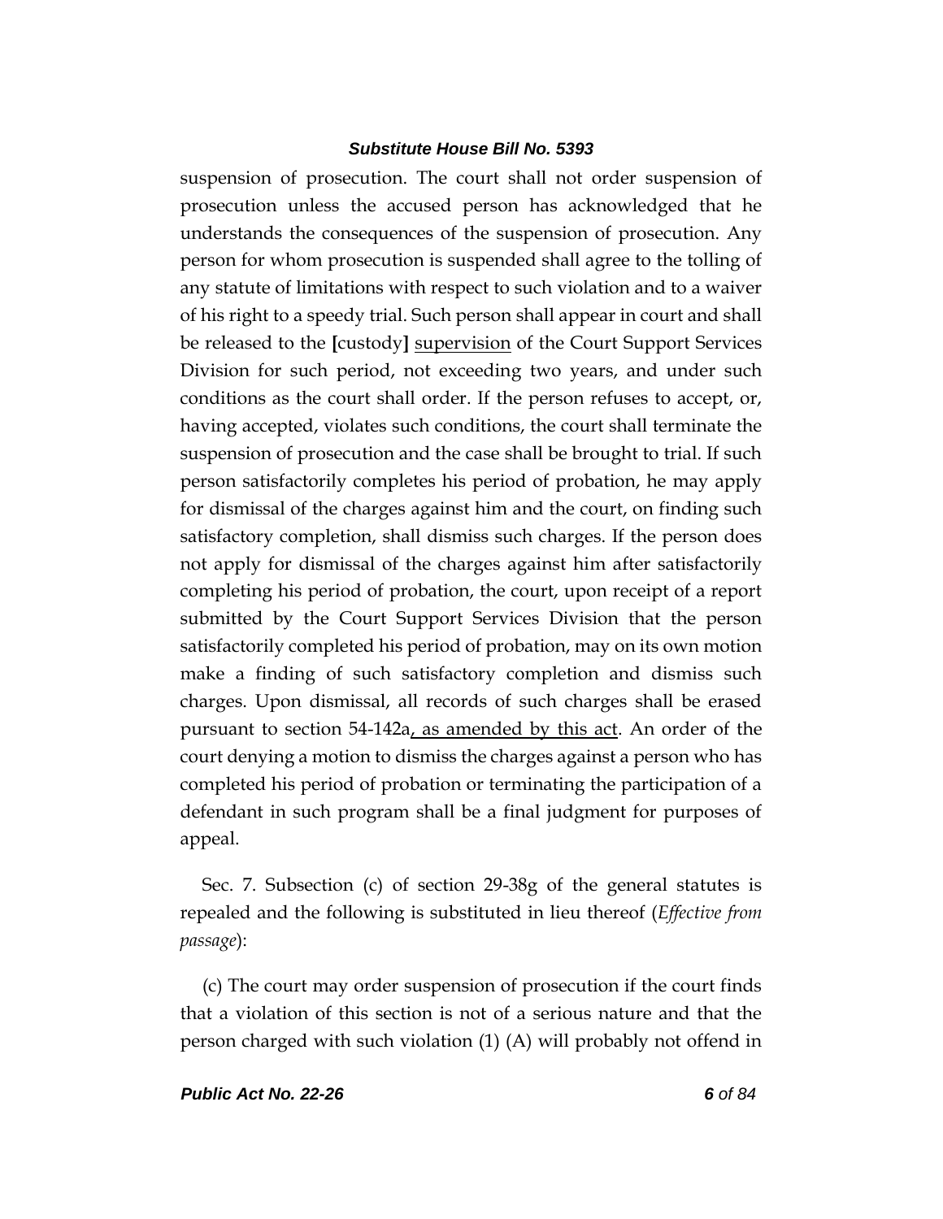suspension of prosecution. The court shall not order suspension of prosecution unless the accused person has acknowledged that he understands the consequences of the suspension of prosecution. Any person for whom prosecution is suspended shall agree to the tolling of any statute of limitations with respect to such violation and to a waiver of his right to a speedy trial. Such person shall appear in court and shall be released to the **[**custody**]** <u>supervision</u> of the Court Support Services Division for such period, not exceeding two years, and under such conditions as the court shall order. If the person refuses to accept, or, having accepted, violates such conditions, the court shall terminate the suspension of prosecution and the case shall be brought to trial. If such person satisfactorily completes his period of probation, he may apply for dismissal of the charges against him and the court, on finding such satisfactory completion, shall dismiss such charges. If the person does not apply for dismissal of the charges against him after satisfactorily completing his period of probation, the court, upon receipt of a report submitted by the Court Support Services Division that the person satisfactorily completed his period of probation, may on its own motion make a finding of such satisfactory completion and dismiss such charges. Upon dismissal, all records of such charges shall be erased pursuant to section 54-142a<u>, as amended by this act</u>. An order of the court denying a motion to dismiss the charges against a person who has completed his period of probation or terminating the participation of a defendant in such program shall be a final judgment for purposes of appeal.

Sec. 7. Subsection (c) of section 29-38g of the general statutes is repealed and the following is substituted in lieu thereof (*Effective from passage*):

(c) The court may order suspension of prosecution if the court finds that a violation of this section is not of a serious nature and that the person charged with such violation (1) (A) will probably not offend in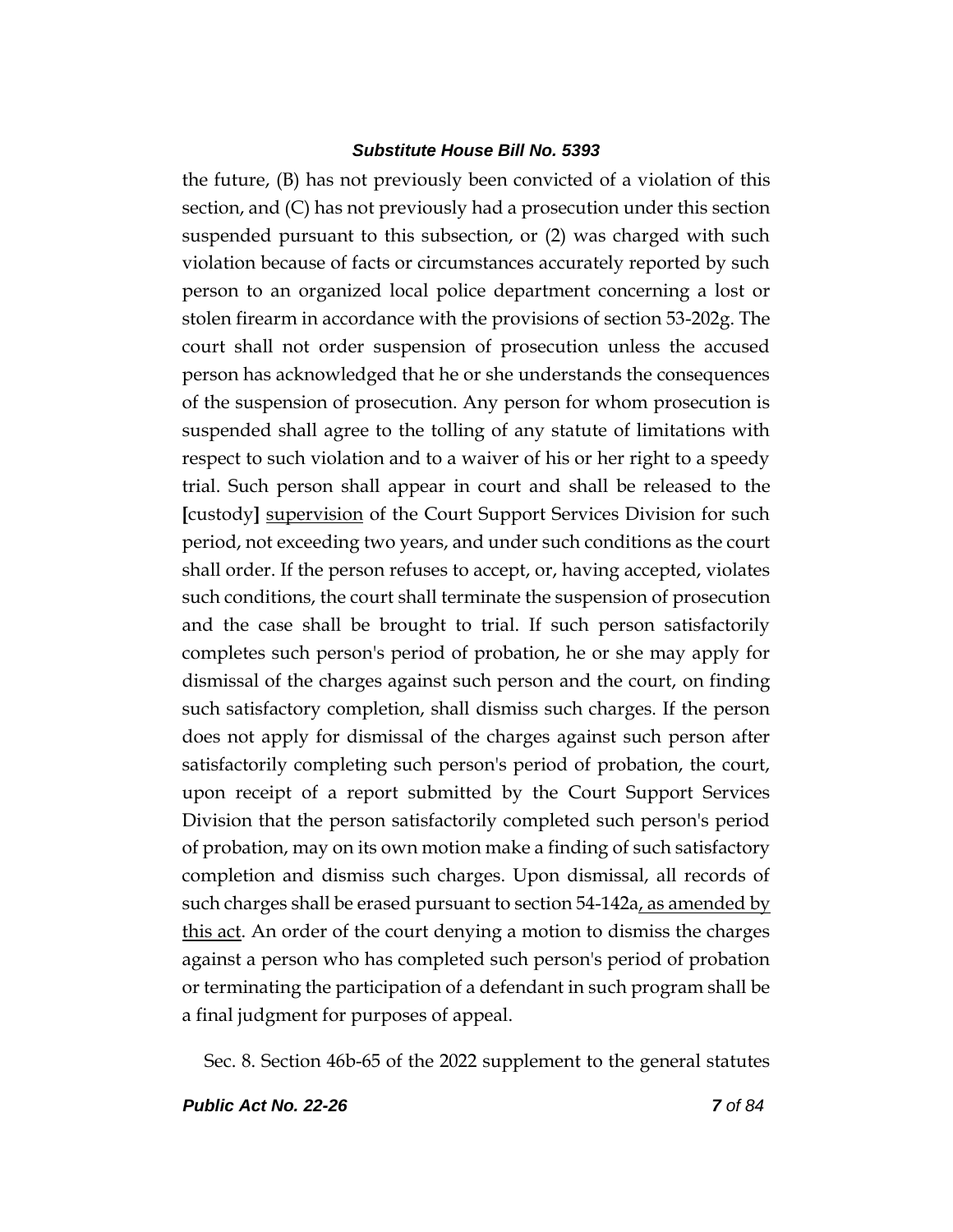the future, (B) has not previously been convicted of a violation of this section, and (C) has not previously had a prosecution under this section suspended pursuant to this subsection, or (2) was charged with such violation because of facts or circumstances accurately reported by such person to an organized local police department concerning a lost or stolen firearm in accordance with the provisions of section 53-202g. The court shall not order suspension of prosecution unless the accused person has acknowledged that he or she understands the consequences of the suspension of prosecution. Any person for whom prosecution is suspended shall agree to the tolling of any statute of limitations with respect to such violation and to a waiver of his or her right to a speedy trial. Such person shall appear in court and shall be released to the [custody] <u>supervision</u> of the Court Support Services Division for such period, not exceeding two years, and under such conditions as the court shall order. If the person refuses to accept, or, having accepted, violates such conditions, the court shall terminate the suspension of prosecution and the case shall be brought to trial. If such person satisfactorily completes such person's period of probation, he or she may apply for dismissal of the charges against such person and the court, on finding such satisfactory completion, shall dismiss such charges. If the person does not apply for dismissal of the charges against such person after satisfactorily completing such person's period of probation, the court, upon receipt of a report submitted by the Court Support Services Division that the person satisfactorily completed such person's period of probation, may on its own motion make a finding of such satisfactory completion and dismiss such charges. Upon dismissal, all records of such charges shall be erased pursuant to section 54-142a<u>, as amended by this act</u>. An order of the court denying a motion to dismiss the charges against a person who has completed such person's period of probation or terminating the participation of a defendant in such program shall be a final judgment for purposes of appeal.

Sec. 8. Section 46b-65 of the 2022 supplement to the general statutes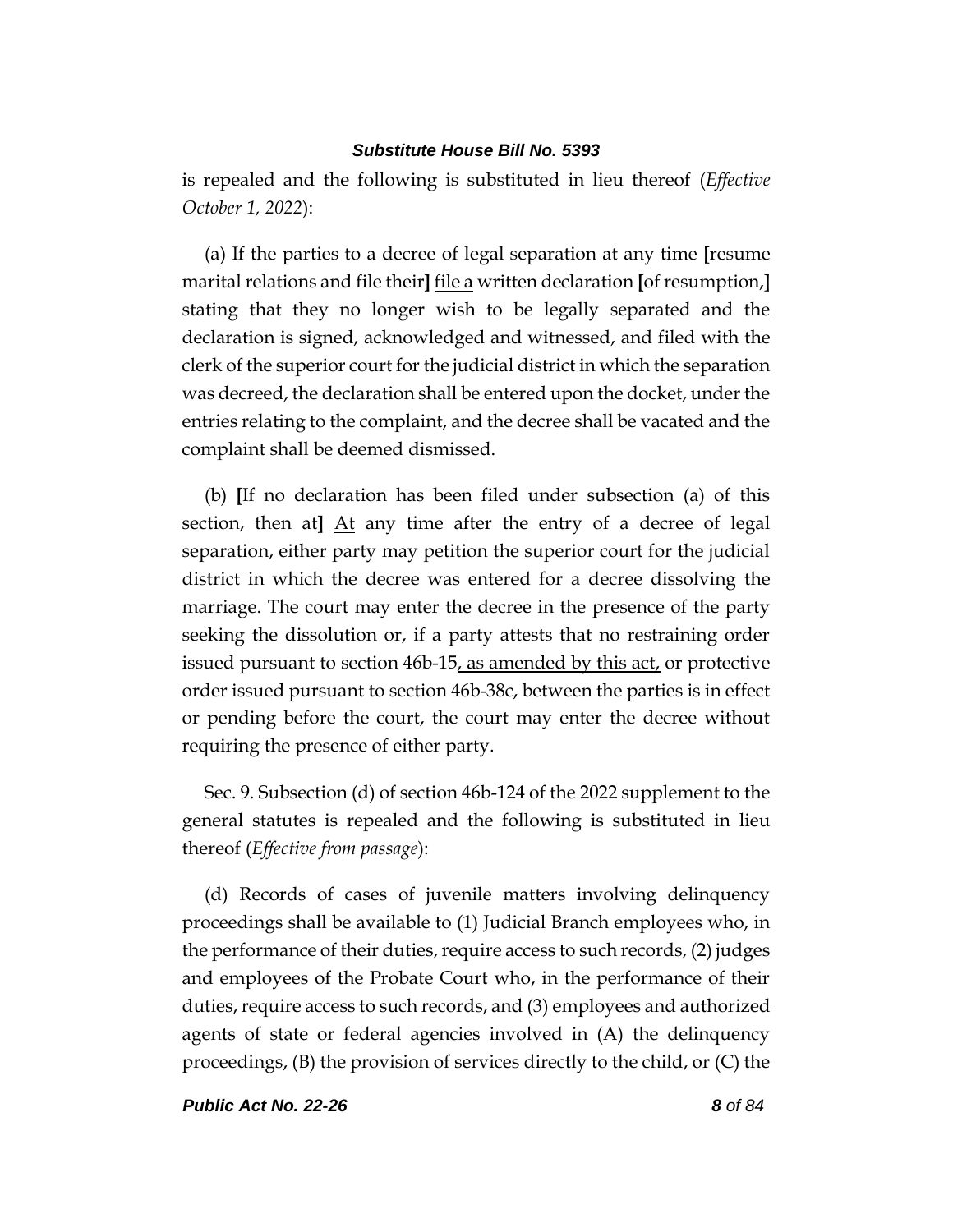is repealed and the following is substituted in lieu thereof (*Effective October 1, 2022*):

(a) If the parties to a decree of legal separation at any time **[**resume marital relations and file their**]** <u>file a</u> written declaration **[**of resumption,**]** <u>stating that they no longer wish to be legally separated and the declaration is</u> signed, acknowledged and witnessed, <u>and filed</u> with the clerk of the superior court for the judicial district in which the separation was decreed, the declaration shall be entered upon the docket, under the entries relating to the complaint, and the decree shall be vacated and the complaint shall be deemed dismissed.

(b) **[**If no declaration has been filed under subsection (a) of this section, then at**]** <u>At</u> any time after the entry of a decree of legal separation, either party may petition the superior court for the judicial district in which the decree was entered for a decree dissolving the marriage. The court may enter the decree in the presence of the party seeking the dissolution or, if a party attests that no restraining order issued pursuant to section 46b-15<u>, as amended by this act,</u> or protective order issued pursuant to section 46b-38c, between the parties is in effect or pending before the court, the court may enter the decree without requiring the presence of either party.

Sec. 9. Subsection (d) of section 46b-124 of the 2022 supplement to the general statutes is repealed and the following is substituted in lieu thereof (*Effective from passage*):

(d) Records of cases of juvenile matters involving delinquency proceedings shall be available to (1) Judicial Branch employees who, in the performance of their duties, require access to such records, (2) judges and employees of the Probate Court who, in the performance of their duties, require access to such records, and (3) employees and authorized agents of state or federal agencies involved in (A) the delinquency proceedings, (B) the provision of services directly to the child, or (C) the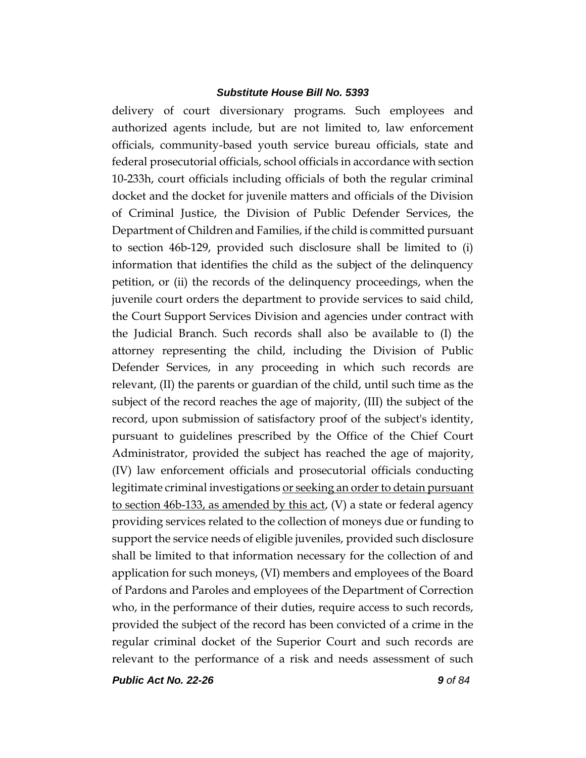delivery of court diversionary programs. Such employees and authorized agents include, but are not limited to, law enforcement officials, community-based youth service bureau officials, state and federal prosecutorial officials, school officials in accordance with section 10-233h, court officials including officials of both the regular criminal docket and the docket for juvenile matters and officials of the Division of Criminal Justice, the Division of Public Defender Services, the Department of Children and Families, if the child is committed pursuant to section 46b-129, provided such disclosure shall be limited to (i) information that identifies the child as the subject of the delinquency petition, or (ii) the records of the delinquency proceedings, when the juvenile court orders the department to provide services to said child, the Court Support Services Division and agencies under contract with the Judicial Branch. Such records shall also be available to (I) the attorney representing the child, including the Division of Public Defender Services, in any proceeding in which such records are relevant, (II) the parents or guardian of the child, until such time as the subject of the record reaches the age of majority, (III) the subject of the record, upon submission of satisfactory proof of the subject's identity, pursuant to guidelines prescribed by the Office of the Chief Court Administrator, provided the subject has reached the age of majority, (IV) law enforcement officials and prosecutorial officials conducting legitimate criminal investigations <u>or seeking an order to detain pursuant to section 46b-133, as amended by this act</u>, (V) a state or federal agency providing services related to the collection of moneys due or funding to support the service needs of eligible juveniles, provided such disclosure shall be limited to that information necessary for the collection of and application for such moneys, (VI) members and employees of the Board of Pardons and Paroles and employees of the Department of Correction who, in the performance of their duties, require access to such records, provided the subject of the record has been convicted of a crime in the regular criminal docket of the Superior Court and such records are relevant to the performance of a risk and needs assessment of such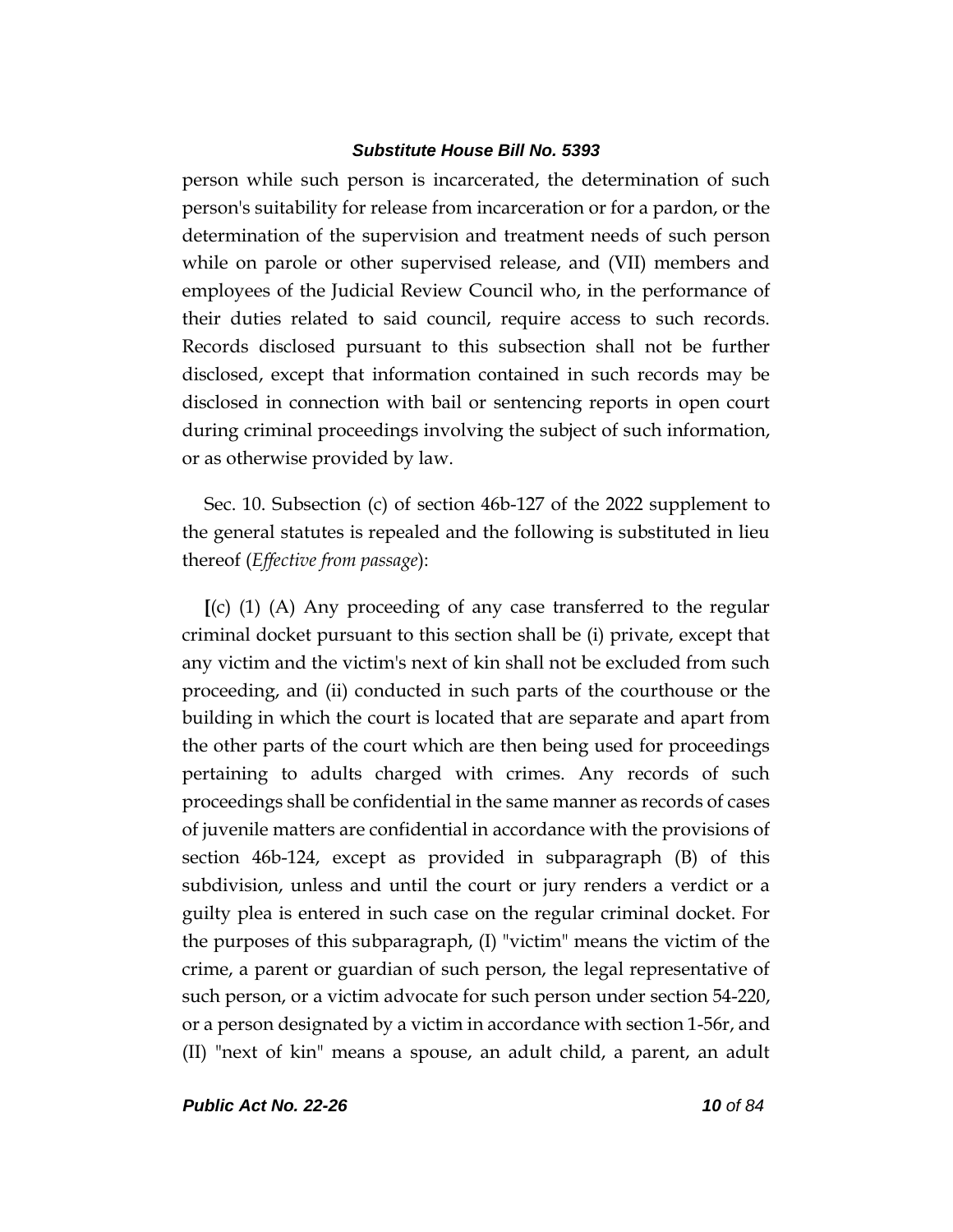person while such person is incarcerated, the determination of such person's suitability for release from incarceration or for a pardon, or the determination of the supervision and treatment needs of such person while on parole or other supervised release, and (VII) members and employees of the Judicial Review Council who, in the performance of their duties related to said council, require access to such records. Records disclosed pursuant to this subsection shall not be further disclosed, except that information contained in such records may be disclosed in connection with bail or sentencing reports in open court during criminal proceedings involving the subject of such information, or as otherwise provided by law.

Sec. 10. Subsection (c) of section 46b-127 of the 2022 supplement to the general statutes is repealed and the following is substituted in lieu thereof (*Effective from passage*):

**[**(c) (1) (A) Any proceeding of any case transferred to the regular criminal docket pursuant to this section shall be (i) private, except that any victim and the victim's next of kin shall not be excluded from such proceeding, and (ii) conducted in such parts of the courthouse or the building in which the court is located that are separate and apart from the other parts of the court which are then being used for proceedings pertaining to adults charged with crimes. Any records of such proceedings shall be confidential in the same manner as records of cases of juvenile matters are confidential in accordance with the provisions of section 46b-124, except as provided in subparagraph (B) of this subdivision, unless and until the court or jury renders a verdict or a guilty plea is entered in such case on the regular criminal docket. For the purposes of this subparagraph, (I) "victim" means the victim of the crime, a parent or guardian of such person, the legal representative of such person, or a victim advocate for such person under section 54-220, or a person designated by a victim in accordance with section 1-56r, and (II) "next of kin" means a spouse, an adult child, a parent, an adult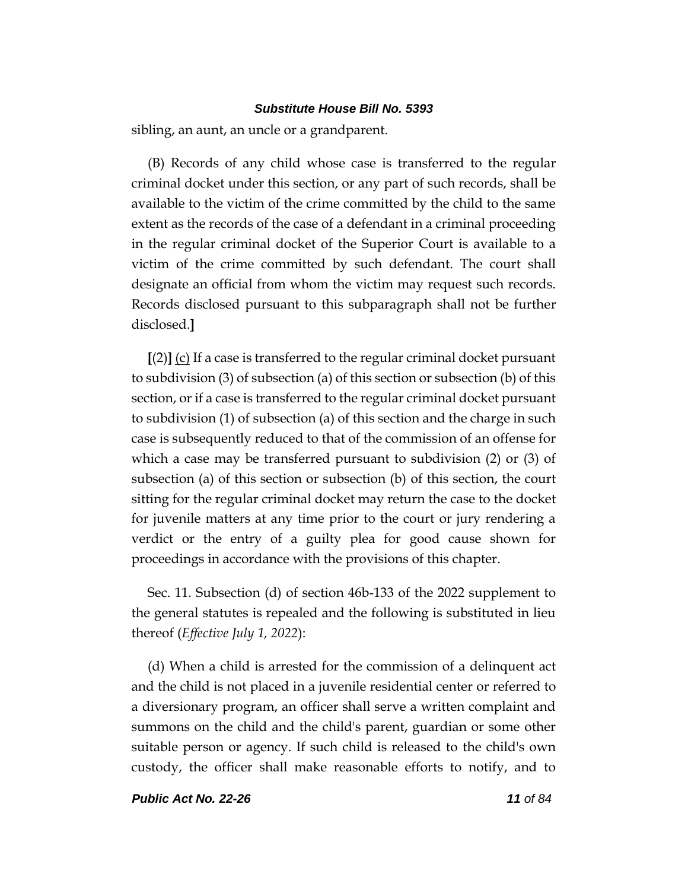sibling, an aunt, an uncle or a grandparent.

(B) Records of any child whose case is transferred to the regular criminal docket under this section, or any part of such records, shall be available to the victim of the crime committed by the child to the same extent as the records of the case of a defendant in a criminal proceeding in the regular criminal docket of the Superior Court is available to a victim of the crime committed by such defendant. The court shall designate an official from whom the victim may request such records. Records disclosed pursuant to this subparagraph shall not be further disclosed.**]**

**[**(2)**]** <u>(c)</u> If a case is transferred to the regular criminal docket pursuant to subdivision (3) of subsection (a) of this section or subsection (b) of this section, or if a case is transferred to the regular criminal docket pursuant to subdivision (1) of subsection (a) of this section and the charge in such case is subsequently reduced to that of the commission of an offense for which a case may be transferred pursuant to subdivision (2) or (3) of subsection (a) of this section or subsection (b) of this section, the court sitting for the regular criminal docket may return the case to the docket for juvenile matters at any time prior to the court or jury rendering a verdict or the entry of a guilty plea for good cause shown for proceedings in accordance with the provisions of this chapter.

Sec. 11. Subsection (d) of section 46b-133 of the 2022 supplement to the general statutes is repealed and the following is substituted in lieu thereof (*Effective July 1, 2022*):

(d) When a child is arrested for the commission of a delinquent act and the child is not placed in a juvenile residential center or referred to a diversionary program, an officer shall serve a written complaint and summons on the child and the child's parent, guardian or some other suitable person or agency. If such child is released to the child's own custody, the officer shall make reasonable efforts to notify, and to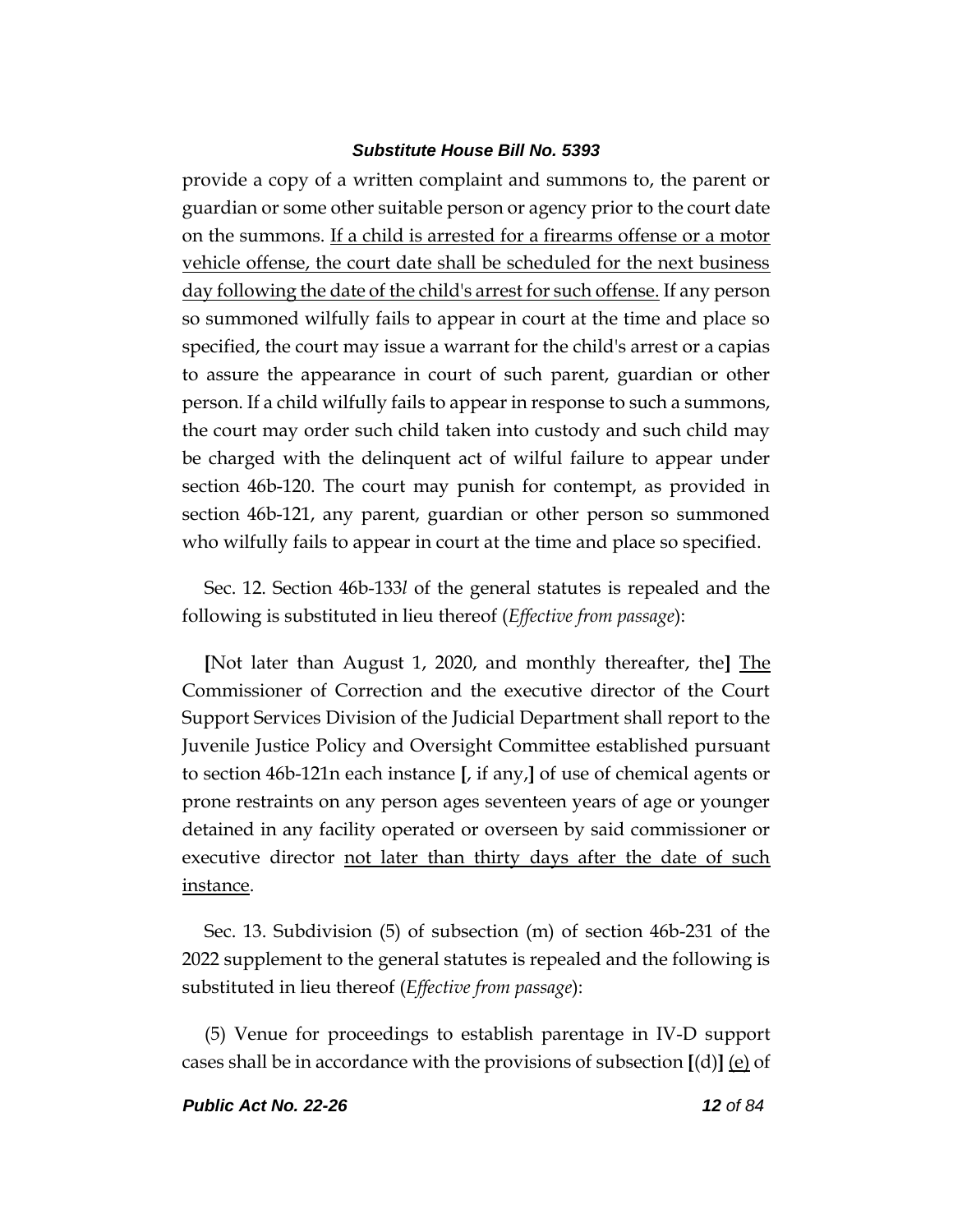provide a copy of a written complaint and summons to, the parent or guardian or some other suitable person or agency prior to the court date on the summons. <u>If a child is arrested for a firearms offense or a motor vehicle offense, the court date shall be scheduled for the next business day following the date of the child's arrest for such offense.</u> If any person so summoned wilfully fails to appear in court at the time and place so specified, the court may issue a warrant for the child's arrest or a capias to assure the appearance in court of such parent, guardian or other person. If a child wilfully fails to appear in response to such a summons, the court may order such child taken into custody and such child may be charged with the delinquent act of wilful failure to appear under section 46b-120. The court may punish for contempt, as provided in section 46b-121, any parent, guardian or other person so summoned who wilfully fails to appear in court at the time and place so specified.

Sec. 12. Section 46b-133*l* of the general statutes is repealed and the following is substituted in lieu thereof (*Effective from passage*):

**[**Not later than August 1, 2020, and monthly thereafter, the**]** <u>The</u> Commissioner of Correction and the executive director of the Court Support Services Division of the Judicial Department shall report to the Juvenile Justice Policy and Oversight Committee established pursuant to section 46b-121n each instance **[**, if any,**]** of use of chemical agents or prone restraints on any person ages seventeen years of age or younger detained in any facility operated or overseen by said commissioner or executive director <u>not later than thirty days after the date of such instance</u>.

Sec. 13. Subdivision (5) of subsection (m) of section 46b-231 of the 2022 supplement to the general statutes is repealed and the following is substituted in lieu thereof (*Effective from passage*):

(5) Venue for proceedings to establish parentage in IV-D support cases shall be in accordance with the provisions of subsection **[**(d)**]** <u>(e)</u> of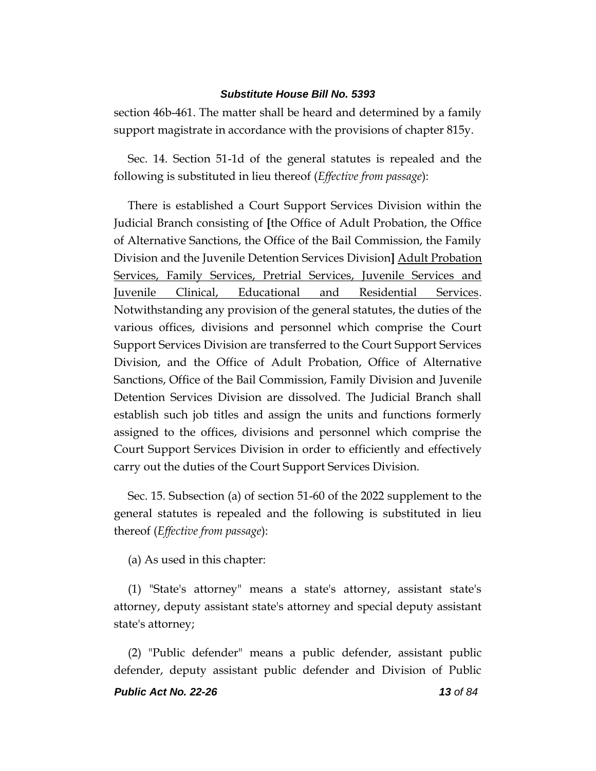section 46b-461. The matter shall be heard and determined by a family support magistrate in accordance with the provisions of chapter 815y.

Sec. 14. Section 51-1d of the general statutes is repealed and the following is substituted in lieu thereof (*Effective from passage*):

There is established a Court Support Services Division within the Judicial Branch consisting of **[**the Office of Adult Probation, the Office of Alternative Sanctions, the Office of the Bail Commission, the Family Division and the Juvenile Detention Services Division**]** <u>Adult Probation Services, Family Services, Pretrial Services, Juvenile Services and Juvenile Clinical, Educational and Residential Services</u>. Notwithstanding any provision of the general statutes, the duties of the various offices, divisions and personnel which comprise the Court Support Services Division are transferred to the Court Support Services Division, and the Office of Adult Probation, Office of Alternative Sanctions, Office of the Bail Commission, Family Division and Juvenile Detention Services Division are dissolved. The Judicial Branch shall establish such job titles and assign the units and functions formerly assigned to the offices, divisions and personnel which comprise the Court Support Services Division in order to efficiently and effectively carry out the duties of the Court Support Services Division.

Sec. 15. Subsection (a) of section 51-60 of the 2022 supplement to the general statutes is repealed and the following is substituted in lieu thereof (*Effective from passage*):

(a) As used in this chapter:

(1) "State's attorney" means a state's attorney, assistant state's attorney, deputy assistant state's attorney and special deputy assistant state's attorney;

(2) "Public defender" means a public defender, assistant public defender, deputy assistant public defender and Division of Public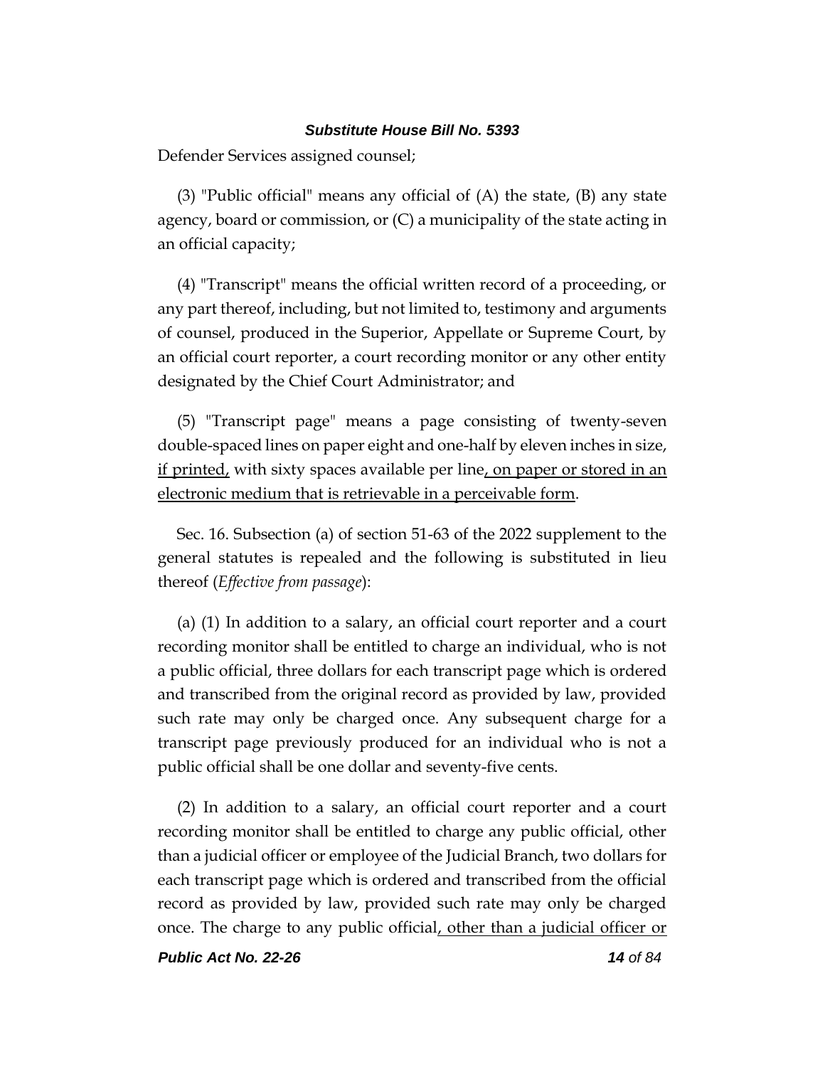Defender Services assigned counsel;

(3) "Public official" means any official of (A) the state, (B) any state agency, board or commission, or (C) a municipality of the state acting in an official capacity;

(4) "Transcript" means the official written record of a proceeding, or any part thereof, including, but not limited to, testimony and arguments of counsel, produced in the Superior, Appellate or Supreme Court, by an official court reporter, a court recording monitor or any other entity designated by the Chief Court Administrator; and

(5) "Transcript page" means a page consisting of twenty-seven double-spaced lines on paper eight and one-half by eleven inches in size, <u>if printed,</u> with sixty spaces available per line<u>, on paper or stored in an electronic medium that is retrievable in a perceivable form</u>.

Sec. 16. Subsection (a) of section 51-63 of the 2022 supplement to the general statutes is repealed and the following is substituted in lieu thereof (*Effective from passage*):

(a) (1) In addition to a salary, an official court reporter and a court recording monitor shall be entitled to charge an individual, who is not a public official, three dollars for each transcript page which is ordered and transcribed from the original record as provided by law, provided such rate may only be charged once. Any subsequent charge for a transcript page previously produced for an individual who is not a public official shall be one dollar and seventy-five cents.

(2) In addition to a salary, an official court reporter and a court recording monitor shall be entitled to charge any public official, other than a judicial officer or employee of the Judicial Branch, two dollars for each transcript page which is ordered and transcribed from the official record as provided by law, provided such rate may only be charged once. The charge to any public official<u>, other than a judicial officer or</u>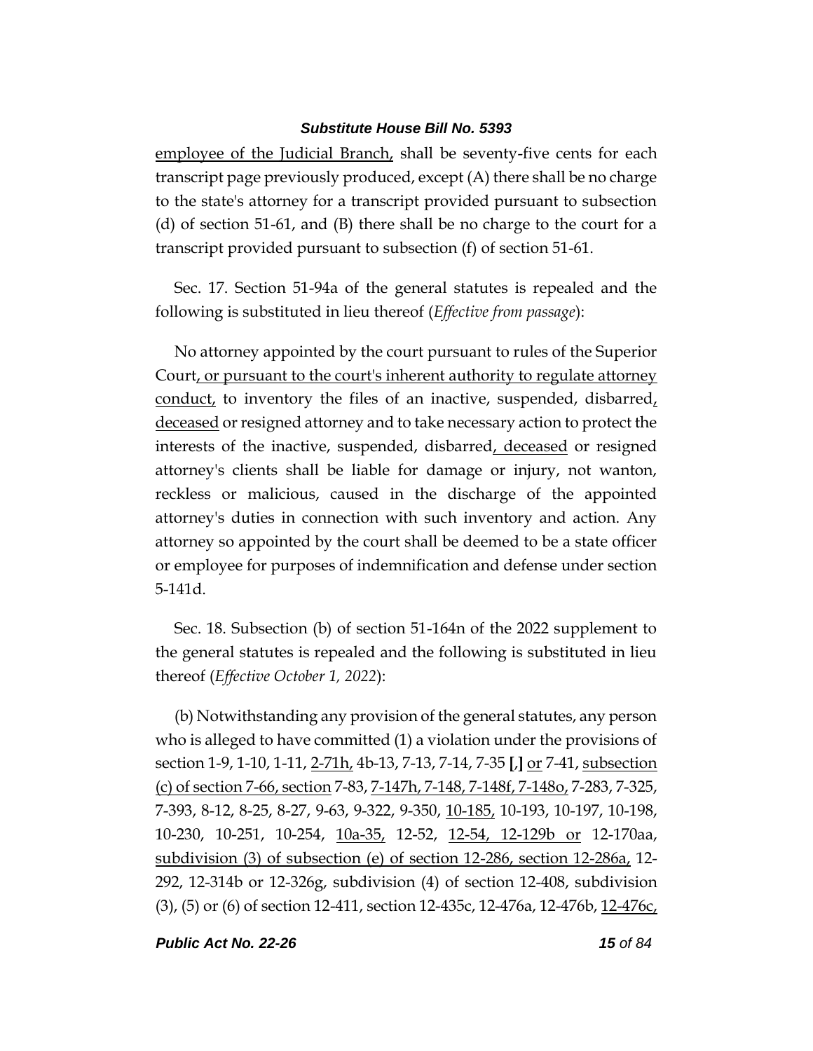employee of the Judicial Branch, shall be seventy-five cents for each transcript page previously produced, except (A) there shall be no charge to the state's attorney for a transcript provided pursuant to subsection (d) of section 51-61, and (B) there shall be no charge to the court for a transcript provided pursuant to subsection (f) of section 51-61.

Sec. 17. Section 51-94a of the general statutes is repealed and the following is substituted in lieu thereof (*Effective from passage*):

No attorney appointed by the court pursuant to rules of the Superior Court, or pursuant to the court's inherent authority to regulate attorney conduct, to inventory the files of an inactive, suspended, disbarred, deceased or resigned attorney and to take necessary action to protect the interests of the inactive, suspended, disbarred, deceased or resigned attorney's clients shall be liable for damage or injury, not wanton, reckless or malicious, caused in the discharge of the appointed attorney's duties in connection with such inventory and action. Any attorney so appointed by the court shall be deemed to be a state officer or employee for purposes of indemnification and defense under section 5-141d.

Sec. 18. Subsection (b) of section 51-164n of the 2022 supplement to the general statutes is repealed and the following is substituted in lieu thereof (*Effective October 1, 2022*):

(b) Notwithstanding any provision of the general statutes, any person who is alleged to have committed (1) a violation under the provisions of section 1-9, 1-10, 1-11, 2-71h, 4b-13, 7-13, 7-14, 7-35 [,] or 7-41, subsection (c) of section 7-66, section 7-83, 7-147h, 7-148, 7-148f, 7-148o, 7-283, 7-325, 7-393, 8-12, 8-25, 8-27, 9-63, 9-322, 9-350, 10-185, 10-193, 10-197, 10-198, 10-230, 10-251, 10-254, 10a-35, 12-52, 12-54, 12-129b or 12-170aa, subdivision (3) of subsection (e) of section 12-286, section 12-286a, 12-292, 12-314b or 12-326g, subdivision (4) of section 12-408, subdivision (3), (5) or (6) of section 12-411, section 12-435c, 12-476a, 12-476b, 12-476c,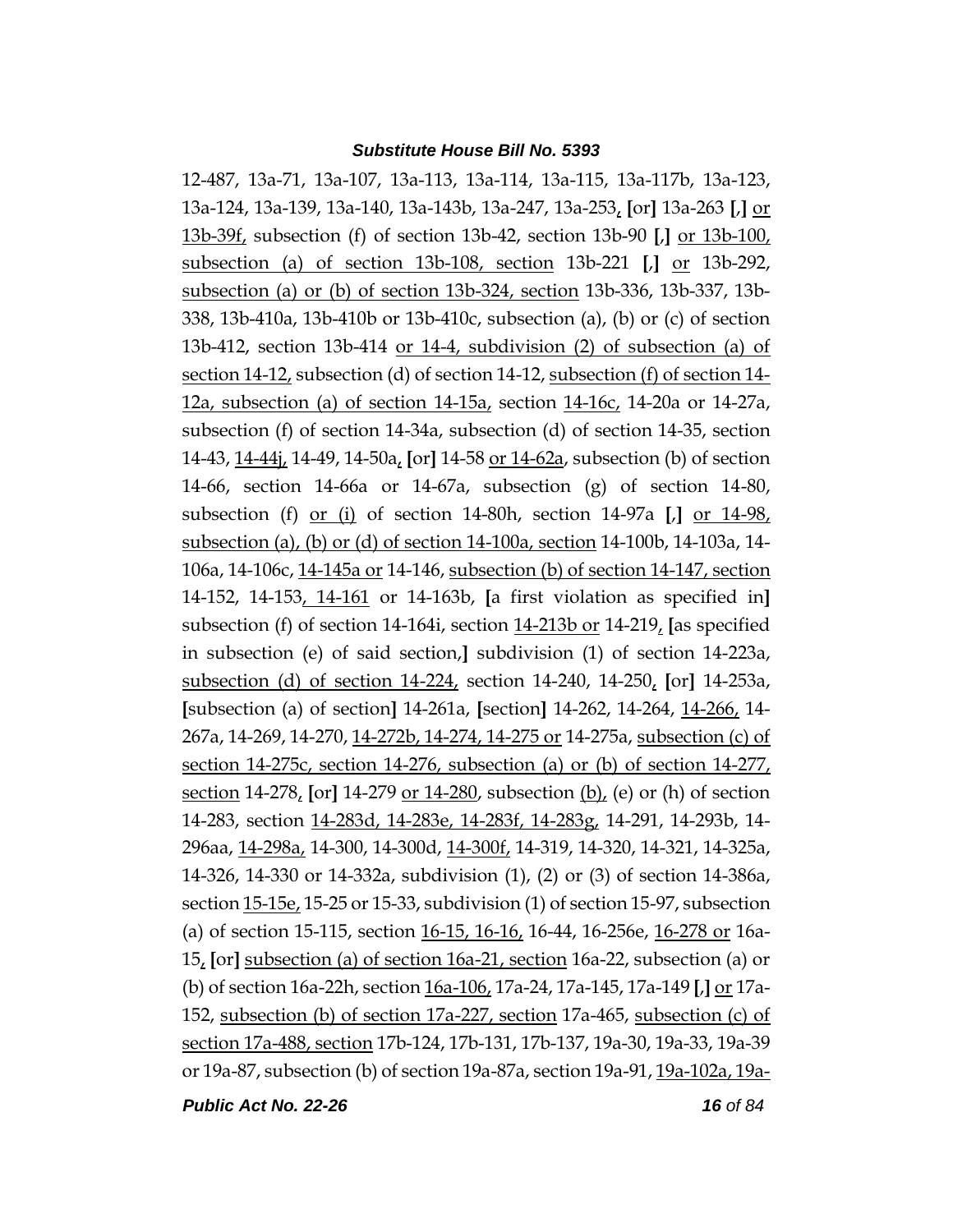12-487, 13a-71, 13a-107, 13a-113, 13a-114, 13a-115, 13a-117b, 13a-123, 13a-124, 13a-139, 13a-140, 13a-143b, 13a-247, 13a-253, [or] 13a-263 [,] or 13b-39f, subsection (f) of section 13b-42, section 13b-90 [,] or 13b-100, subsection (a) of section 13b-108, section 13b-221 [,] or 13b-292, subsection (a) or (b) of section 13b-324, section 13b-336, 13b-337, 13b-338, 13b-410a, 13b-410b or 13b-410c, subsection (a), (b) or (c) of section 13b-412, section 13b-414 or 14-4, subdivision (2) of subsection (a) of section 14-12, subsection (d) of section 14-12, subsection (f) of section 14-12a, subsection (a) of section 14-15a, section 14-16c, 14-20a or 14-27a, subsection (f) of section 14-34a, subsection (d) of section 14-35, section 14-43, 14-44j, 14-49, 14-50a, [or] 14-58 or 14-62a, subsection (b) of section 14-66, section 14-66a or 14-67a, subsection (g) of section 14-80, subsection (f) or (i) of section 14-80h, section 14-97a [,] or 14-98, subsection (a), (b) or (d) of section 14-100a, section 14-100b, 14-103a, 14-106a, 14-106c, 14-145a or 14-146, subsection (b) of section 14-147, section 14-152, 14-153, 14-161 or 14-163b, [a first violation as specified in] subsection (f) of section 14-164i, section 14-213b or 14-219, [as specified in subsection (e) of said section,] subdivision (1) of section 14-223a, subsection (d) of section 14-224, section 14-240, 14-250, [or] 14-253a, [subsection (a) of section] 14-261a, [section] 14-262, 14-264, 14-266, 14-267a, 14-269, 14-270, 14-272b, 14-274, 14-275 or 14-275a, subsection (c) of section 14-275c, section 14-276, subsection (a) or (b) of section 14-277, section 14-278, [or] 14-279 or 14-280, subsection (b), (e) or (h) of section 14-283, section 14-283d, 14-283e, 14-283f, 14-283g, 14-291, 14-293b, 14-296aa, 14-298a, 14-300, 14-300d, 14-300f, 14-319, 14-320, 14-321, 14-325a, 14-326, 14-330 or 14-332a, subdivision (1), (2) or (3) of section 14-386a, section 15-15e, 15-25 or 15-33, subdivision (1) of section 15-97, subsection (a) of section 15-115, section 16-15, 16-16, 16-44, 16-256e, 16-278 or 16a-15, [or] subsection (a) of section 16a-21, section 16a-22, subsection (a) or (b) of section 16a-22h, section 16a-106, 17a-24, 17a-145, 17a-149 [,] or 17a-152, subsection (b) of section 17a-227, section 17a-465, subsection (c) of section 17a-488, section 17b-124, 17b-131, 17b-137, 19a-30, 19a-33, 19a-39 or 19a-87, subsection (b) of section 19a-87a, section 19a-91, 19a-102a, 19a-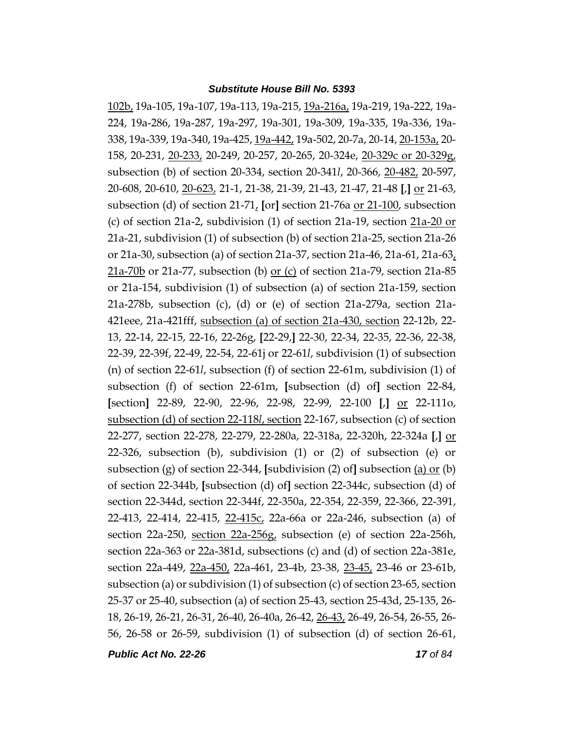102b, 19a-105, 19a-107, 19a-113, 19a-215, 19a-216a, 19a-219, 19a-222, 19a-224, 19a-286, 19a-287, 19a-297, 19a-301, 19a-309, 19a-335, 19a-336, 19a-338, 19a-339, 19a-340, 19a-425, 19a-442, 19a-502, 20-7a, 20-14, 20-153a, 20-158, 20-231, 20-233, 20-249, 20-257, 20-265, 20-324e, 20-329c or 20-329g, subsection (b) of section 20-334, section 20-341*l*, 20-366, 20-482, 20-597, 20-608, 20-610, 20-623, 21-1, 21-38, 21-39, 21-43, 21-47, 21-48 **[**,**]** or 21-63, subsection (d) of section 21-71, **[**or**]** section 21-76a or 21-100, subsection (c) of section 21a-2, subdivision (1) of section 21a-19, section 21a-20 or 21a-21, subdivision (1) of subsection (b) of section 21a-25, section 21a-26 or 21a-30, subsection (a) of section 21a-37, section 21a-46, 21a-61, 21a-63, 21a-70b or 21a-77, subsection (b) or (c) of section 21a-79, section 21a-85 or 21a-154, subdivision (1) of subsection (a) of section 21a-159, section 21a-278b, subsection (c), (d) or (e) of section 21a-279a, section 21a-421eee, 21a-421fff, subsection (a) of section 21a-430, section 22-12b, 22-13, 22-14, 22-15, 22-16, 22-26g, **[**22-29,**]** 22-30, 22-34, 22-35, 22-36, 22-38, 22-39, 22-39f, 22-49, 22-54, 22-61j or 22-61*l*, subdivision (1) of subsection (n) of section 22-61*l*, subsection (f) of section 22-61m, subdivision (1) of subsection (f) of section 22-61m, **[**subsection (d) of**]** section 22-84, **[**section**]** 22-89, 22-90, 22-96, 22-98, 22-99, 22-100 **[**,**]** or 22-111o, subsection (d) of section 22-118*l*, section 22-167, subsection (c) of section 22-277, section 22-278, 22-279, 22-280a, 22-318a, 22-320h, 22-324a **[**,**]** or 22-326, subsection (b), subdivision (1) or (2) of subsection (e) or subsection (g) of section 22-344, **[**subdivision (2) of**]** subsection (a) or (b) of section 22-344b, **[**subsection (d) of**]** section 22-344c, subsection (d) of section 22-344d, section 22-344f, 22-350a, 22-354, 22-359, 22-366, 22-391, 22-413, 22-414, 22-415, 22-415c, 22a-66a or 22a-246, subsection (a) of section 22a-250, section 22a-256g, subsection (e) of section 22a-256h, section 22a-363 or 22a-381d, subsections (c) and (d) of section 22a-381e, section 22a-449, 22a-450, 22a-461, 23-4b, 23-38, 23-45, 23-46 or 23-61b, subsection (a) or subdivision (1) of subsection (c) of section 23-65, section 25-37 or 25-40, subsection (a) of section 25-43, section 25-43d, 25-135, 26-18, 26-19, 26-21, 26-31, 26-40, 26-40a, 26-42, 26-43, 26-49, 26-54, 26-55, 26-56, 26-58 or 26-59, subdivision (1) of subsection (d) of section 26-61,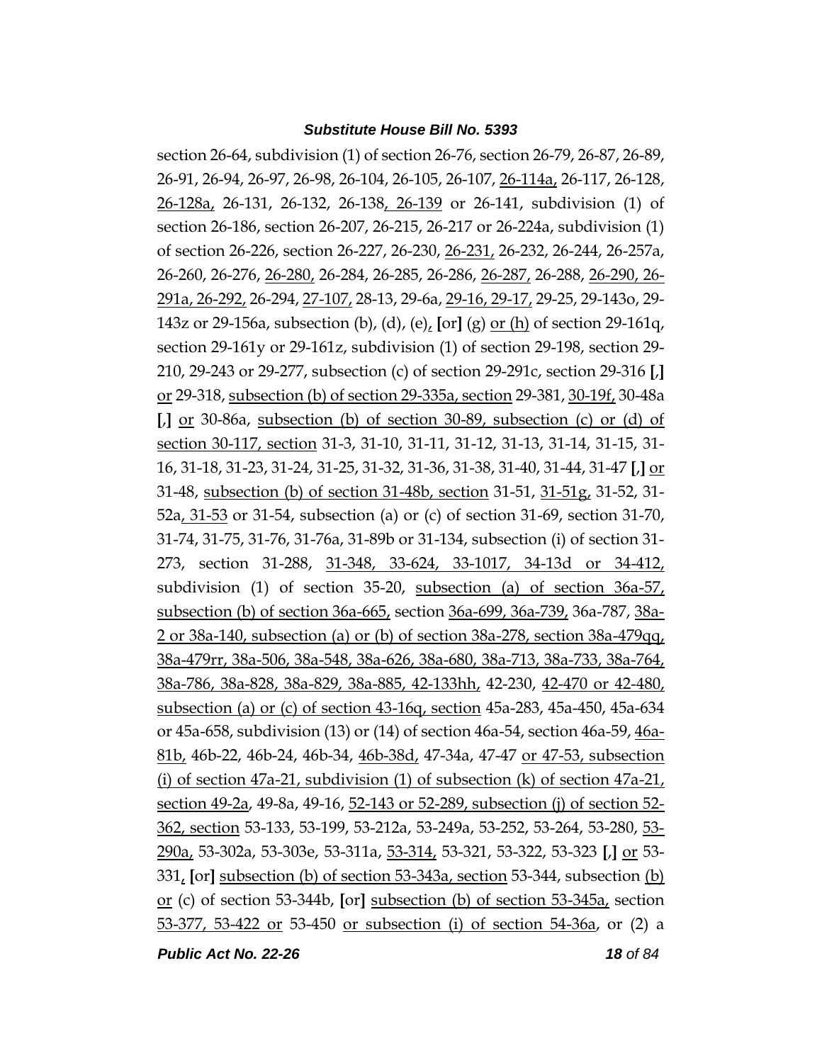section 26-64, subdivision (1) of section 26-76, section 26-79, 26-87, 26-89, 26-91, 26-94, 26-97, 26-98, 26-104, 26-105, 26-107, 26-114a, 26-117, 26-128, 26-128a, 26-131, 26-132, 26-138, 26-139 or 26-141, subdivision (1) of section 26-186, section 26-207, 26-215, 26-217 or 26-224a, subdivision (1) of section 26-226, section 26-227, 26-230, 26-231, 26-232, 26-244, 26-257a, 26-260, 26-276, 26-280, 26-284, 26-285, 26-286, 26-287, 26-288, 26-290, 26-291a, 26-292, 26-294, 27-107, 28-13, 29-6a, 29-16, 29-17, 29-25, 29-143o, 29-143z or 29-156a, subsection (b), (d), (e), [or] (g) or (h) of section 29-161q, section 29-161y or 29-161z, subdivision (1) of section 29-198, section 29-210, 29-243 or 29-277, subsection (c) of section 29-291c, section 29-316 [,] or 29-318, subsection (b) of section 29-335a, section 29-381, 30-19f, 30-48a [,] or 30-86a, subsection (b) of section 30-89, subsection (c) or (d) of section 30-117, section 31-3, 31-10, 31-11, 31-12, 31-13, 31-14, 31-15, 31-16, 31-18, 31-23, 31-24, 31-25, 31-32, 31-36, 31-38, 31-40, 31-44, 31-47 [,] or 31-48, subsection (b) of section 31-48b, section 31-51, 31-51g, 31-52, 31-52a, 31-53 or 31-54, subsection (a) or (c) of section 31-69, section 31-70, 31-74, 31-75, 31-76, 31-76a, 31-89b or 31-134, subsection (i) of section 31-273, section 31-288, 31-348, 33-624, 33-1017, 34-13d or 34-412, subdivision (1) of section 35-20, subsection (a) of section 36a-57, subsection (b) of section 36a-665, section 36a-699, 36a-739, 36a-787, 38a-2 or 38a-140, subsection (a) or (b) of section 38a-278, section 38a-479qq, 38a-479rr, 38a-506, 38a-548, 38a-626, 38a-680, 38a-713, 38a-733, 38a-764, 38a-786, 38a-828, 38a-829, 38a-885, 42-133hh, 42-230, 42-470 or 42-480, subsection (a) or (c) of section 43-16q, section 45a-283, 45a-450, 45a-634 or 45a-658, subdivision (13) or (14) of section 46a-54, section 46a-59, 46a-81b, 46b-22, 46b-24, 46b-34, 46b-38d, 47-34a, 47-47 or 47-53, subsection (i) of section 47a-21, subdivision (1) of subsection (k) of section 47a-21, section 49-2a, 49-8a, 49-16, 52-143 or 52-289, subsection (j) of section 52-362, section 53-133, 53-199, 53-212a, 53-249a, 53-252, 53-264, 53-280, 53-290a, 53-302a, 53-303e, 53-311a, 53-314, 53-321, 53-322, 53-323 [,] or 53-331, [or] subsection (b) of section 53-343a, section 53-344, subsection (b) or (c) of section 53-344b, [or] subsection (b) of section 53-345a, section 53-377, 53-422 or 53-450 or subsection (i) of section 54-36a, or (2) a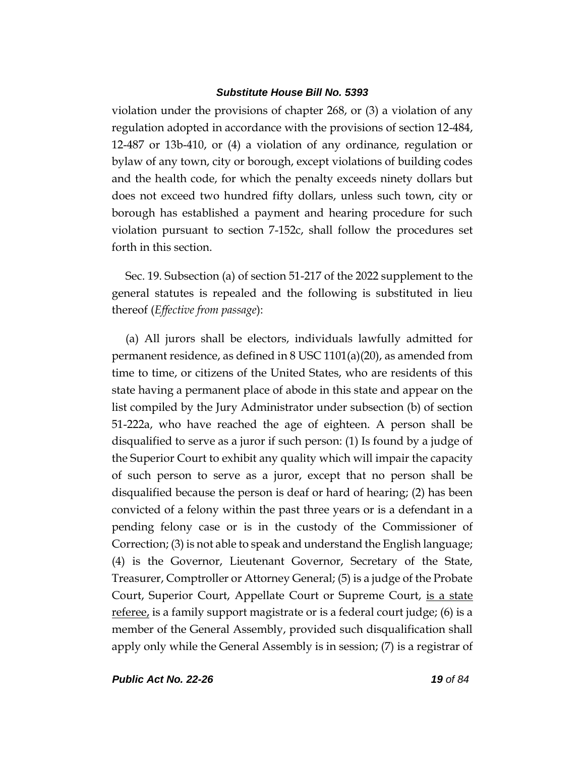violation under the provisions of chapter 268, or (3) a violation of any regulation adopted in accordance with the provisions of section 12-484, 12-487 or 13b-410, or (4) a violation of any ordinance, regulation or bylaw of any town, city or borough, except violations of building codes and the health code, for which the penalty exceeds ninety dollars but does not exceed two hundred fifty dollars, unless such town, city or borough has established a payment and hearing procedure for such violation pursuant to section 7-152c, shall follow the procedures set forth in this section.

Sec. 19. Subsection (a) of section 51-217 of the 2022 supplement to the general statutes is repealed and the following is substituted in lieu thereof (*Effective from passage*):

(a) All jurors shall be electors, individuals lawfully admitted for permanent residence, as defined in 8 USC 1101(a)(20), as amended from time to time, or citizens of the United States, who are residents of this state having a permanent place of abode in this state and appear on the list compiled by the Jury Administrator under subsection (b) of section 51-222a, who have reached the age of eighteen. A person shall be disqualified to serve as a juror if such person: (1) Is found by a judge of the Superior Court to exhibit any quality which will impair the capacity of such person to serve as a juror, except that no person shall be disqualified because the person is deaf or hard of hearing; (2) has been convicted of a felony within the past three years or is a defendant in a pending felony case or is in the custody of the Commissioner of Correction; (3) is not able to speak and understand the English language; (4) is the Governor, Lieutenant Governor, Secretary of the State, Treasurer, Comptroller or Attorney General; (5) is a judge of the Probate Court, Superior Court, Appellate Court or Supreme Court, <u>is a state referee,</u> is a family support magistrate or is a federal court judge; (6) is a member of the General Assembly, provided such disqualification shall apply only while the General Assembly is in session; (7) is a registrar of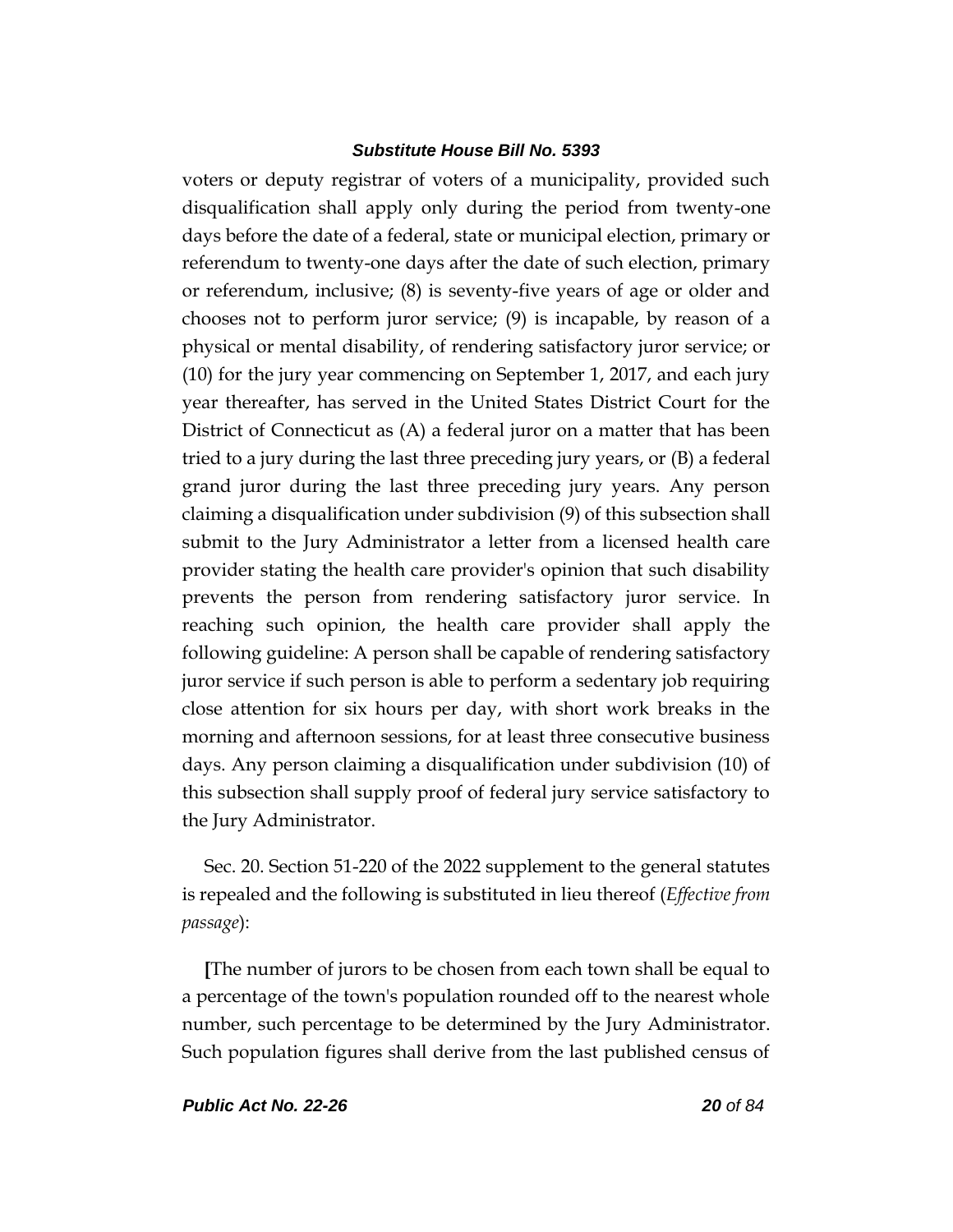voters or deputy registrar of voters of a municipality, provided such disqualification shall apply only during the period from twenty-one days before the date of a federal, state or municipal election, primary or referendum to twenty-one days after the date of such election, primary or referendum, inclusive; (8) is seventy-five years of age or older and chooses not to perform juror service; (9) is incapable, by reason of a physical or mental disability, of rendering satisfactory juror service; or (10) for the jury year commencing on September 1, 2017, and each jury year thereafter, has served in the United States District Court for the District of Connecticut as (A) a federal juror on a matter that has been tried to a jury during the last three preceding jury years, or (B) a federal grand juror during the last three preceding jury years. Any person claiming a disqualification under subdivision (9) of this subsection shall submit to the Jury Administrator a letter from a licensed health care provider stating the health care provider's opinion that such disability prevents the person from rendering satisfactory juror service. In reaching such opinion, the health care provider shall apply the following guideline: A person shall be capable of rendering satisfactory juror service if such person is able to perform a sedentary job requiring close attention for six hours per day, with short work breaks in the morning and afternoon sessions, for at least three consecutive business days. Any person claiming a disqualification under subdivision (10) of this subsection shall supply proof of federal jury service satisfactory to the Jury Administrator.

Sec. 20. Section 51-220 of the 2022 supplement to the general statutes is repealed and the following is substituted in lieu thereof (*Effective from passage*):

**[**The number of jurors to be chosen from each town shall be equal to a percentage of the town's population rounded off to the nearest whole number, such percentage to be determined by the Jury Administrator. Such population figures shall derive from the last published census of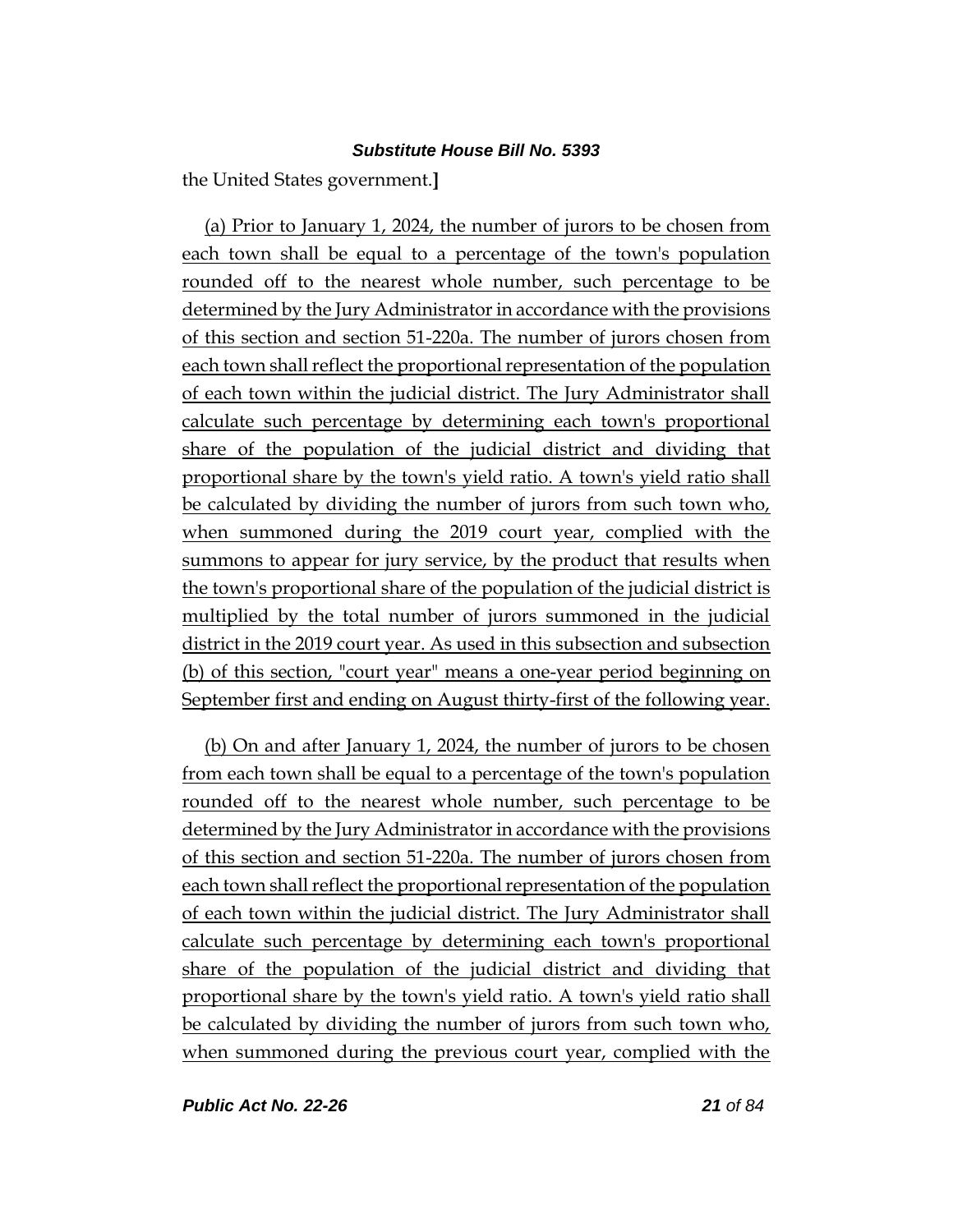the United States government.]

(a) Prior to January 1, 2024, the number of jurors to be chosen from each town shall be equal to a percentage of the town's population rounded off to the nearest whole number, such percentage to be determined by the Jury Administrator in accordance with the provisions of this section and section 51-220a. The number of jurors chosen from each town shall reflect the proportional representation of the population of each town within the judicial district. The Jury Administrator shall calculate such percentage by determining each town's proportional share of the population of the judicial district and dividing that proportional share by the town's yield ratio. A town's yield ratio shall be calculated by dividing the number of jurors from such town who, when summoned during the 2019 court year, complied with the summons to appear for jury service, by the product that results when the town's proportional share of the population of the judicial district is multiplied by the total number of jurors summoned in the judicial district in the 2019 court year. As used in this subsection and subsection (b) of this section, "court year" means a one-year period beginning on September first and ending on August thirty-first of the following year.

(b) On and after January 1, 2024, the number of jurors to be chosen from each town shall be equal to a percentage of the town's population rounded off to the nearest whole number, such percentage to be determined by the Jury Administrator in accordance with the provisions of this section and section 51-220a. The number of jurors chosen from each town shall reflect the proportional representation of the population of each town within the judicial district. The Jury Administrator shall calculate such percentage by determining each town's proportional share of the population of the judicial district and dividing that proportional share by the town's yield ratio. A town's yield ratio shall be calculated by dividing the number of jurors from such town who, when summoned during the previous court year, complied with the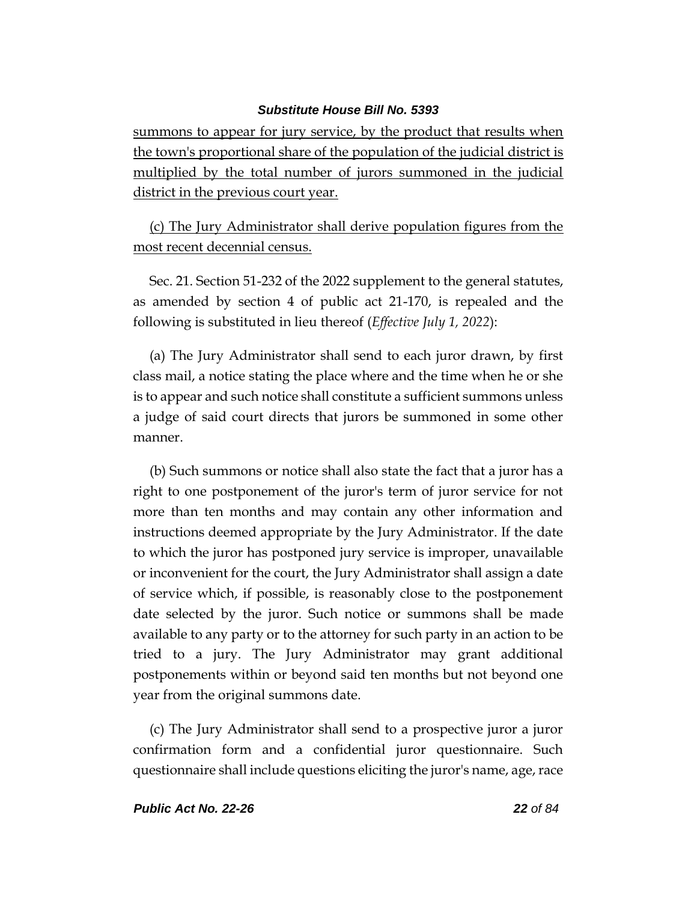summons to appear for jury service, by the product that results when the town's proportional share of the population of the judicial district is multiplied by the total number of jurors summoned in the judicial district in the previous court year.

(c) The Jury Administrator shall derive population figures from the most recent decennial census.

Sec. 21. Section 51-232 of the 2022 supplement to the general statutes, as amended by section 4 of public act 21-170, is repealed and the following is substituted in lieu thereof (*Effective July 1, 2022*):

(a) The Jury Administrator shall send to each juror drawn, by first class mail, a notice stating the place where and the time when he or she is to appear and such notice shall constitute a sufficient summons unless a judge of said court directs that jurors be summoned in some other manner.

(b) Such summons or notice shall also state the fact that a juror has a right to one postponement of the juror's term of juror service for not more than ten months and may contain any other information and instructions deemed appropriate by the Jury Administrator. If the date to which the juror has postponed jury service is improper, unavailable or inconvenient for the court, the Jury Administrator shall assign a date of service which, if possible, is reasonably close to the postponement date selected by the juror. Such notice or summons shall be made available to any party or to the attorney for such party in an action to be tried to a jury. The Jury Administrator may grant additional postponements within or beyond said ten months but not beyond one year from the original summons date.

(c) The Jury Administrator shall send to a prospective juror a juror confirmation form and a confidential juror questionnaire. Such questionnaire shall include questions eliciting the juror's name, age, race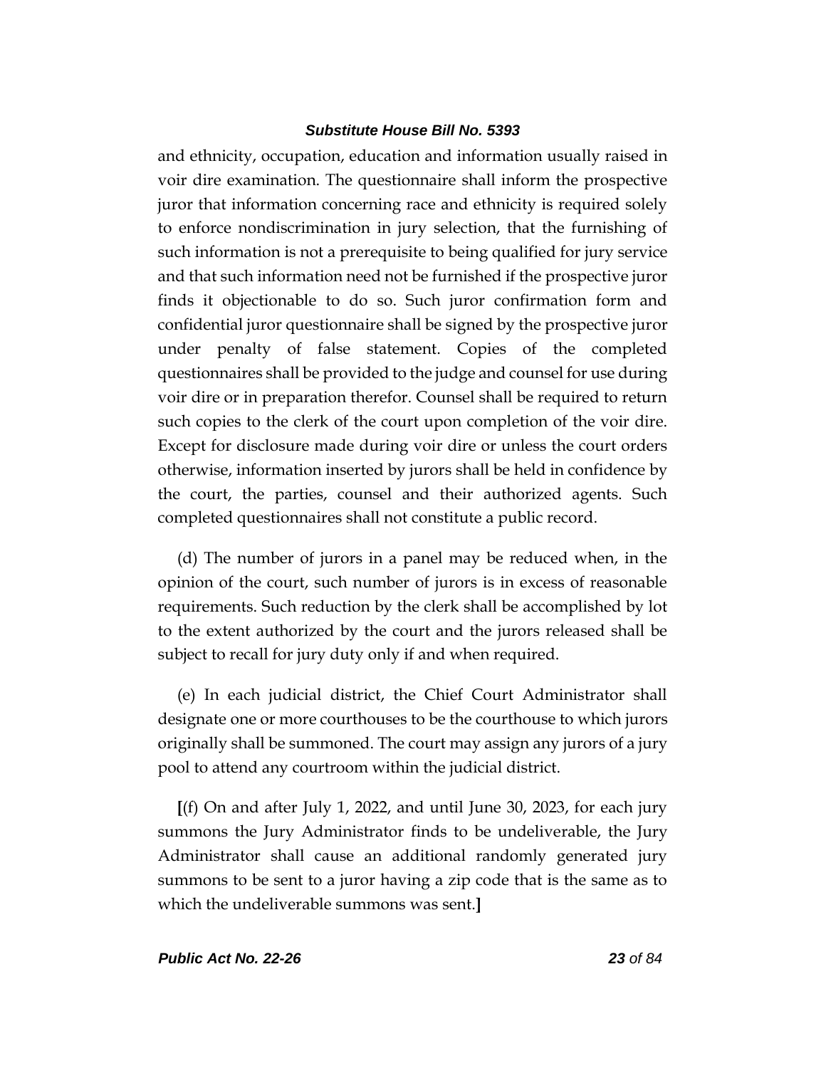and ethnicity, occupation, education and information usually raised in voir dire examination. The questionnaire shall inform the prospective juror that information concerning race and ethnicity is required solely to enforce nondiscrimination in jury selection, that the furnishing of such information is not a prerequisite to being qualified for jury service and that such information need not be furnished if the prospective juror finds it objectionable to do so. Such juror confirmation form and confidential juror questionnaire shall be signed by the prospective juror under penalty of false statement. Copies of the completed questionnaires shall be provided to the judge and counsel for use during voir dire or in preparation therefor. Counsel shall be required to return such copies to the clerk of the court upon completion of the voir dire. Except for disclosure made during voir dire or unless the court orders otherwise, information inserted by jurors shall be held in confidence by the court, the parties, counsel and their authorized agents. Such completed questionnaires shall not constitute a public record.

(d) The number of jurors in a panel may be reduced when, in the opinion of the court, such number of jurors is in excess of reasonable requirements. Such reduction by the clerk shall be accomplished by lot to the extent authorized by the court and the jurors released shall be subject to recall for jury duty only if and when required.

(e) In each judicial district, the Chief Court Administrator shall designate one or more courthouses to be the courthouse to which jurors originally shall be summoned. The court may assign any jurors of a jury pool to attend any courtroom within the judicial district.

**[**(f) On and after July 1, 2022, and until June 30, 2023, for each jury summons the Jury Administrator finds to be undeliverable, the Jury Administrator shall cause an additional randomly generated jury summons to be sent to a juror having a zip code that is the same as to which the undeliverable summons was sent.**]**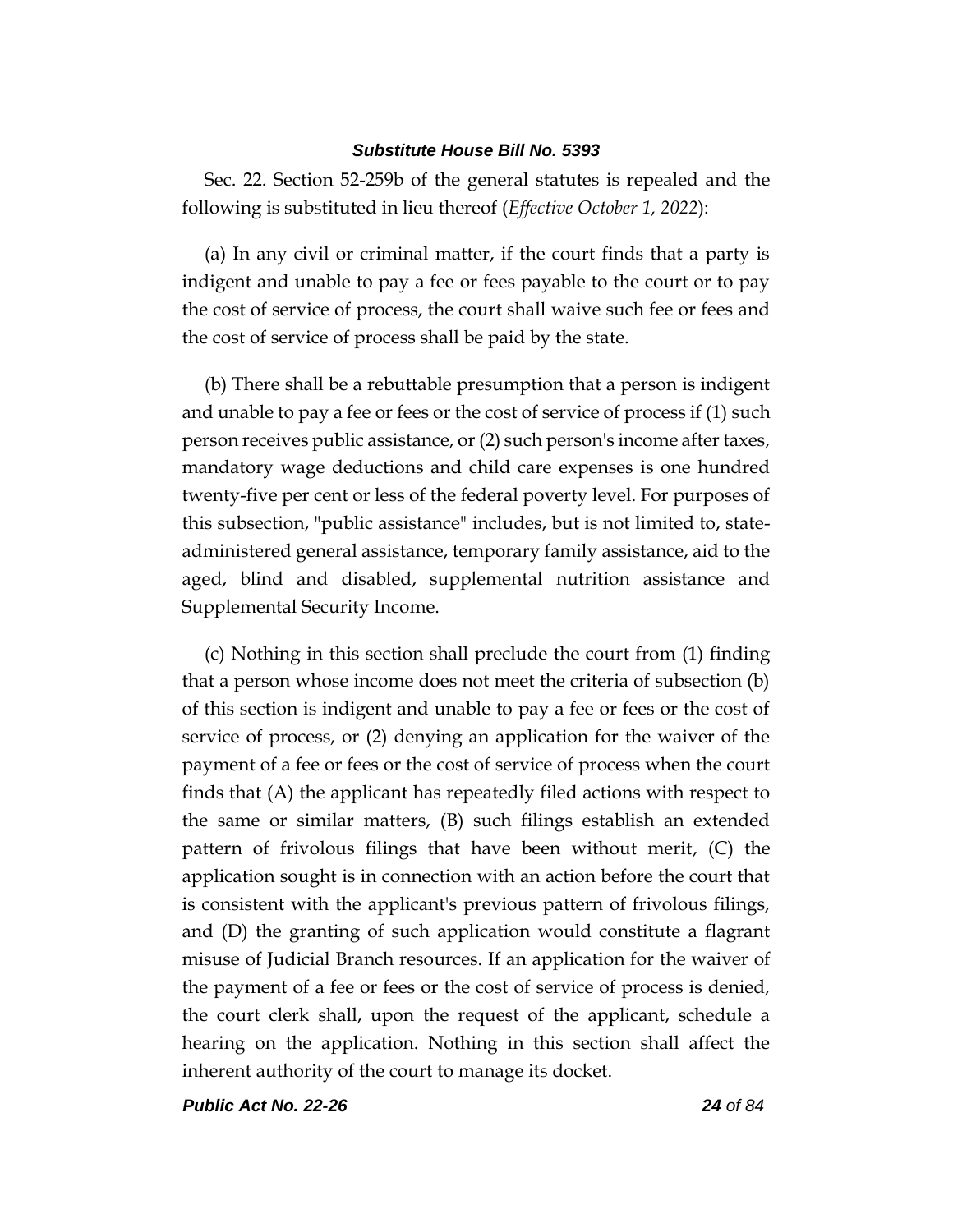Sec. 22. Section 52-259b of the general statutes is repealed and the following is substituted in lieu thereof (*Effective October 1, 2022*):

(a) In any civil or criminal matter, if the court finds that a party is indigent and unable to pay a fee or fees payable to the court or to pay the cost of service of process, the court shall waive such fee or fees and the cost of service of process shall be paid by the state.

(b) There shall be a rebuttable presumption that a person is indigent and unable to pay a fee or fees or the cost of service of process if (1) such person receives public assistance, or (2) such person's income after taxes, mandatory wage deductions and child care expenses is one hundred twenty-five per cent or less of the federal poverty level. For purposes of this subsection, "public assistance" includes, but is not limited to, state-administered general assistance, temporary family assistance, aid to the aged, blind and disabled, supplemental nutrition assistance and Supplemental Security Income.

(c) Nothing in this section shall preclude the court from (1) finding that a person whose income does not meet the criteria of subsection (b) of this section is indigent and unable to pay a fee or fees or the cost of service of process, or (2) denying an application for the waiver of the payment of a fee or fees or the cost of service of process when the court finds that (A) the applicant has repeatedly filed actions with respect to the same or similar matters, (B) such filings establish an extended pattern of frivolous filings that have been without merit, (C) the application sought is in connection with an action before the court that is consistent with the applicant's previous pattern of frivolous filings, and (D) the granting of such application would constitute a flagrant misuse of Judicial Branch resources. If an application for the waiver of the payment of a fee or fees or the cost of service of process is denied, the court clerk shall, upon the request of the applicant, schedule a hearing on the application. Nothing in this section shall affect the inherent authority of the court to manage its docket.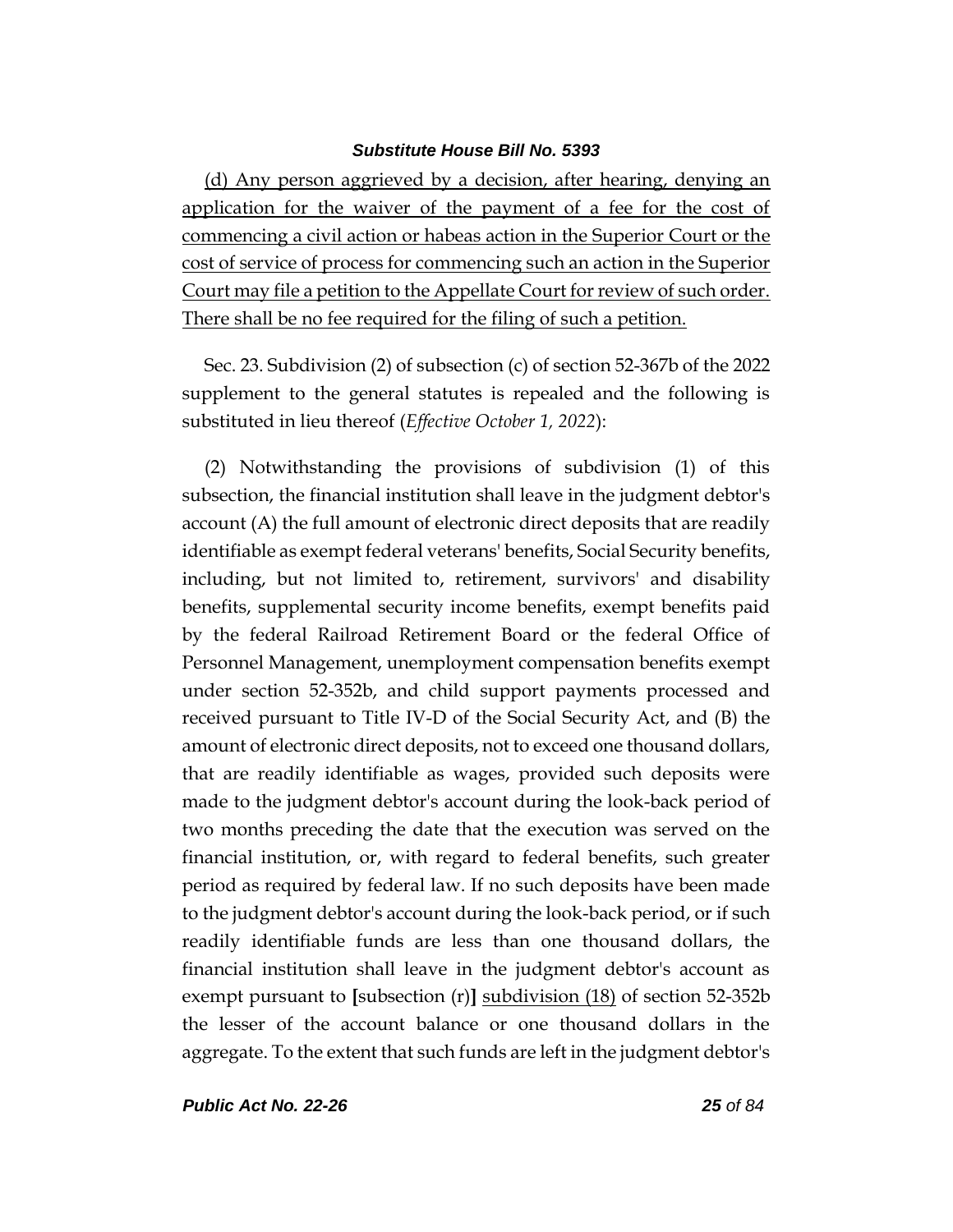(d) Any person aggrieved by a decision, after hearing, denying an application for the waiver of the payment of a fee for the cost of commencing a civil action or habeas action in the Superior Court or the cost of service of process for commencing such an action in the Superior Court may file a petition to the Appellate Court for review of such order. There shall be no fee required for the filing of such a petition.

Sec. 23. Subdivision (2) of subsection (c) of section 52-367b of the 2022 supplement to the general statutes is repealed and the following is substituted in lieu thereof (*Effective October 1, 2022*):

(2) Notwithstanding the provisions of subdivision (1) of this subsection, the financial institution shall leave in the judgment debtor's account (A) the full amount of electronic direct deposits that are readily identifiable as exempt federal veterans' benefits, Social Security benefits, including, but not limited to, retirement, survivors' and disability benefits, supplemental security income benefits, exempt benefits paid by the federal Railroad Retirement Board or the federal Office of Personnel Management, unemployment compensation benefits exempt under section 52-352b, and child support payments processed and received pursuant to Title IV-D of the Social Security Act, and (B) the amount of electronic direct deposits, not to exceed one thousand dollars, that are readily identifiable as wages, provided such deposits were made to the judgment debtor's account during the look-back period of two months preceding the date that the execution was served on the financial institution, or, with regard to federal benefits, such greater period as required by federal law. If no such deposits have been made to the judgment debtor's account during the look-back period, or if such readily identifiable funds are less than one thousand dollars, the financial institution shall leave in the judgment debtor's account as exempt pursuant to **[**subsection (r)**]** subdivision (18) of section 52-352b the lesser of the account balance or one thousand dollars in the aggregate. To the extent that such funds are left in the judgment debtor's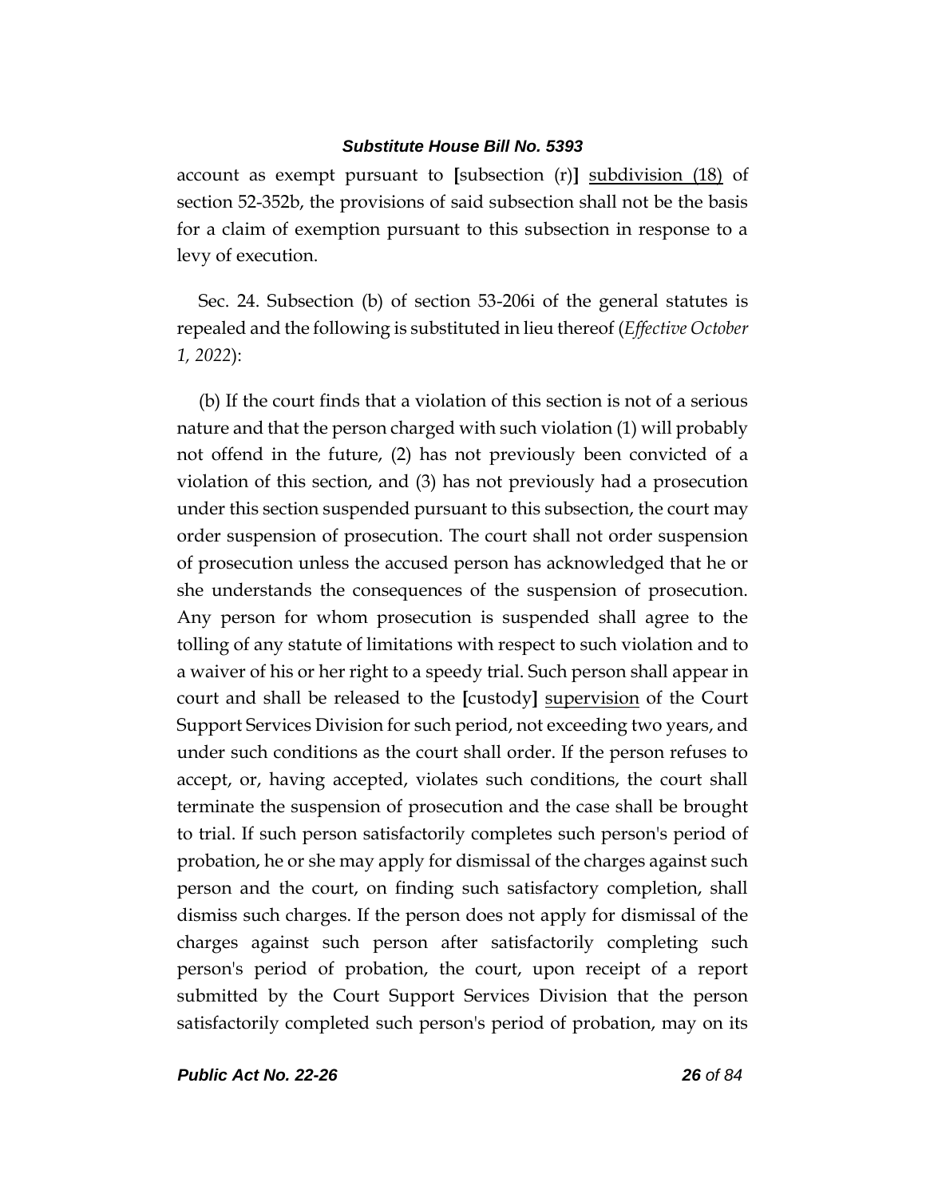account as exempt pursuant to [subsection (r)] <u>subdivision (18)</u> of section 52-352b, the provisions of said subsection shall not be the basis for a claim of exemption pursuant to this subsection in response to a levy of execution.

Sec. 24. Subsection (b) of section 53-206i of the general statutes is repealed and the following is substituted in lieu thereof (*Effective October 1, 2022*):

(b) If the court finds that a violation of this section is not of a serious nature and that the person charged with such violation (1) will probably not offend in the future, (2) has not previously been convicted of a violation of this section, and (3) has not previously had a prosecution under this section suspended pursuant to this subsection, the court may order suspension of prosecution. The court shall not order suspension of prosecution unless the accused person has acknowledged that he or she understands the consequences of the suspension of prosecution. Any person for whom prosecution is suspended shall agree to the tolling of any statute of limitations with respect to such violation and to a waiver of his or her right to a speedy trial. Such person shall appear in court and shall be released to the [custody] <u>supervision</u> of the Court Support Services Division for such period, not exceeding two years, and under such conditions as the court shall order. If the person refuses to accept, or, having accepted, violates such conditions, the court shall terminate the suspension of prosecution and the case shall be brought to trial. If such person satisfactorily completes such person's period of probation, he or she may apply for dismissal of the charges against such person and the court, on finding such satisfactory completion, shall dismiss such charges. If the person does not apply for dismissal of the charges against such person after satisfactorily completing such person's period of probation, the court, upon receipt of a report submitted by the Court Support Services Division that the person satisfactorily completed such person's period of probation, may on its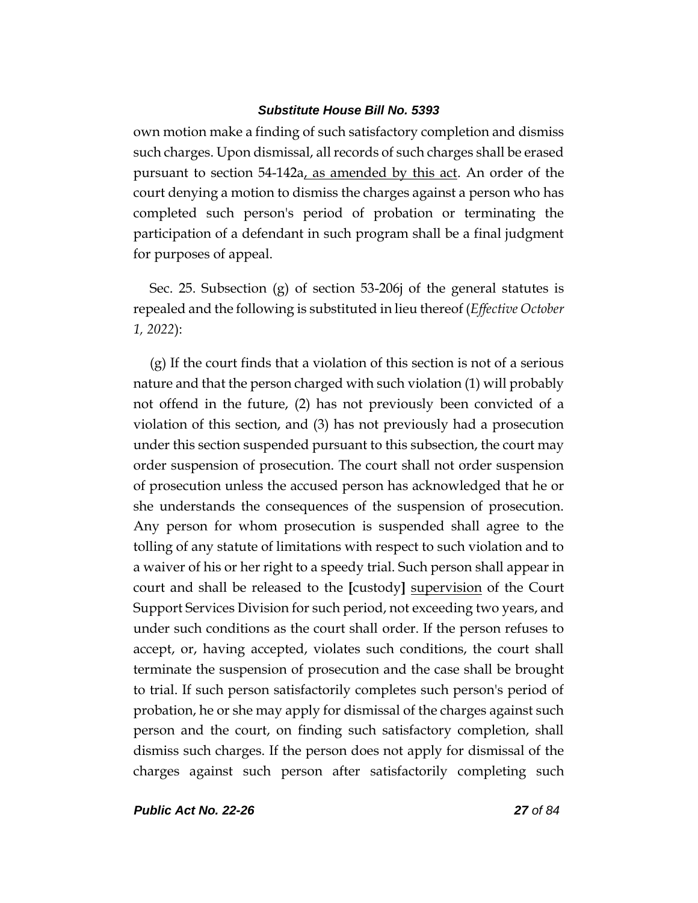own motion make a finding of such satisfactory completion and dismiss such charges. Upon dismissal, all records of such charges shall be erased pursuant to section 54-142a<u>, as amended by this act</u>. An order of the court denying a motion to dismiss the charges against a person who has completed such person's period of probation or terminating the participation of a defendant in such program shall be a final judgment for purposes of appeal.

Sec. 25. Subsection (g) of section 53-206j of the general statutes is repealed and the following is substituted in lieu thereof (*Effective October 1, 2022*):

(g) If the court finds that a violation of this section is not of a serious nature and that the person charged with such violation (1) will probably not offend in the future, (2) has not previously been convicted of a violation of this section, and (3) has not previously had a prosecution under this section suspended pursuant to this subsection, the court may order suspension of prosecution. The court shall not order suspension of prosecution unless the accused person has acknowledged that he or she understands the consequences of the suspension of prosecution. Any person for whom prosecution is suspended shall agree to the tolling of any statute of limitations with respect to such violation and to a waiver of his or her right to a speedy trial. Such person shall appear in court and shall be released to the **[**custody**]** <u>supervision</u> of the Court Support Services Division for such period, not exceeding two years, and under such conditions as the court shall order. If the person refuses to accept, or, having accepted, violates such conditions, the court shall terminate the suspension of prosecution and the case shall be brought to trial. If such person satisfactorily completes such person's period of probation, he or she may apply for dismissal of the charges against such person and the court, on finding such satisfactory completion, shall dismiss such charges. If the person does not apply for dismissal of the charges against such person after satisfactorily completing such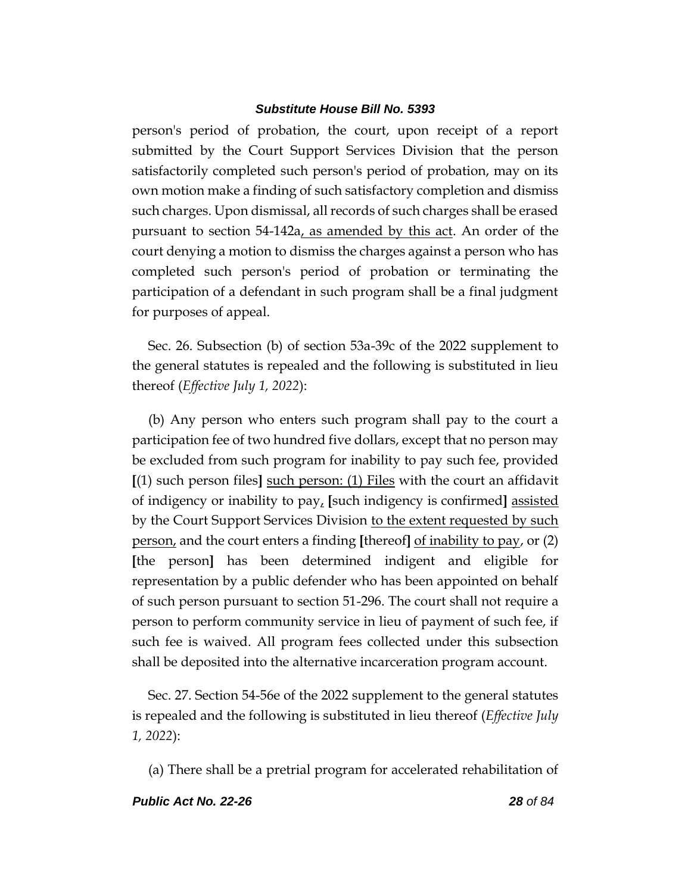person's period of probation, the court, upon receipt of a report submitted by the Court Support Services Division that the person satisfactorily completed such person's period of probation, may on its own motion make a finding of such satisfactory completion and dismiss such charges. Upon dismissal, all records of such charges shall be erased pursuant to section 54-142a, as amended by this act. An order of the court denying a motion to dismiss the charges against a person who has completed such person's period of probation or terminating the participation of a defendant in such program shall be a final judgment for purposes of appeal.

Sec. 26. Subsection (b) of section 53a-39c of the 2022 supplement to the general statutes is repealed and the following is substituted in lieu thereof (*Effective July 1, 2022*):

(b) Any person who enters such program shall pay to the court a participation fee of two hundred five dollars, except that no person may be excluded from such program for inability to pay such fee, provided [(1) such person files] such person: (1) Files with the court an affidavit of indigency or inability to pay, [such indigency is confirmed] assisted by the Court Support Services Division to the extent requested by such person, and the court enters a finding [thereof] of inability to pay, or (2) [the person] has been determined indigent and eligible for representation by a public defender who has been appointed on behalf of such person pursuant to section 51-296. The court shall not require a person to perform community service in lieu of payment of such fee, if such fee is waived. All program fees collected under this subsection shall be deposited into the alternative incarceration program account.

Sec. 27. Section 54-56e of the 2022 supplement to the general statutes is repealed and the following is substituted in lieu thereof (*Effective July 1, 2022*):

(a) There shall be a pretrial program for accelerated rehabilitation of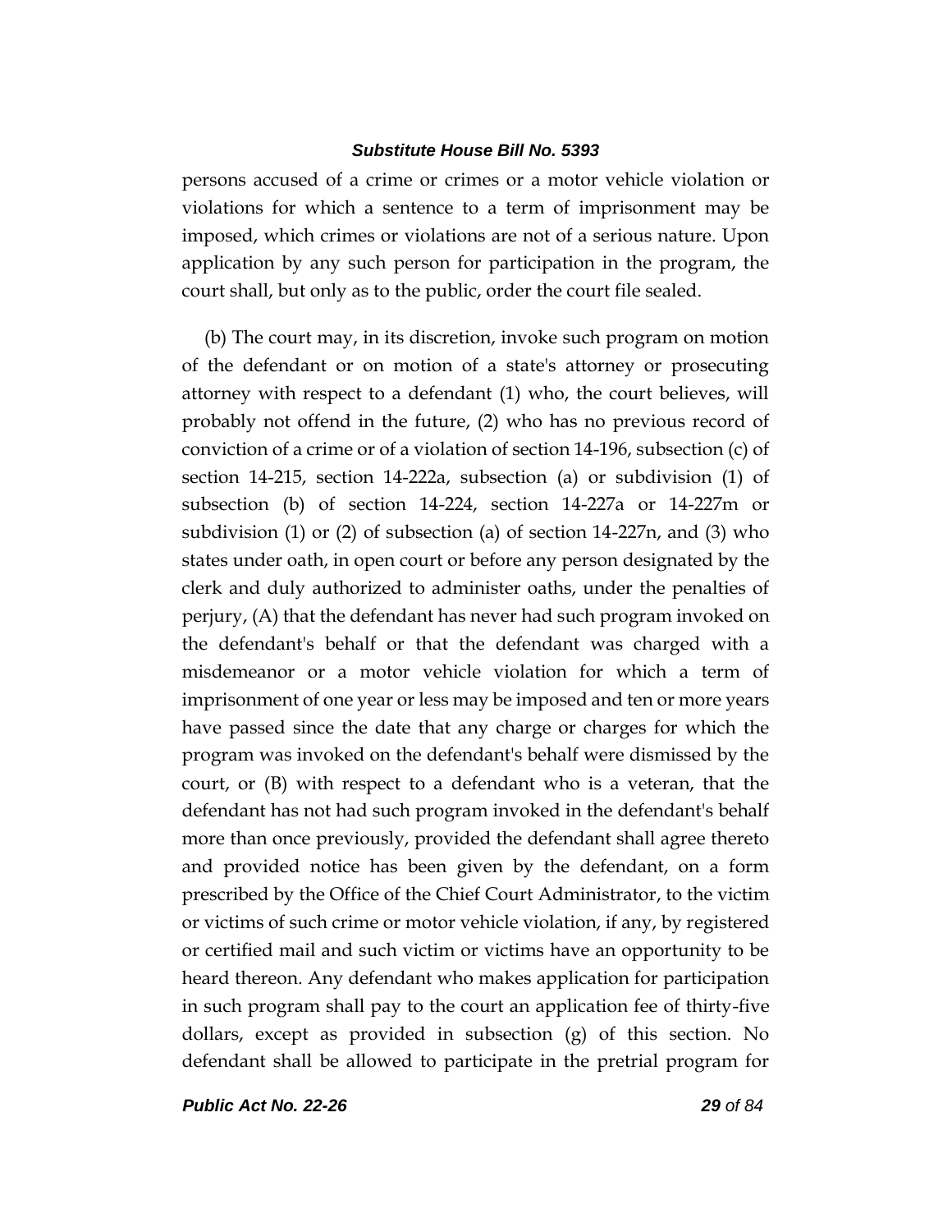persons accused of a crime or crimes or a motor vehicle violation or violations for which a sentence to a term of imprisonment may be imposed, which crimes or violations are not of a serious nature. Upon application by any such person for participation in the program, the court shall, but only as to the public, order the court file sealed.

(b) The court may, in its discretion, invoke such program on motion of the defendant or on motion of a state's attorney or prosecuting attorney with respect to a defendant (1) who, the court believes, will probably not offend in the future, (2) who has no previous record of conviction of a crime or of a violation of section 14-196, subsection (c) of section 14-215, section 14-222a, subsection (a) or subdivision (1) of subsection (b) of section 14-224, section 14-227a or 14-227m or subdivision (1) or (2) of subsection (a) of section 14-227n, and (3) who states under oath, in open court or before any person designated by the clerk and duly authorized to administer oaths, under the penalties of perjury, (A) that the defendant has never had such program invoked on the defendant's behalf or that the defendant was charged with a misdemeanor or a motor vehicle violation for which a term of imprisonment of one year or less may be imposed and ten or more years have passed since the date that any charge or charges for which the program was invoked on the defendant's behalf were dismissed by the court, or (B) with respect to a defendant who is a veteran, that the defendant has not had such program invoked in the defendant's behalf more than once previously, provided the defendant shall agree thereto and provided notice has been given by the defendant, on a form prescribed by the Office of the Chief Court Administrator, to the victim or victims of such crime or motor vehicle violation, if any, by registered or certified mail and such victim or victims have an opportunity to be heard thereon. Any defendant who makes application for participation in such program shall pay to the court an application fee of thirty-five dollars, except as provided in subsection (g) of this section. No defendant shall be allowed to participate in the pretrial program for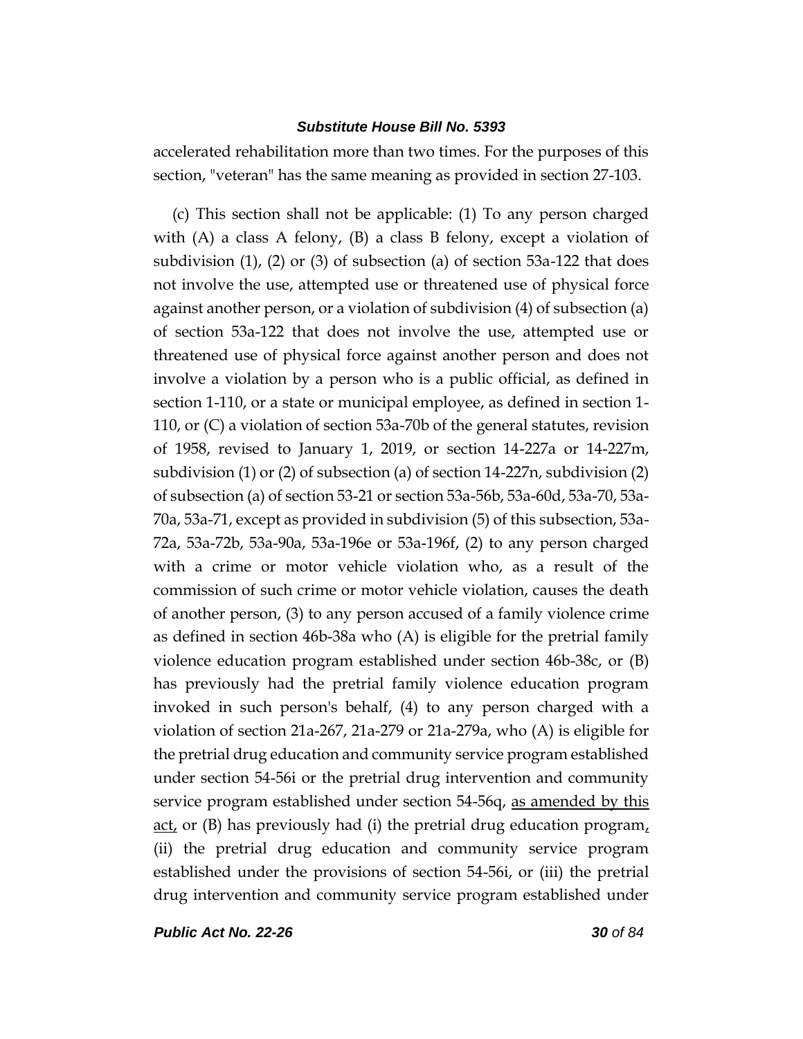accelerated rehabilitation more than two times. For the purposes of this section, "veteran" has the same meaning as provided in section 27-103.

(c) This section shall not be applicable: (1) To any person charged with (A) a class A felony, (B) a class B felony, except a violation of subdivision (1), (2) or (3) of subsection (a) of section 53a-122 that does not involve the use, attempted use or threatened use of physical force against another person, or a violation of subdivision (4) of subsection (a) of section 53a-122 that does not involve the use, attempted use or threatened use of physical force against another person and does not involve a violation by a person who is a public official, as defined in section 1-110, or a state or municipal employee, as defined in section 1-110, or (C) a violation of section 53a-70b of the general statutes, revision of 1958, revised to January 1, 2019, or section 14-227a or 14-227m, subdivision (1) or (2) of subsection (a) of section 14-227n, subdivision (2) of subsection (a) of section 53-21 or section 53a-56b, 53a-60d, 53a-70, 53a-70a, 53a-71, except as provided in subdivision (5) of this subsection, 53a-72a, 53a-72b, 53a-90a, 53a-196e or 53a-196f, (2) to any person charged with a crime or motor vehicle violation who, as a result of the commission of such crime or motor vehicle violation, causes the death of another person, (3) to any person accused of a family violence crime as defined in section 46b-38a who (A) is eligible for the pretrial family violence education program established under section 46b-38c, or (B) has previously had the pretrial family violence education program invoked in such person's behalf, (4) to any person charged with a violation of section 21a-267, 21a-279 or 21a-279a, who (A) is eligible for the pretrial drug education and community service program established under section 54-56i or the pretrial drug intervention and community service program established under section 54-56q, as amended by this act, or (B) has previously had (i) the pretrial drug education program, (ii) the pretrial drug education and community service program established under the provisions of section 54-56i, or (iii) the pretrial drug intervention and community service program established under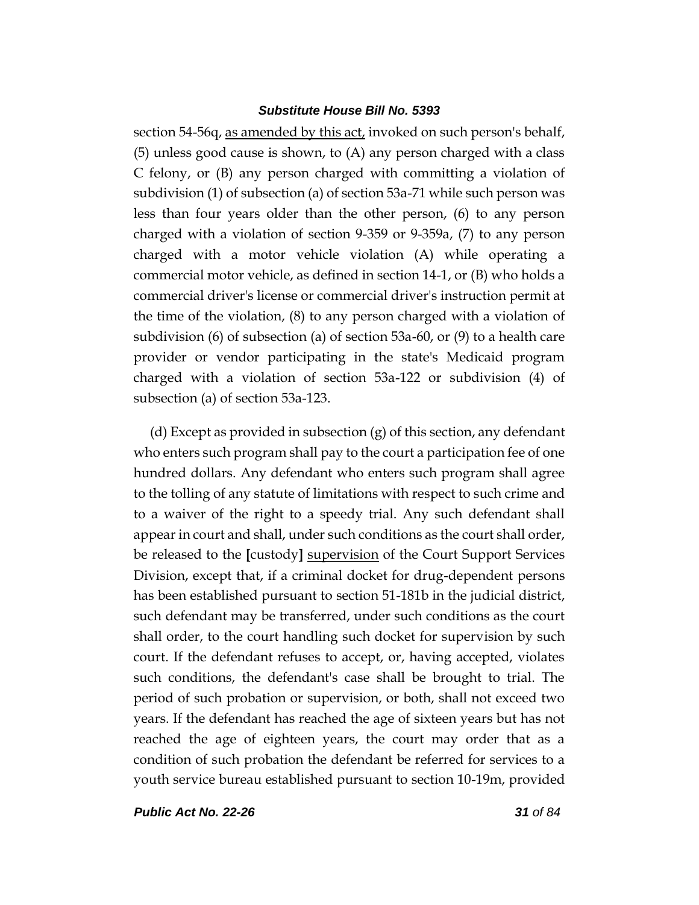section 54-56q, <u>as amended by this act,</u> invoked on such person's behalf, (5) unless good cause is shown, to (A) any person charged with a class C felony, or (B) any person charged with committing a violation of subdivision (1) of subsection (a) of section 53a-71 while such person was less than four years older than the other person, (6) to any person charged with a violation of section 9-359 or 9-359a, (7) to any person charged with a motor vehicle violation (A) while operating a commercial motor vehicle, as defined in section 14-1, or (B) who holds a commercial driver's license or commercial driver's instruction permit at the time of the violation, (8) to any person charged with a violation of subdivision (6) of subsection (a) of section 53a-60, or (9) to a health care provider or vendor participating in the state's Medicaid program charged with a violation of section 53a-122 or subdivision (4) of subsection (a) of section 53a-123.

(d) Except as provided in subsection (g) of this section, any defendant who enters such program shall pay to the court a participation fee of one hundred dollars. Any defendant who enters such program shall agree to the tolling of any statute of limitations with respect to such crime and to a waiver of the right to a speedy trial. Any such defendant shall appear in court and shall, under such conditions as the court shall order, be released to the **[**custody**]** <u>supervision</u> of the Court Support Services Division, except that, if a criminal docket for drug-dependent persons has been established pursuant to section 51-181b in the judicial district, such defendant may be transferred, under such conditions as the court shall order, to the court handling such docket for supervision by such court. If the defendant refuses to accept, or, having accepted, violates such conditions, the defendant's case shall be brought to trial. The period of such probation or supervision, or both, shall not exceed two years. If the defendant has reached the age of sixteen years but has not reached the age of eighteen years, the court may order that as a condition of such probation the defendant be referred for services to a youth service bureau established pursuant to section 10-19m, provided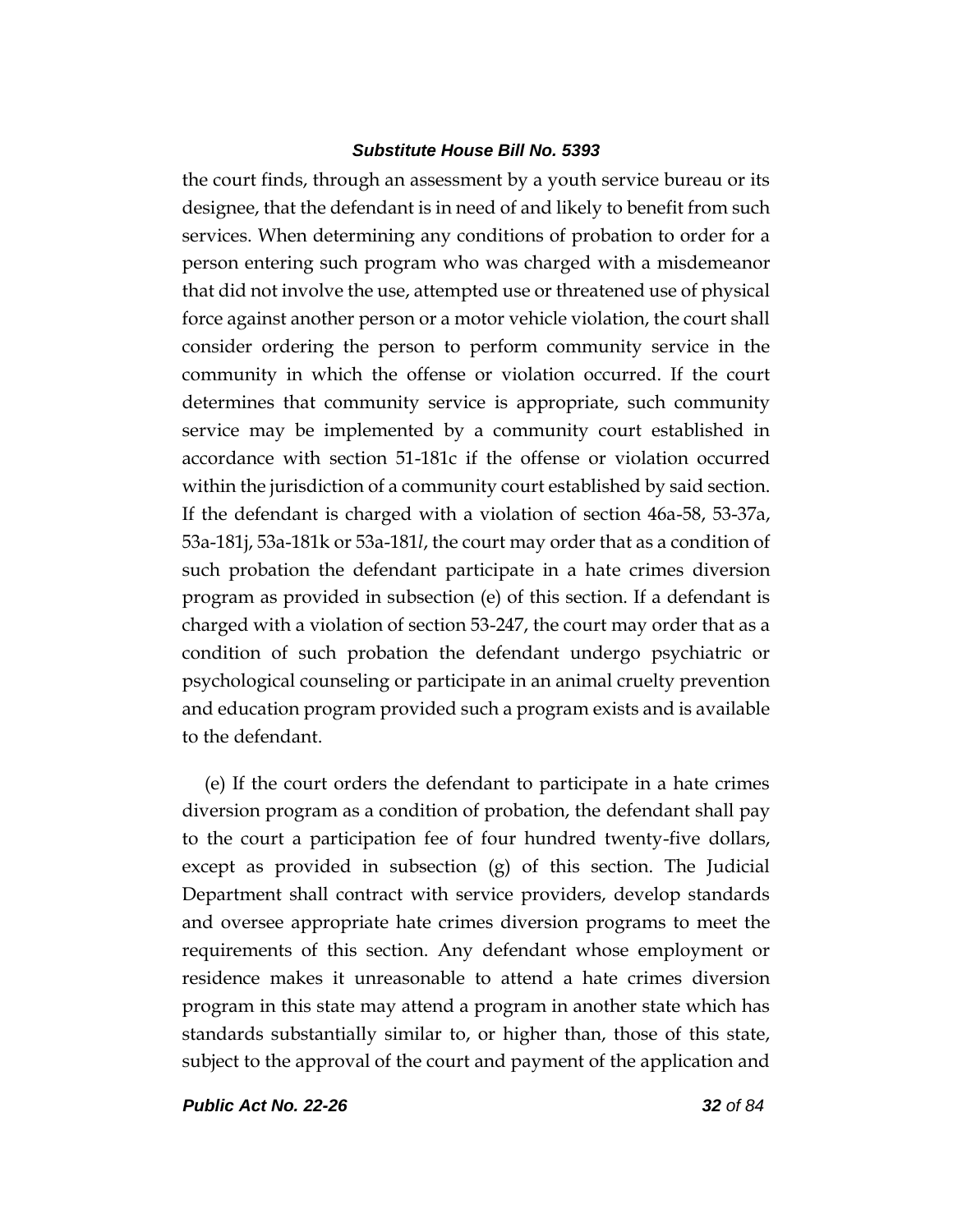the court finds, through an assessment by a youth service bureau or its designee, that the defendant is in need of and likely to benefit from such services. When determining any conditions of probation to order for a person entering such program who was charged with a misdemeanor that did not involve the use, attempted use or threatened use of physical force against another person or a motor vehicle violation, the court shall consider ordering the person to perform community service in the community in which the offense or violation occurred. If the court determines that community service is appropriate, such community service may be implemented by a community court established in accordance with section 51-181c if the offense or violation occurred within the jurisdiction of a community court established by said section. If the defendant is charged with a violation of section 46a-58, 53-37a, 53a-181j, 53a-181k or 53a-181*l*, the court may order that as a condition of such probation the defendant participate in a hate crimes diversion program as provided in subsection (e) of this section. If a defendant is charged with a violation of section 53-247, the court may order that as a condition of such probation the defendant undergo psychiatric or psychological counseling or participate in an animal cruelty prevention and education program provided such a program exists and is available to the defendant.

(e) If the court orders the defendant to participate in a hate crimes diversion program as a condition of probation, the defendant shall pay to the court a participation fee of four hundred twenty-five dollars, except as provided in subsection (g) of this section. The Judicial Department shall contract with service providers, develop standards and oversee appropriate hate crimes diversion programs to meet the requirements of this section. Any defendant whose employment or residence makes it unreasonable to attend a hate crimes diversion program in this state may attend a program in another state which has standards substantially similar to, or higher than, those of this state, subject to the approval of the court and payment of the application and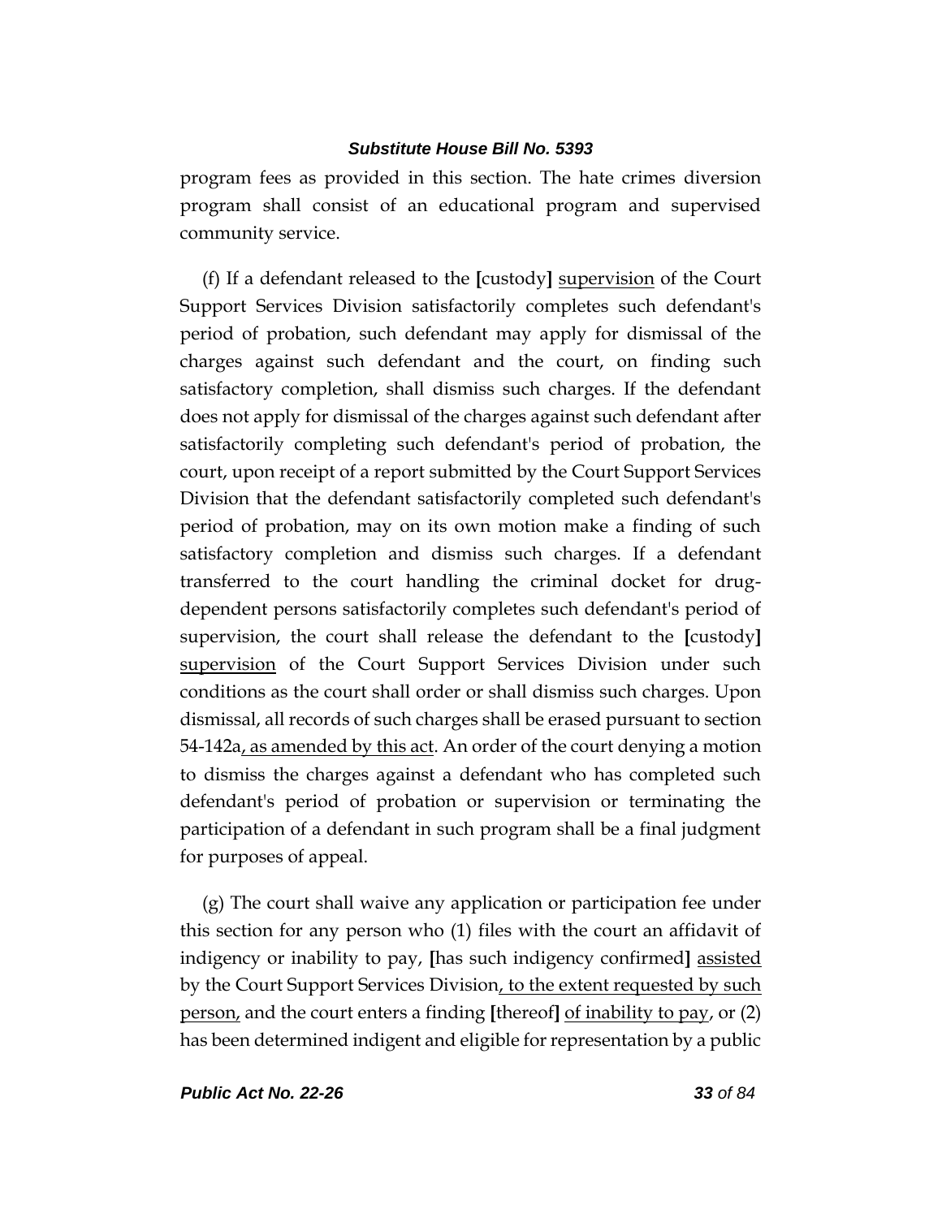program fees as provided in this section. The hate crimes diversion program shall consist of an educational program and supervised community service.

(f) If a defendant released to the **[**custody**]** <u>supervision</u> of the Court Support Services Division satisfactorily completes such defendant's period of probation, such defendant may apply for dismissal of the charges against such defendant and the court, on finding such satisfactory completion, shall dismiss such charges. If the defendant does not apply for dismissal of the charges against such defendant after satisfactorily completing such defendant's period of probation, the court, upon receipt of a report submitted by the Court Support Services Division that the defendant satisfactorily completed such defendant's period of probation, may on its own motion make a finding of such satisfactory completion and dismiss such charges. If a defendant transferred to the court handling the criminal docket for drug-dependent persons satisfactorily completes such defendant's period of supervision, the court shall release the defendant to the **[**custody**]** <u>supervision</u> of the Court Support Services Division under such conditions as the court shall order or shall dismiss such charges. Upon dismissal, all records of such charges shall be erased pursuant to section 54-142a<u>, as amended by this act</u>. An order of the court denying a motion to dismiss the charges against a defendant who has completed such defendant's period of probation or supervision or terminating the participation of a defendant in such program shall be a final judgment for purposes of appeal.

(g) The court shall waive any application or participation fee under this section for any person who (1) files with the court an affidavit of indigency or inability to pay, **[**has such indigency confirmed**]** <u>assisted</u> by the Court Support Services Division<u>, to the extent requested by such person,</u> and the court enters a finding **[**thereof**]** <u>of inability to pay</u>, or (2) has been determined indigent and eligible for representation by a public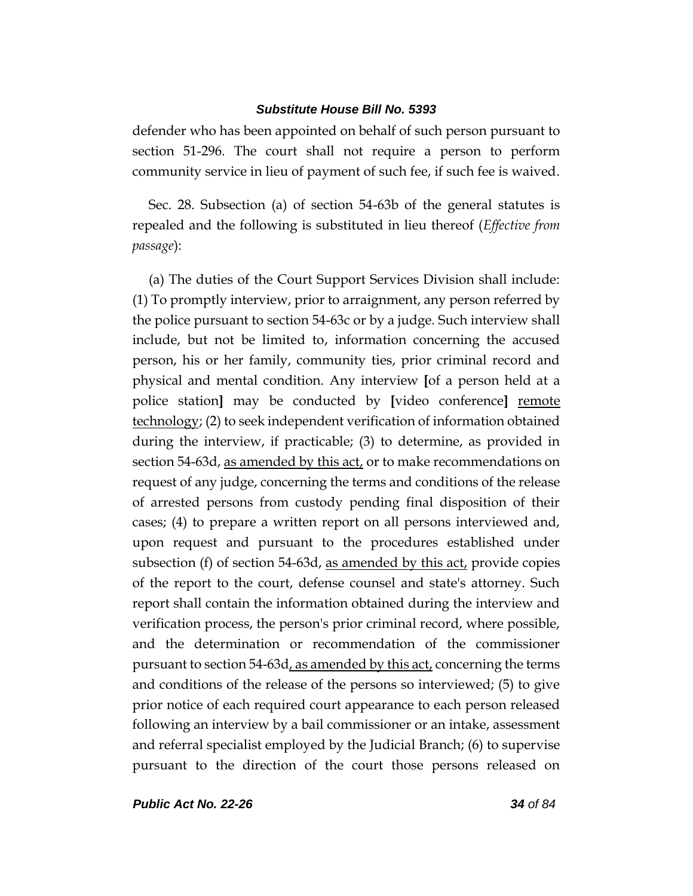defender who has been appointed on behalf of such person pursuant to section 51-296. The court shall not require a person to perform community service in lieu of payment of such fee, if such fee is waived.

Sec. 28. Subsection (a) of section 54-63b of the general statutes is repealed and the following is substituted in lieu thereof (*Effective from passage*):

(a) The duties of the Court Support Services Division shall include: (1) To promptly interview, prior to arraignment, any person referred by the police pursuant to section 54-63c or by a judge. Such interview shall include, but not be limited to, information concerning the accused person, his or her family, community ties, prior criminal record and physical and mental condition. Any interview **[**of a person held at a police station**]** may be conducted by **[**video conference**]** <u>remote technology</u>; (2) to seek independent verification of information obtained during the interview, if practicable; (3) to determine, as provided in section 54-63d, <u>as amended by this act,</u> or to make recommendations on request of any judge, concerning the terms and conditions of the release of arrested persons from custody pending final disposition of their cases; (4) to prepare a written report on all persons interviewed and, upon request and pursuant to the procedures established under subsection (f) of section 54-63d, <u>as amended by this act,</u> provide copies of the report to the court, defense counsel and state's attorney. Such report shall contain the information obtained during the interview and verification process, the person's prior criminal record, where possible, and the determination or recommendation of the commissioner pursuant to section 54-63d<u>, as amended by this act,</u> concerning the terms and conditions of the release of the persons so interviewed; (5) to give prior notice of each required court appearance to each person released following an interview by a bail commissioner or an intake, assessment and referral specialist employed by the Judicial Branch; (6) to supervise pursuant to the direction of the court those persons released on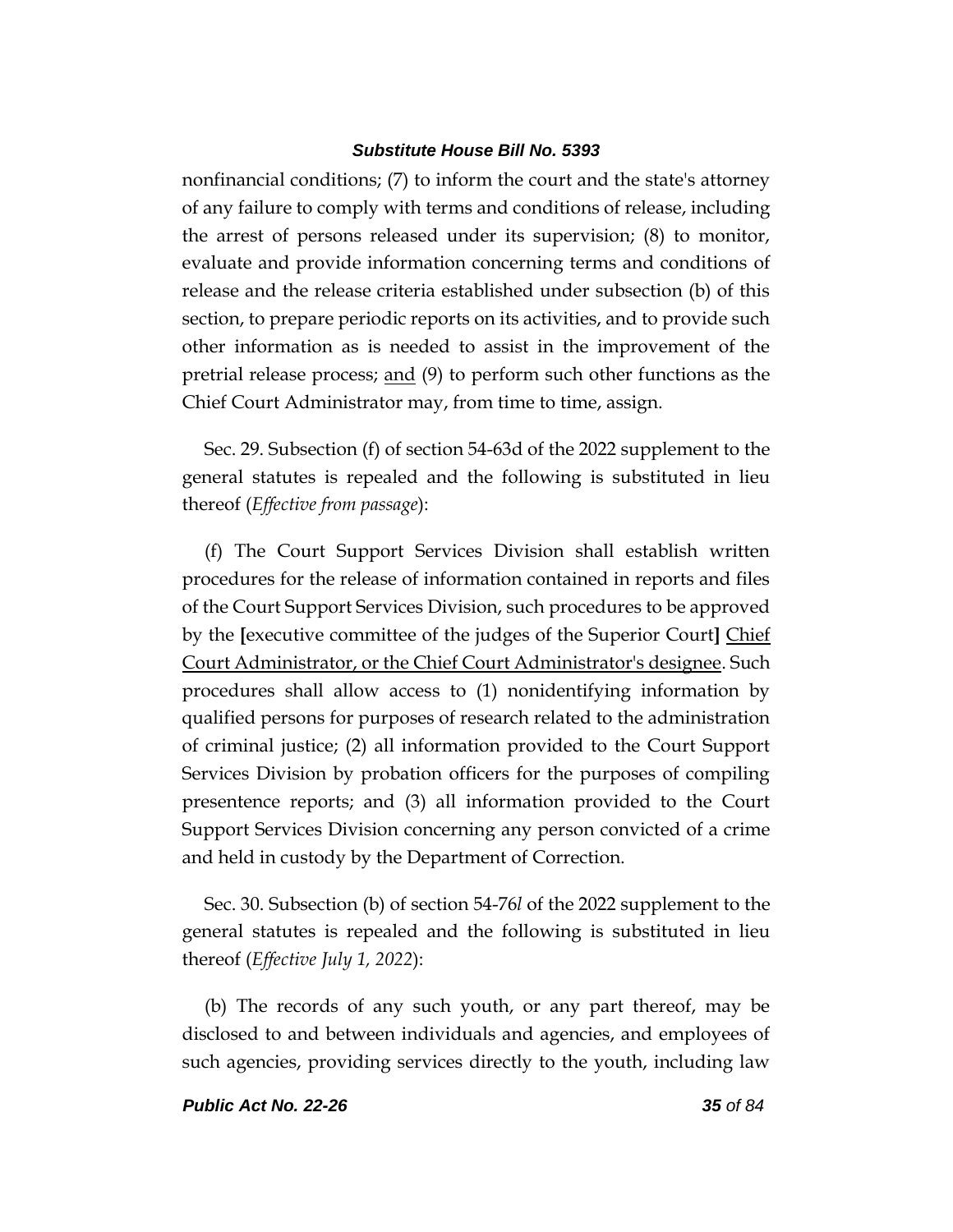nonfinancial conditions; (7) to inform the court and the state's attorney of any failure to comply with terms and conditions of release, including the arrest of persons released under its supervision; (8) to monitor, evaluate and provide information concerning terms and conditions of release and the release criteria established under subsection (b) of this section, to prepare periodic reports on its activities, and to provide such other information as is needed to assist in the improvement of the pretrial release process; <u>and</u> (9) to perform such other functions as the Chief Court Administrator may, from time to time, assign.

Sec. 29. Subsection (f) of section 54-63d of the 2022 supplement to the general statutes is repealed and the following is substituted in lieu thereof (*Effective from passage*):

(f) The Court Support Services Division shall establish written procedures for the release of information contained in reports and files of the Court Support Services Division, such procedures to be approved by the **[**executive committee of the judges of the Superior Court**]** <u>Chief Court Administrator, or the Chief Court Administrator's designee</u>. Such procedures shall allow access to (1) nonidentifying information by qualified persons for purposes of research related to the administration of criminal justice; (2) all information provided to the Court Support Services Division by probation officers for the purposes of compiling presentence reports; and (3) all information provided to the Court Support Services Division concerning any person convicted of a crime and held in custody by the Department of Correction.

Sec. 30. Subsection (b) of section 54-76*l* of the 2022 supplement to the general statutes is repealed and the following is substituted in lieu thereof (*Effective July 1, 2022*):

(b) The records of any such youth, or any part thereof, may be disclosed to and between individuals and agencies, and employees of such agencies, providing services directly to the youth, including law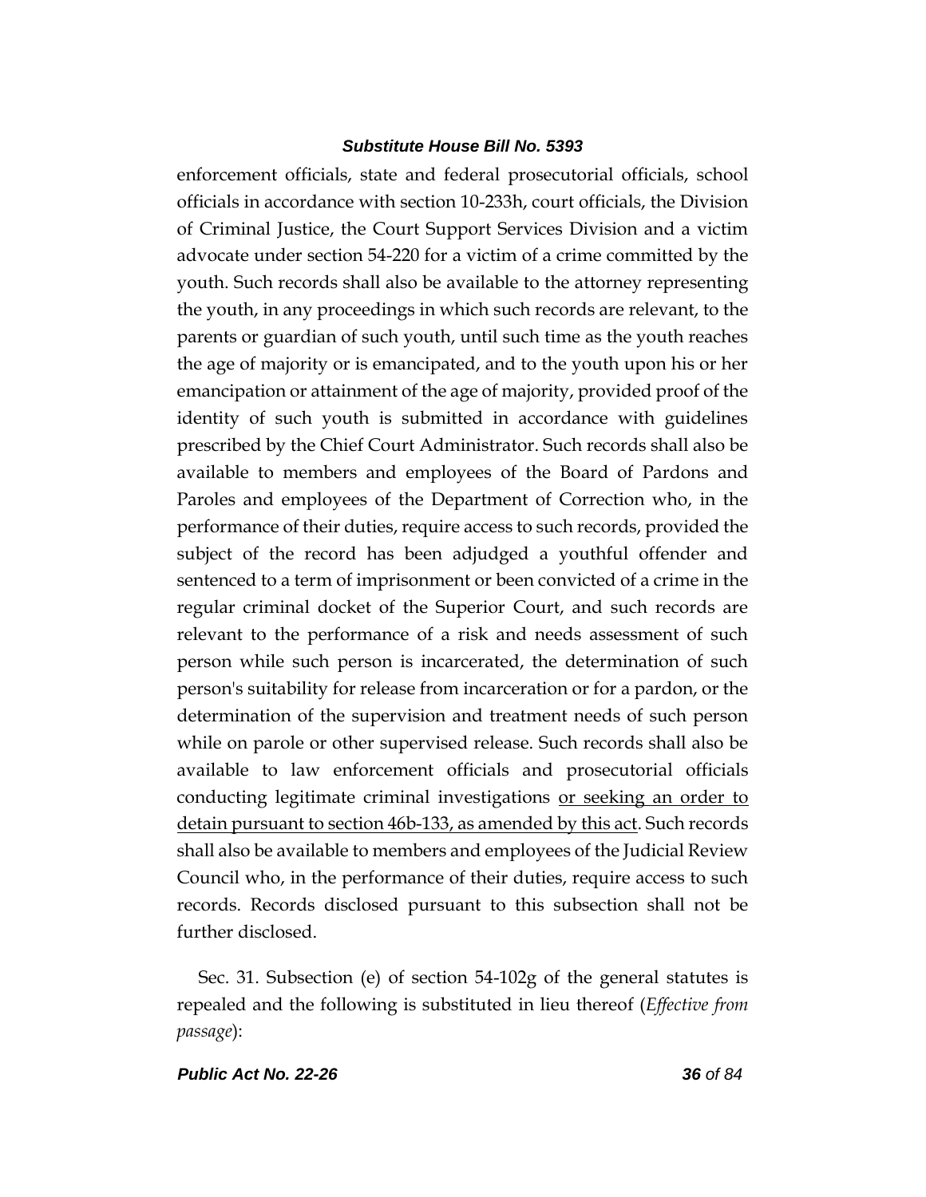enforcement officials, state and federal prosecutorial officials, school officials in accordance with section 10-233h, court officials, the Division of Criminal Justice, the Court Support Services Division and a victim advocate under section 54-220 for a victim of a crime committed by the youth. Such records shall also be available to the attorney representing the youth, in any proceedings in which such records are relevant, to the parents or guardian of such youth, until such time as the youth reaches the age of majority or is emancipated, and to the youth upon his or her emancipation or attainment of the age of majority, provided proof of the identity of such youth is submitted in accordance with guidelines prescribed by the Chief Court Administrator. Such records shall also be available to members and employees of the Board of Pardons and Paroles and employees of the Department of Correction who, in the performance of their duties, require access to such records, provided the subject of the record has been adjudged a youthful offender and sentenced to a term of imprisonment or been convicted of a crime in the regular criminal docket of the Superior Court, and such records are relevant to the performance of a risk and needs assessment of such person while such person is incarcerated, the determination of such person's suitability for release from incarceration or for a pardon, or the determination of the supervision and treatment needs of such person while on parole or other supervised release. Such records shall also be available to law enforcement officials and prosecutorial officials conducting legitimate criminal investigations <u>or seeking an order to detain pursuant to section 46b-133, as amended by this act</u>. Such records shall also be available to members and employees of the Judicial Review Council who, in the performance of their duties, require access to such records. Records disclosed pursuant to this subsection shall not be further disclosed.

Sec. 31. Subsection (e) of section 54-102g of the general statutes is repealed and the following is substituted in lieu thereof (*Effective from passage*):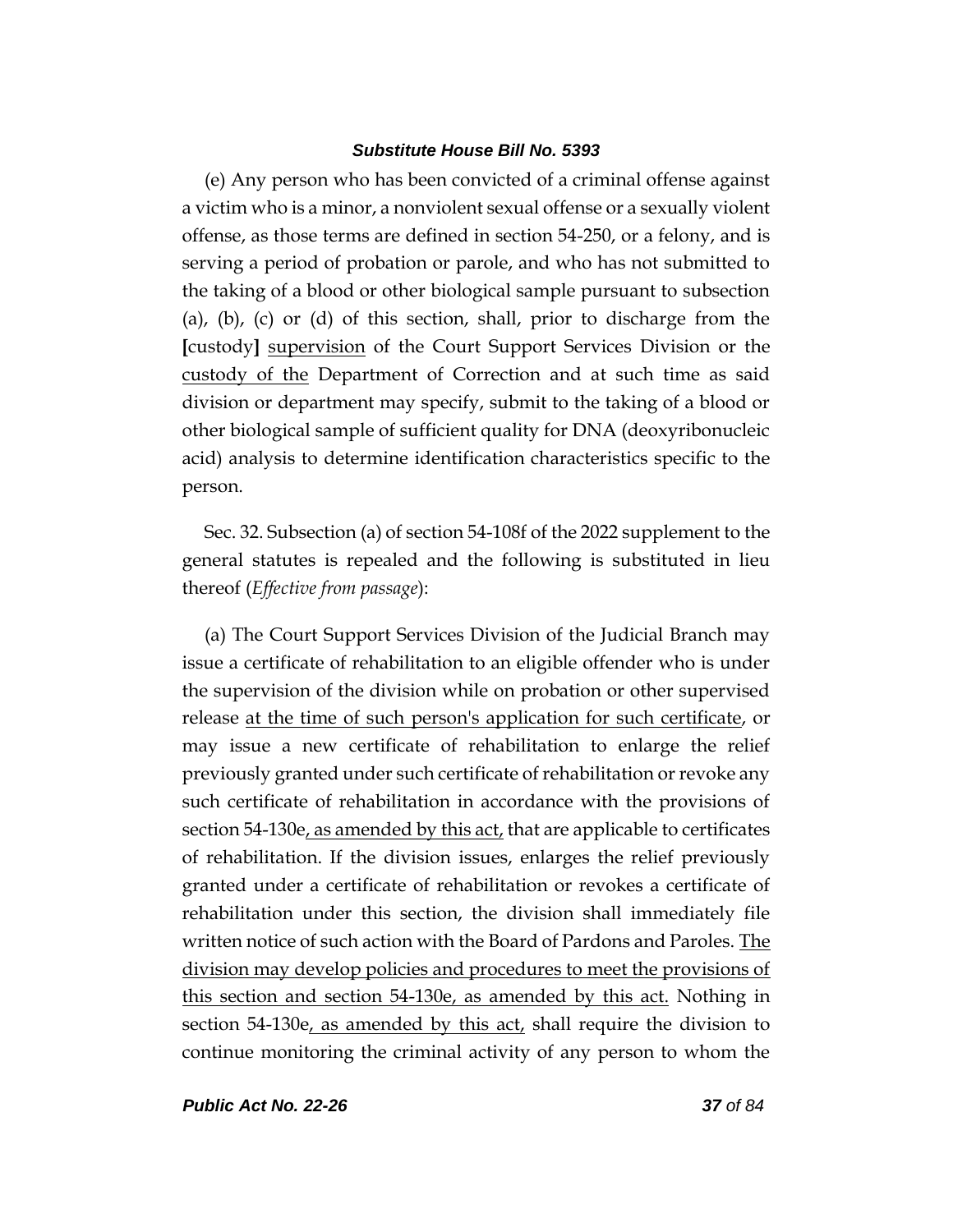(e) Any person who has been convicted of a criminal offense against a victim who is a minor, a nonviolent sexual offense or a sexually violent offense, as those terms are defined in section 54-250, or a felony, and is serving a period of probation or parole, and who has not submitted to the taking of a blood or other biological sample pursuant to subsection (a), (b), (c) or (d) of this section, shall, prior to discharge from the [custody] <u>supervision</u> of the Court Support Services Division or the <u>custody of the</u> Department of Correction and at such time as said division or department may specify, submit to the taking of a blood or other biological sample of sufficient quality for DNA (deoxyribonucleic acid) analysis to determine identification characteristics specific to the person.

Sec. 32. Subsection (a) of section 54-108f of the 2022 supplement to the general statutes is repealed and the following is substituted in lieu thereof (*Effective from passage*):

(a) The Court Support Services Division of the Judicial Branch may issue a certificate of rehabilitation to an eligible offender who is under the supervision of the division while on probation or other supervised release <u>at the time of such person's application for such certificate</u>, or may issue a new certificate of rehabilitation to enlarge the relief previously granted under such certificate of rehabilitation or revoke any such certificate of rehabilitation in accordance with the provisions of section 54-130e<u>, as amended by this act,</u> that are applicable to certificates of rehabilitation. If the division issues, enlarges the relief previously granted under a certificate of rehabilitation or revokes a certificate of rehabilitation under this section, the division shall immediately file written notice of such action with the Board of Pardons and Paroles. <u>The division may develop policies and procedures to meet the provisions of this section and section 54-130e, as amended by this act.</u> Nothing in section 54-130e<u>, as amended by this act,</u> shall require the division to continue monitoring the criminal activity of any person to whom the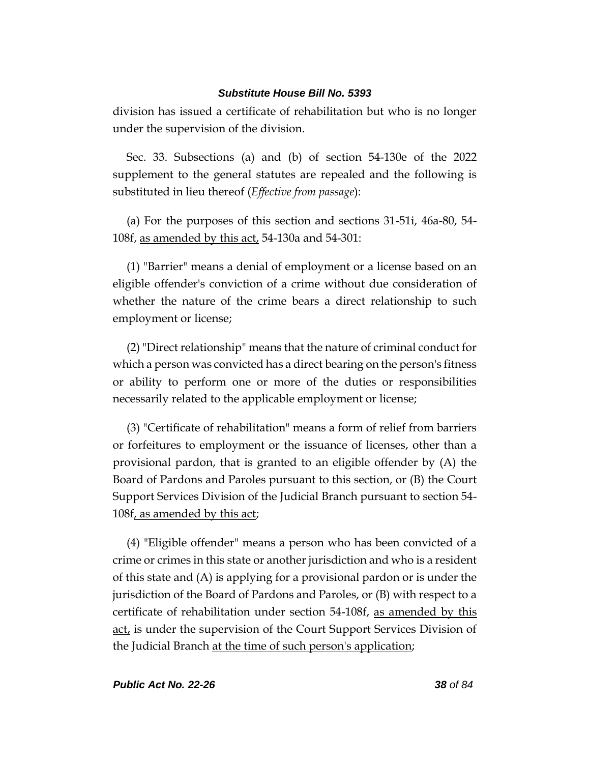division has issued a certificate of rehabilitation but who is no longer under the supervision of the division.

Sec. 33. Subsections (a) and (b) of section 54-130e of the 2022 supplement to the general statutes are repealed and the following is substituted in lieu thereof (*Effective from passage*):

(a) For the purposes of this section and sections 31-51i, 46a-80, 54-108f, as amended by this act, 54-130a and 54-301:

(1) "Barrier" means a denial of employment or a license based on an eligible offender's conviction of a crime without due consideration of whether the nature of the crime bears a direct relationship to such employment or license;

(2) "Direct relationship" means that the nature of criminal conduct for which a person was convicted has a direct bearing on the person's fitness or ability to perform one or more of the duties or responsibilities necessarily related to the applicable employment or license;

(3) "Certificate of rehabilitation" means a form of relief from barriers or forfeitures to employment or the issuance of licenses, other than a provisional pardon, that is granted to an eligible offender by (A) the Board of Pardons and Paroles pursuant to this section, or (B) the Court Support Services Division of the Judicial Branch pursuant to section 54-108f, as amended by this act;

(4) "Eligible offender" means a person who has been convicted of a crime or crimes in this state or another jurisdiction and who is a resident of this state and (A) is applying for a provisional pardon or is under the jurisdiction of the Board of Pardons and Paroles, or (B) with respect to a certificate of rehabilitation under section 54-108f, as amended by this act, is under the supervision of the Court Support Services Division of the Judicial Branch at the time of such person's application;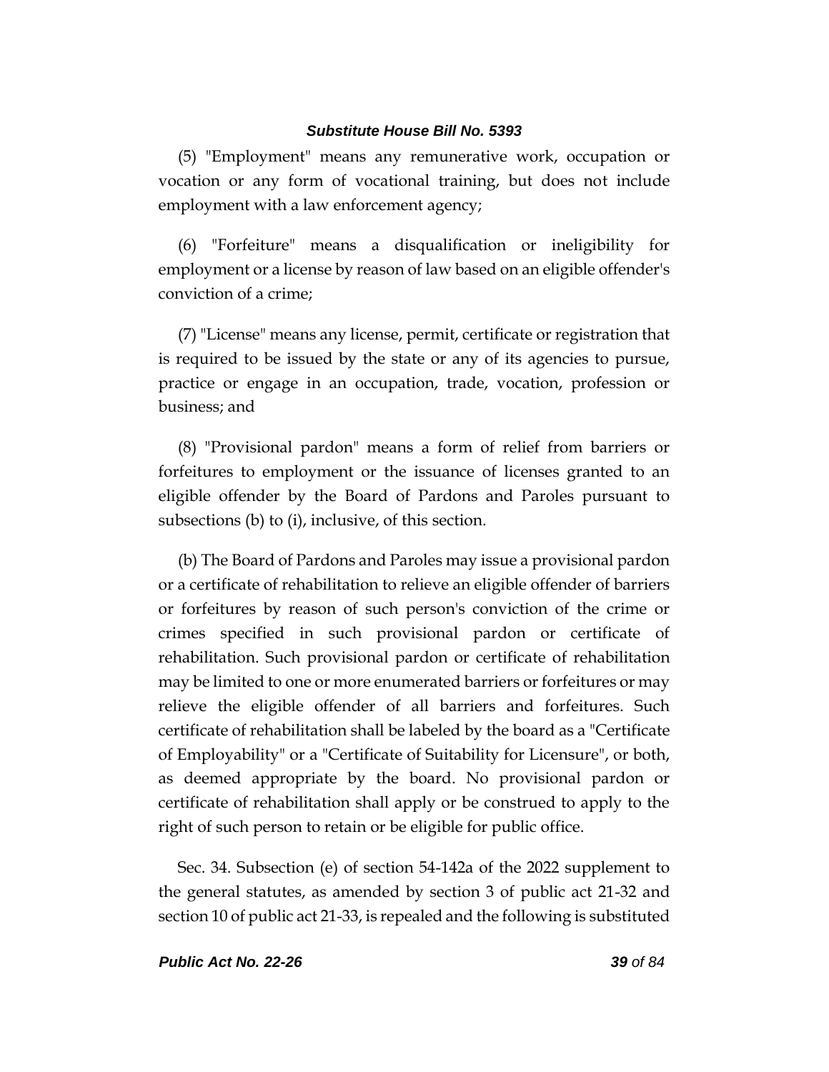(5) "Employment" means any remunerative work, occupation or vocation or any form of vocational training, but does not include employment with a law enforcement agency;

(6) "Forfeiture" means a disqualification or ineligibility for employment or a license by reason of law based on an eligible offender's conviction of a crime;

(7) "License" means any license, permit, certificate or registration that is required to be issued by the state or any of its agencies to pursue, practice or engage in an occupation, trade, vocation, profession or business; and

(8) "Provisional pardon" means a form of relief from barriers or forfeitures to employment or the issuance of licenses granted to an eligible offender by the Board of Pardons and Paroles pursuant to subsections (b) to (i), inclusive, of this section.

(b) The Board of Pardons and Paroles may issue a provisional pardon or a certificate of rehabilitation to relieve an eligible offender of barriers or forfeitures by reason of such person's conviction of the crime or crimes specified in such provisional pardon or certificate of rehabilitation. Such provisional pardon or certificate of rehabilitation may be limited to one or more enumerated barriers or forfeitures or may relieve the eligible offender of all barriers and forfeitures. Such certificate of rehabilitation shall be labeled by the board as a "Certificate of Employability" or a "Certificate of Suitability for Licensure", or both, as deemed appropriate by the board. No provisional pardon or certificate of rehabilitation shall apply or be construed to apply to the right of such person to retain or be eligible for public office.

Sec. 34. Subsection (e) of section 54-142a of the 2022 supplement to the general statutes, as amended by section 3 of public act 21-32 and section 10 of public act 21-33, is repealed and the following is substituted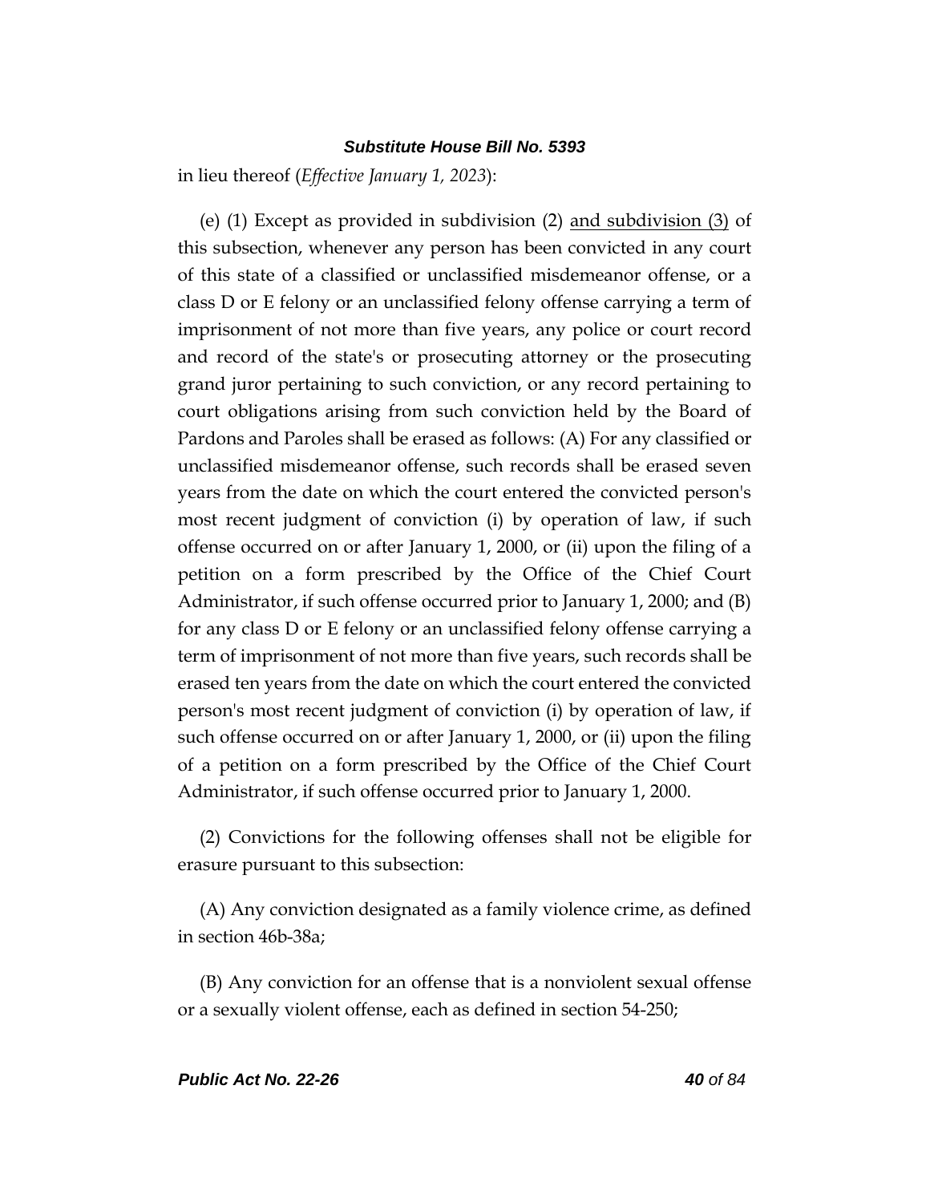in lieu thereof (*Effective January 1, 2023*):

(e) (1) Except as provided in subdivision (2) <u>and subdivision (3)</u> of this subsection, whenever any person has been convicted in any court of this state of a classified or unclassified misdemeanor offense, or a class D or E felony or an unclassified felony offense carrying a term of imprisonment of not more than five years, any police or court record and record of the state's or prosecuting attorney or the prosecuting grand juror pertaining to such conviction, or any record pertaining to court obligations arising from such conviction held by the Board of Pardons and Paroles shall be erased as follows: (A) For any classified or unclassified misdemeanor offense, such records shall be erased seven years from the date on which the court entered the convicted person's most recent judgment of conviction (i) by operation of law, if such offense occurred on or after January 1, 2000, or (ii) upon the filing of a petition on a form prescribed by the Office of the Chief Court Administrator, if such offense occurred prior to January 1, 2000; and (B) for any class D or E felony or an unclassified felony offense carrying a term of imprisonment of not more than five years, such records shall be erased ten years from the date on which the court entered the convicted person's most recent judgment of conviction (i) by operation of law, if such offense occurred on or after January 1, 2000, or (ii) upon the filing of a petition on a form prescribed by the Office of the Chief Court Administrator, if such offense occurred prior to January 1, 2000.

(2) Convictions for the following offenses shall not be eligible for erasure pursuant to this subsection:

(A) Any conviction designated as a family violence crime, as defined in section 46b-38a;

(B) Any conviction for an offense that is a nonviolent sexual offense or a sexually violent offense, each as defined in section 54-250;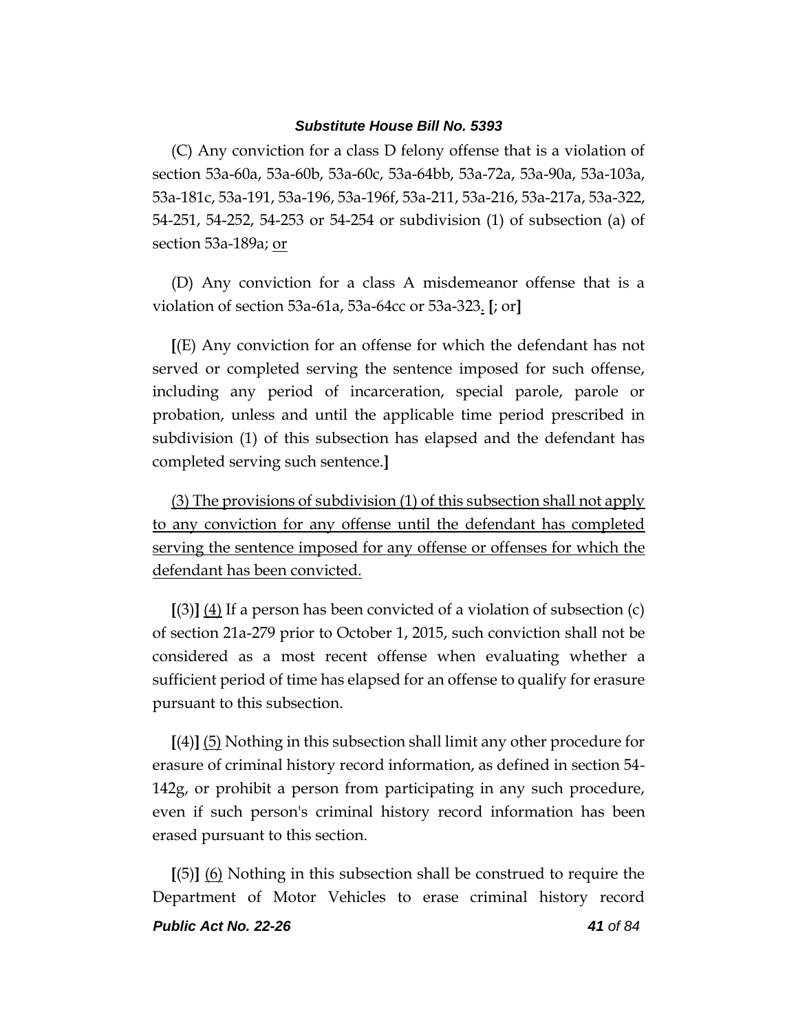(C) Any conviction for a class D felony offense that is a violation of section 53a-60a, 53a-60b, 53a-60c, 53a-64bb, 53a-72a, 53a-90a, 53a-103a, 53a-181c, 53a-191, 53a-196, 53a-196f, 53a-211, 53a-216, 53a-217a, 53a-322, 54-251, 54-252, 54-253 or 54-254 or subdivision (1) of subsection (a) of section 53a-189a; <u>or</u>

(D) Any conviction for a class A misdemeanor offense that is a violation of section 53a-61a, 53a-64cc or 53a-323<u>.</u> **[**; or**]**

**[**(E) Any conviction for an offense for which the defendant has not served or completed serving the sentence imposed for such offense, including any period of incarceration, special parole, parole or probation, unless and until the applicable time period prescribed in subdivision (1) of this subsection has elapsed and the defendant has completed serving such sentence.**]**

<u>(3) The provisions of subdivision (1) of this subsection shall not apply to any conviction for any offense until the defendant has completed serving the sentence imposed for any offense or offenses for which the defendant has been convicted.</u>

**[**(3)**]** <u>(4)</u> If a person has been convicted of a violation of subsection (c) of section 21a-279 prior to October 1, 2015, such conviction shall not be considered as a most recent offense when evaluating whether a sufficient period of time has elapsed for an offense to qualify for erasure pursuant to this subsection.

**[**(4)**]** <u>(5)</u> Nothing in this subsection shall limit any other procedure for erasure of criminal history record information, as defined in section 54-142g, or prohibit a person from participating in any such procedure, even if such person's criminal history record information has been erased pursuant to this section.

**[**(5)**]** <u>(6)</u> Nothing in this subsection shall be construed to require the Department of Motor Vehicles to erase criminal history record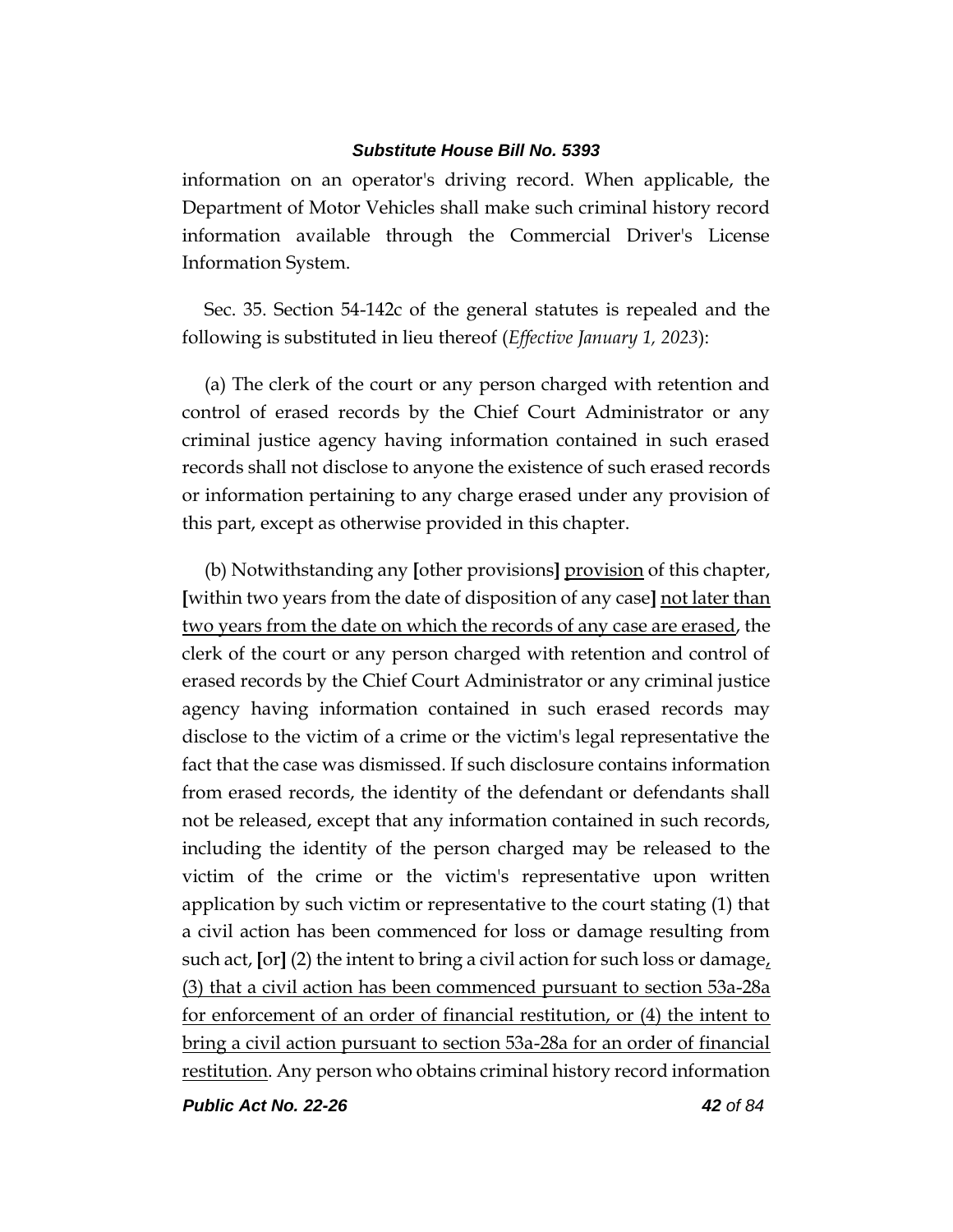information on an operator's driving record. When applicable, the Department of Motor Vehicles shall make such criminal history record information available through the Commercial Driver's License Information System.

Sec. 35. Section 54-142c of the general statutes is repealed and the following is substituted in lieu thereof (*Effective January 1, 2023*):

(a) The clerk of the court or any person charged with retention and control of erased records by the Chief Court Administrator or any criminal justice agency having information contained in such erased records shall not disclose to anyone the existence of such erased records or information pertaining to any charge erased under any provision of this part, except as otherwise provided in this chapter.

(b) Notwithstanding any **[**other provisions**]** <u>provision</u> of this chapter, **[**within two years from the date of disposition of any case**]** <u>not later than two years from the date on which the records of any case are erased</u>, the clerk of the court or any person charged with retention and control of erased records by the Chief Court Administrator or any criminal justice agency having information contained in such erased records may disclose to the victim of a crime or the victim's legal representative the fact that the case was dismissed. If such disclosure contains information from erased records, the identity of the defendant or defendants shall not be released, except that any information contained in such records, including the identity of the person charged may be released to the victim of the crime or the victim's representative upon written application by such victim or representative to the court stating (1) that a civil action has been commenced for loss or damage resulting from such act, **[**or**]** (2) the intent to bring a civil action for such loss or damage<u>, (3) that a civil action has been commenced pursuant to section 53a-28a for enforcement of an order of financial restitution, or (4) the intent to bring a civil action pursuant to section 53a-28a for an order of financial restitution</u>. Any person who obtains criminal history record information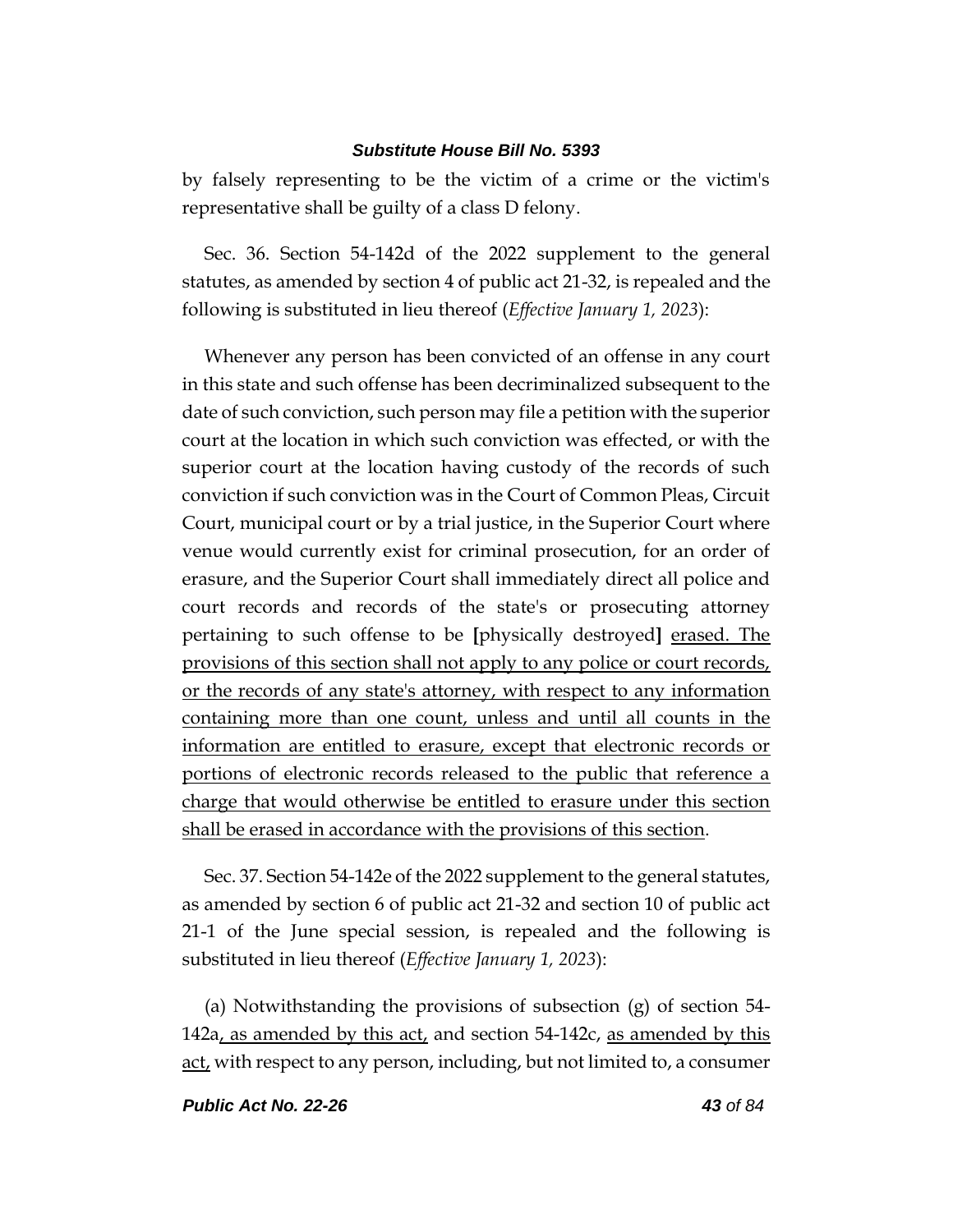by falsely representing to be the victim of a crime or the victim's representative shall be guilty of a class D felony.

Sec. 36. Section 54-142d of the 2022 supplement to the general statutes, as amended by section 4 of public act 21-32, is repealed and the following is substituted in lieu thereof (*Effective January 1, 2023*):

Whenever any person has been convicted of an offense in any court in this state and such offense has been decriminalized subsequent to the date of such conviction, such person may file a petition with the superior court at the location in which such conviction was effected, or with the superior court at the location having custody of the records of such conviction if such conviction was in the Court of Common Pleas, Circuit Court, municipal court or by a trial justice, in the Superior Court where venue would currently exist for criminal prosecution, for an order of erasure, and the Superior Court shall immediately direct all police and court records and records of the state's or prosecuting attorney pertaining to such offense to be **[**physically destroyed**]** <u>erased. The provisions of this section shall not apply to any police or court records, or the records of any state's attorney, with respect to any information containing more than one count, unless and until all counts in the information are entitled to erasure, except that electronic records or portions of electronic records released to the public that reference a charge that would otherwise be entitled to erasure under this section shall be erased in accordance with the provisions of this section</u>.

Sec. 37. Section 54-142e of the 2022 supplement to the general statutes, as amended by section 6 of public act 21-32 and section 10 of public act 21-1 of the June special session, is repealed and the following is substituted in lieu thereof (*Effective January 1, 2023*):

(a) Notwithstanding the provisions of subsection (g) of section 54-142a<u>, as amended by this act,</u> and section 54-142c, <u>as amended by this act,</u> with respect to any person, including, but not limited to, a consumer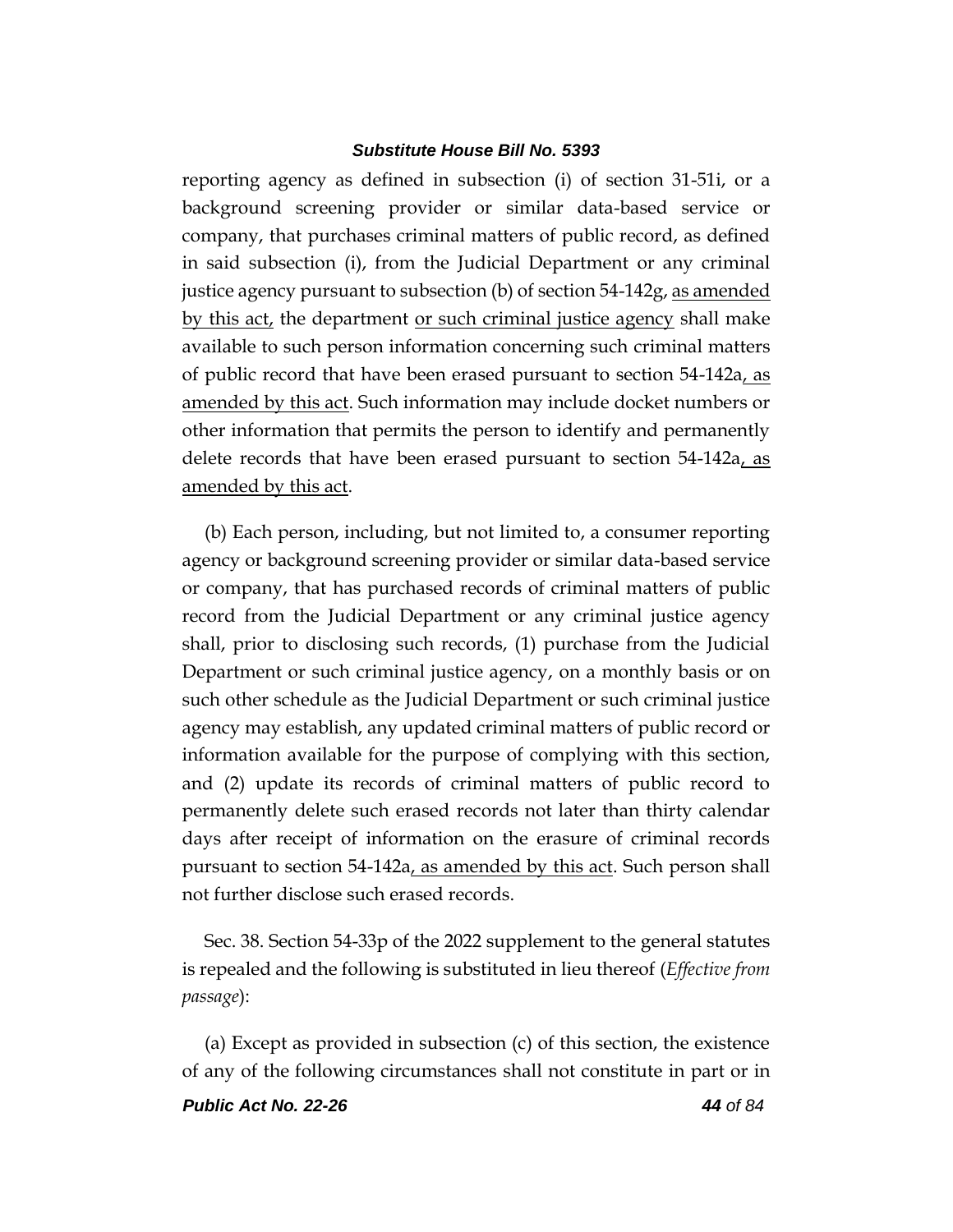reporting agency as defined in subsection (i) of section 31-51i, or a background screening provider or similar data-based service or company, that purchases criminal matters of public record, as defined in said subsection (i), from the Judicial Department or any criminal justice agency pursuant to subsection (b) of section 54-142g, <u>as amended by this act,</u> the department <u>or such criminal justice agency</u> shall make available to such person information concerning such criminal matters of public record that have been erased pursuant to section 54-142a<u>, as amended by this act</u>. Such information may include docket numbers or other information that permits the person to identify and permanently delete records that have been erased pursuant to section 54-142a<u>, as amended by this act</u>.

(b) Each person, including, but not limited to, a consumer reporting agency or background screening provider or similar data-based service or company, that has purchased records of criminal matters of public record from the Judicial Department or any criminal justice agency shall, prior to disclosing such records, (1) purchase from the Judicial Department or such criminal justice agency, on a monthly basis or on such other schedule as the Judicial Department or such criminal justice agency may establish, any updated criminal matters of public record or information available for the purpose of complying with this section, and (2) update its records of criminal matters of public record to permanently delete such erased records not later than thirty calendar days after receipt of information on the erasure of criminal records pursuant to section 54-142a<u>, as amended by this act</u>. Such person shall not further disclose such erased records.

Sec. 38. Section 54-33p of the 2022 supplement to the general statutes is repealed and the following is substituted in lieu thereof (*Effective from passage*):

(a) Except as provided in subsection (c) of this section, the existence of any of the following circumstances shall not constitute in part or in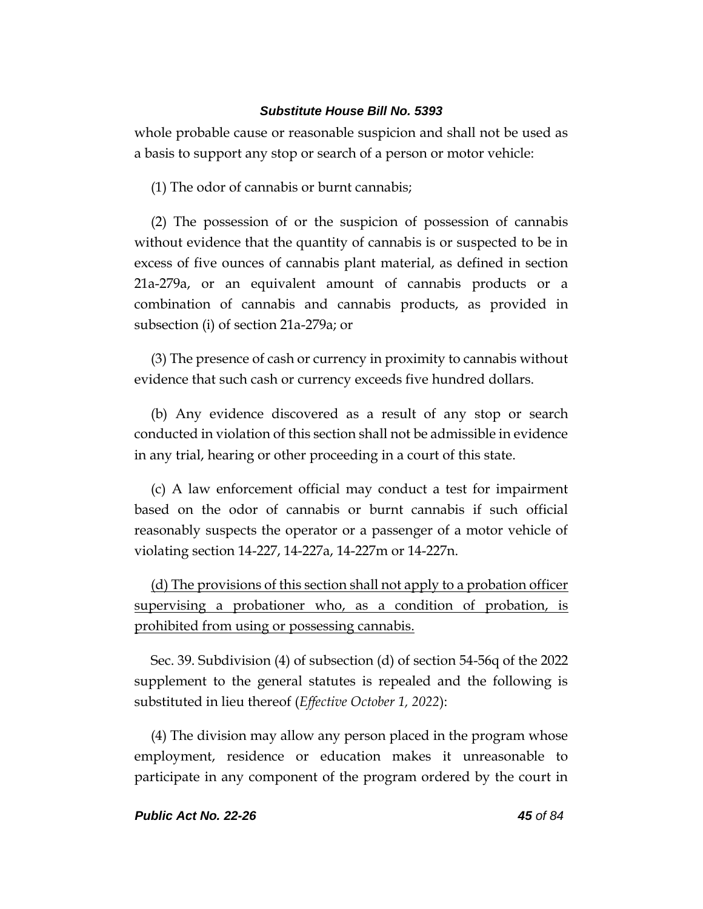whole probable cause or reasonable suspicion and shall not be used as a basis to support any stop or search of a person or motor vehicle:

(1) The odor of cannabis or burnt cannabis;

(2) The possession of or the suspicion of possession of cannabis without evidence that the quantity of cannabis is or suspected to be in excess of five ounces of cannabis plant material, as defined in section 21a-279a, or an equivalent amount of cannabis products or a combination of cannabis and cannabis products, as provided in subsection (i) of section 21a-279a; or

(3) The presence of cash or currency in proximity to cannabis without evidence that such cash or currency exceeds five hundred dollars.

(b) Any evidence discovered as a result of any stop or search conducted in violation of this section shall not be admissible in evidence in any trial, hearing or other proceeding in a court of this state.

(c) A law enforcement official may conduct a test for impairment based on the odor of cannabis or burnt cannabis if such official reasonably suspects the operator or a passenger of a motor vehicle of violating section 14-227, 14-227a, 14-227m or 14-227n.

<u>(d) The provisions of this section shall not apply to a probation officer supervising a probationer who, as a condition of probation, is prohibited from using or possessing cannabis.</u>

Sec. 39. Subdivision (4) of subsection (d) of section 54-56q of the 2022 supplement to the general statutes is repealed and the following is substituted in lieu thereof (*Effective October 1, 2022*):

(4) The division may allow any person placed in the program whose employment, residence or education makes it unreasonable to participate in any component of the program ordered by the court in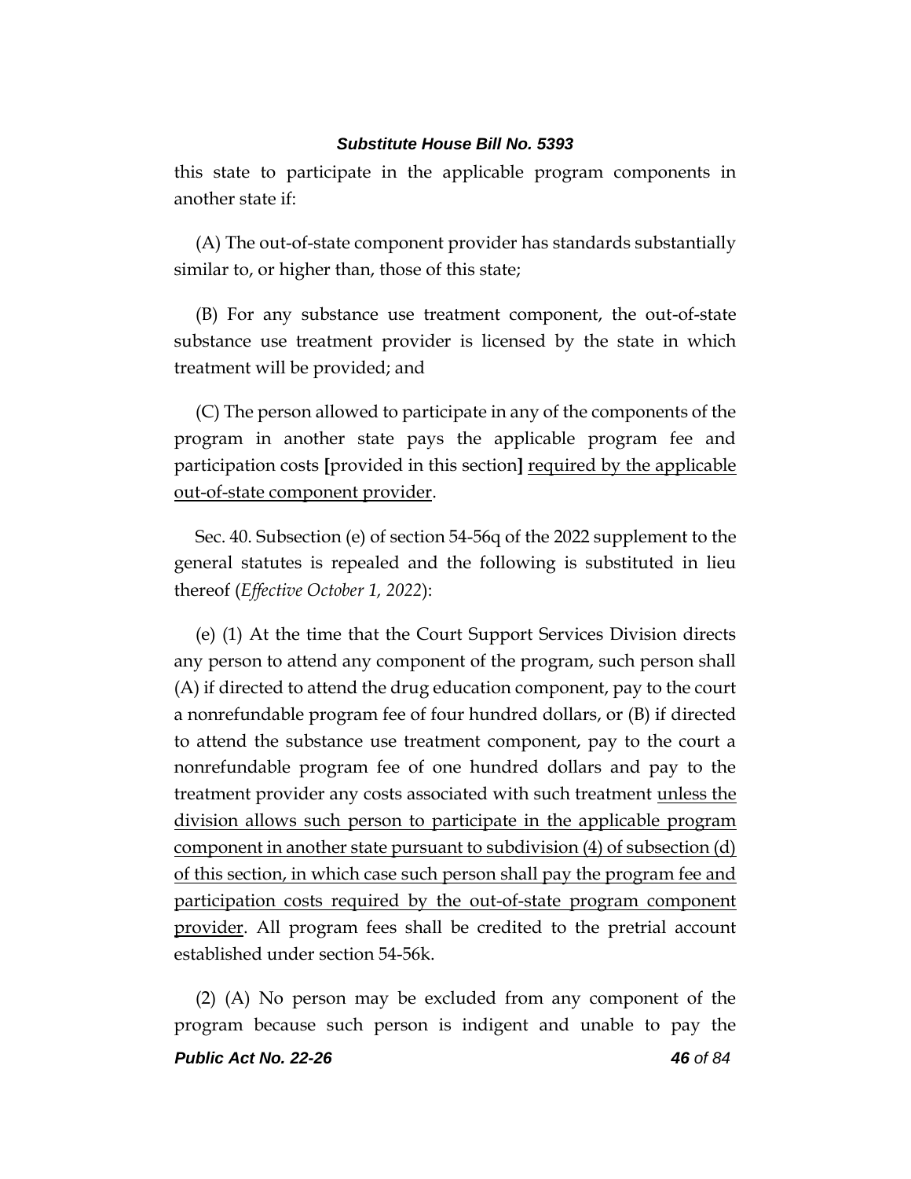this state to participate in the applicable program components in another state if:

(A) The out-of-state component provider has standards substantially similar to, or higher than, those of this state;

(B) For any substance use treatment component, the out-of-state substance use treatment provider is licensed by the state in which treatment will be provided; and

(C) The person allowed to participate in any of the components of the program in another state pays the applicable program fee and participation costs **[**provided in this section**]** <u>required by the applicable out-of-state component provider</u>.

Sec. 40. Subsection (e) of section 54-56q of the 2022 supplement to the general statutes is repealed and the following is substituted in lieu thereof (*Effective October 1, 2022*):

(e) (1) At the time that the Court Support Services Division directs any person to attend any component of the program, such person shall (A) if directed to attend the drug education component, pay to the court a nonrefundable program fee of four hundred dollars, or (B) if directed to attend the substance use treatment component, pay to the court a nonrefundable program fee of one hundred dollars and pay to the treatment provider any costs associated with such treatment <u>unless the division allows such person to participate in the applicable program component in another state pursuant to subdivision (4) of subsection (d) of this section, in which case such person shall pay the program fee and participation costs required by the out-of-state program component provider</u>. All program fees shall be credited to the pretrial account established under section 54-56k.

(2) (A) No person may be excluded from any component of the program because such person is indigent and unable to pay the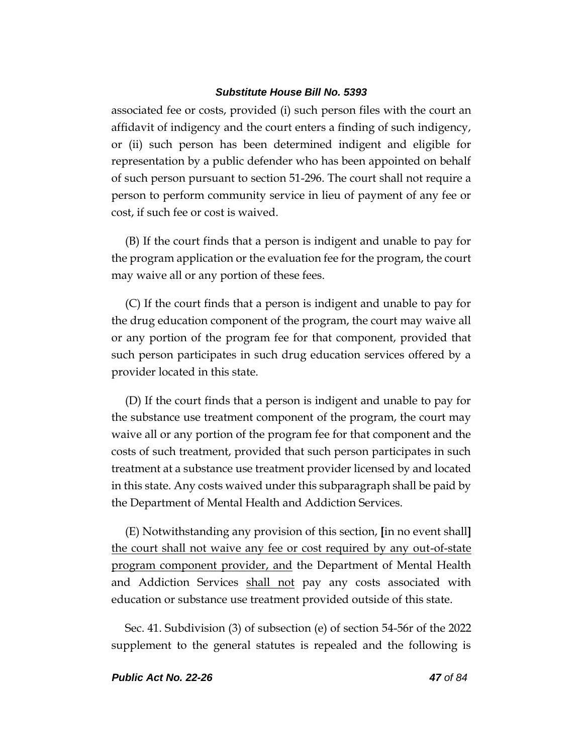associated fee or costs, provided (i) such person files with the court an affidavit of indigency and the court enters a finding of such indigency, or (ii) such person has been determined indigent and eligible for representation by a public defender who has been appointed on behalf of such person pursuant to section 51-296. The court shall not require a person to perform community service in lieu of payment of any fee or cost, if such fee or cost is waived.

(B) If the court finds that a person is indigent and unable to pay for the program application or the evaluation fee for the program, the court may waive all or any portion of these fees.

(C) If the court finds that a person is indigent and unable to pay for the drug education component of the program, the court may waive all or any portion of the program fee for that component, provided that such person participates in such drug education services offered by a provider located in this state.

(D) If the court finds that a person is indigent and unable to pay for the substance use treatment component of the program, the court may waive all or any portion of the program fee for that component and the costs of such treatment, provided that such person participates in such treatment at a substance use treatment provider licensed by and located in this state. Any costs waived under this subparagraph shall be paid by the Department of Mental Health and Addiction Services.

(E) Notwithstanding any provision of this section, **[**in no event shall**]** <u>the court shall not waive any fee or cost required by any out-of-state program component provider, and</u> the Department of Mental Health and Addiction Services <u>shall not</u> pay any costs associated with education or substance use treatment provided outside of this state.

Sec. 41. Subdivision (3) of subsection (e) of section 54-56r of the 2022 supplement to the general statutes is repealed and the following is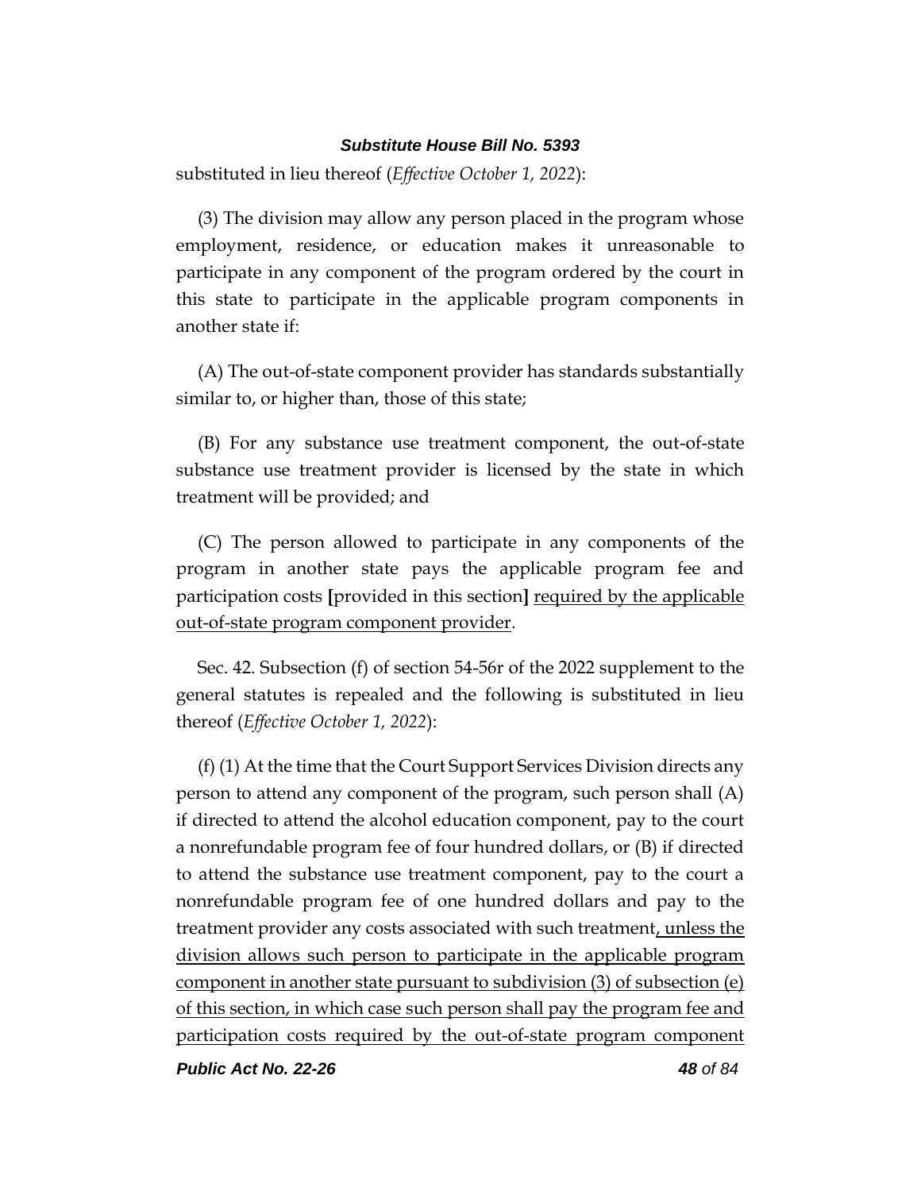substituted in lieu thereof (*Effective October 1, 2022*):

(3) The division may allow any person placed in the program whose employment, residence, or education makes it unreasonable to participate in any component of the program ordered by the court in this state to participate in the applicable program components in another state if:

(A) The out-of-state component provider has standards substantially similar to, or higher than, those of this state;

(B) For any substance use treatment component, the out-of-state substance use treatment provider is licensed by the state in which treatment will be provided; and

(C) The person allowed to participate in any components of the program in another state pays the applicable program fee and participation costs **[**provided in this section**]** <u>required by the applicable out-of-state program component provider</u>.

Sec. 42. Subsection (f) of section 54-56r of the 2022 supplement to the general statutes is repealed and the following is substituted in lieu thereof (*Effective October 1, 2022*):

(f) (1) At the time that the Court Support Services Division directs any person to attend any component of the program, such person shall (A) if directed to attend the alcohol education component, pay to the court a nonrefundable program fee of four hundred dollars, or (B) if directed to attend the substance use treatment component, pay to the court a nonrefundable program fee of one hundred dollars and pay to the treatment provider any costs associated with such treatment<u>, unless the division allows such person to participate in the applicable program component in another state pursuant to subdivision (3) of subsection (e) of this section, in which case such person shall pay the program fee and participation costs required by the out-of-state program component</u>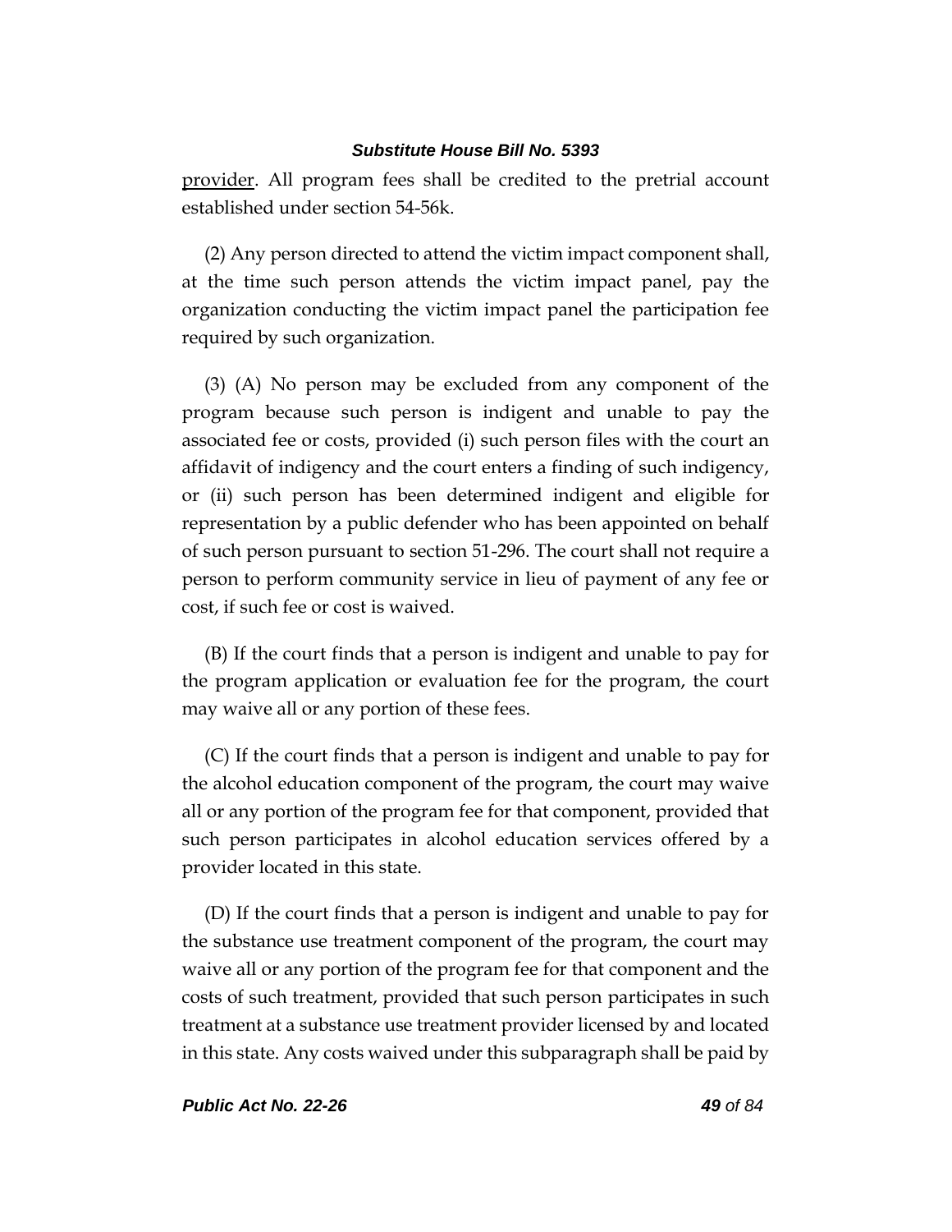provider. All program fees shall be credited to the pretrial account established under section 54-56k.

(2) Any person directed to attend the victim impact component shall, at the time such person attends the victim impact panel, pay the organization conducting the victim impact panel the participation fee required by such organization.

(3) (A) No person may be excluded from any component of the program because such person is indigent and unable to pay the associated fee or costs, provided (i) such person files with the court an affidavit of indigency and the court enters a finding of such indigency, or (ii) such person has been determined indigent and eligible for representation by a public defender who has been appointed on behalf of such person pursuant to section 51-296. The court shall not require a person to perform community service in lieu of payment of any fee or cost, if such fee or cost is waived.

(B) If the court finds that a person is indigent and unable to pay for the program application or evaluation fee for the program, the court may waive all or any portion of these fees.

(C) If the court finds that a person is indigent and unable to pay for the alcohol education component of the program, the court may waive all or any portion of the program fee for that component, provided that such person participates in alcohol education services offered by a provider located in this state.

(D) If the court finds that a person is indigent and unable to pay for the substance use treatment component of the program, the court may waive all or any portion of the program fee for that component and the costs of such treatment, provided that such person participates in such treatment at a substance use treatment provider licensed by and located in this state. Any costs waived under this subparagraph shall be paid by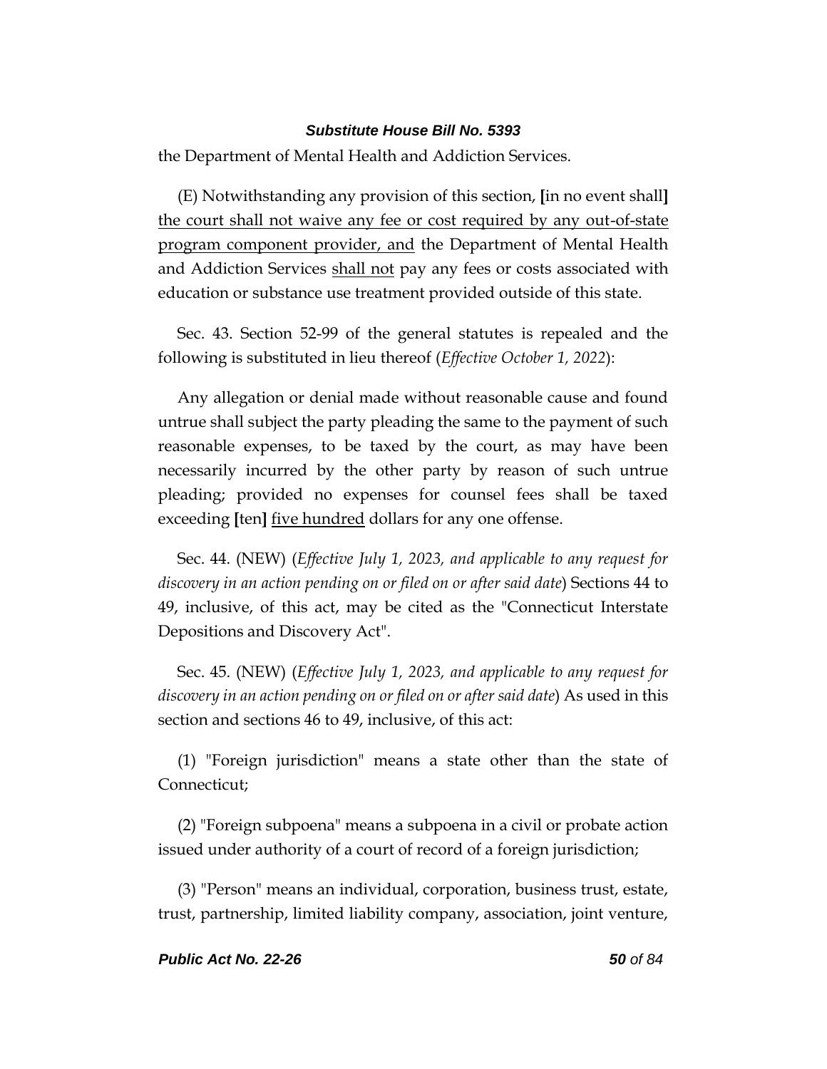the Department of Mental Health and Addiction Services.

(E) Notwithstanding any provision of this section, **[**in no event shall**]** <u>the court shall not waive any fee or cost required by any out-of-state program component provider, and</u> the Department of Mental Health and Addiction Services <u>shall not</u> pay any fees or costs associated with education or substance use treatment provided outside of this state.

Sec. 43. Section 52-99 of the general statutes is repealed and the following is substituted in lieu thereof (*Effective October 1, 2022*):

Any allegation or denial made without reasonable cause and found untrue shall subject the party pleading the same to the payment of such reasonable expenses, to be taxed by the court, as may have been necessarily incurred by the other party by reason of such untrue pleading; provided no expenses for counsel fees shall be taxed exceeding **[**ten**]** <u>five hundred</u> dollars for any one offense.

Sec. 44. (NEW) (*Effective July 1, 2023, and applicable to any request for discovery in an action pending on or filed on or after said date*) Sections 44 to 49, inclusive, of this act, may be cited as the "Connecticut Interstate Depositions and Discovery Act".

Sec. 45. (NEW) (*Effective July 1, 2023, and applicable to any request for discovery in an action pending on or filed on or after said date*) As used in this section and sections 46 to 49, inclusive, of this act:

(1) "Foreign jurisdiction" means a state other than the state of Connecticut;

(2) "Foreign subpoena" means a subpoena in a civil or probate action issued under authority of a court of record of a foreign jurisdiction;

(3) "Person" means an individual, corporation, business trust, estate, trust, partnership, limited liability company, association, joint venture,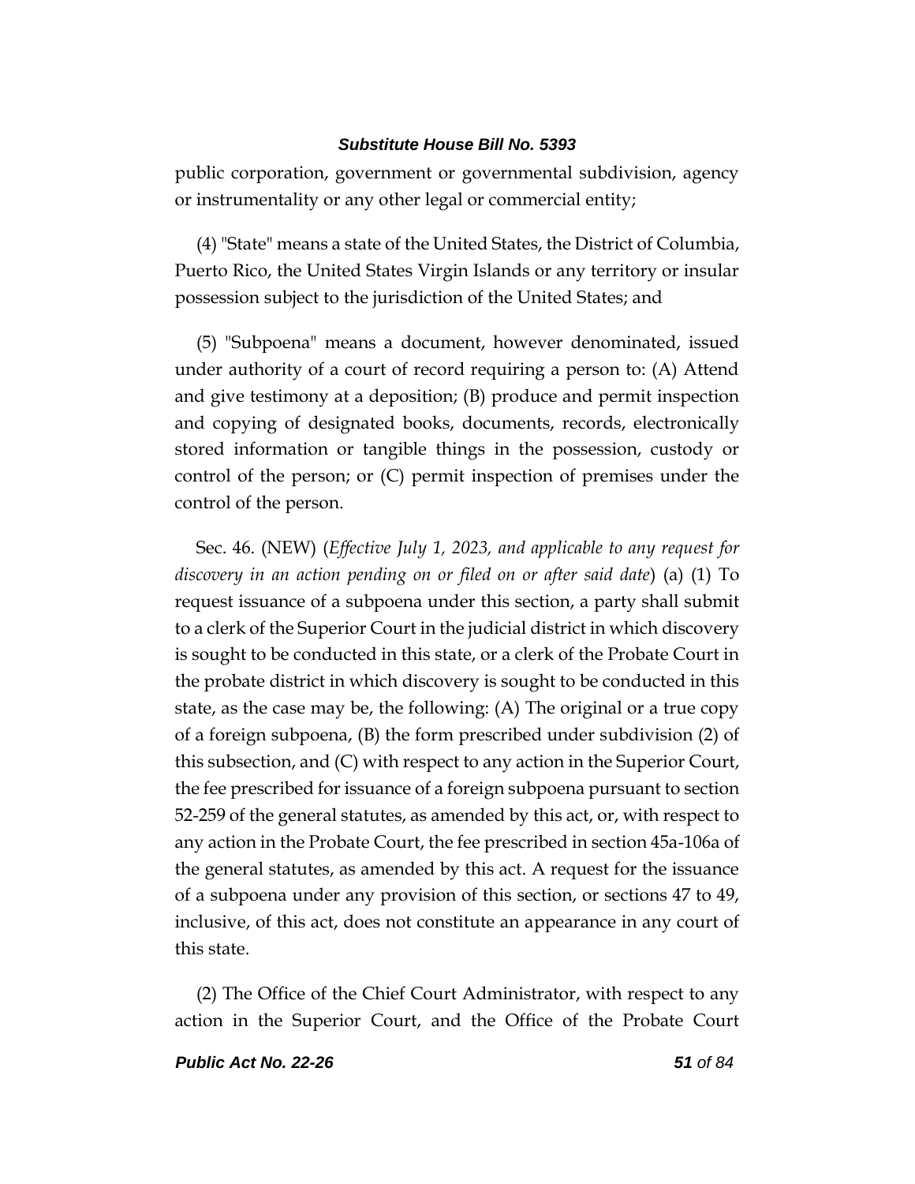public corporation, government or governmental subdivision, agency or instrumentality or any other legal or commercial entity;

(4) "State" means a state of the United States, the District of Columbia, Puerto Rico, the United States Virgin Islands or any territory or insular possession subject to the jurisdiction of the United States; and

(5) "Subpoena" means a document, however denominated, issued under authority of a court of record requiring a person to: (A) Attend and give testimony at a deposition; (B) produce and permit inspection and copying of designated books, documents, records, electronically stored information or tangible things in the possession, custody or control of the person; or (C) permit inspection of premises under the control of the person.

Sec. 46. (NEW) (*Effective July 1, 2023, and applicable to any request for discovery in an action pending on or filed on or after said date*) (a) (1) To request issuance of a subpoena under this section, a party shall submit to a clerk of the Superior Court in the judicial district in which discovery is sought to be conducted in this state, or a clerk of the Probate Court in the probate district in which discovery is sought to be conducted in this state, as the case may be, the following: (A) The original or a true copy of a foreign subpoena, (B) the form prescribed under subdivision (2) of this subsection, and (C) with respect to any action in the Superior Court, the fee prescribed for issuance of a foreign subpoena pursuant to section 52-259 of the general statutes, as amended by this act, or, with respect to any action in the Probate Court, the fee prescribed in section 45a-106a of the general statutes, as amended by this act. A request for the issuance of a subpoena under any provision of this section, or sections 47 to 49, inclusive, of this act, does not constitute an appearance in any court of this state.

(2) The Office of the Chief Court Administrator, with respect to any action in the Superior Court, and the Office of the Probate Court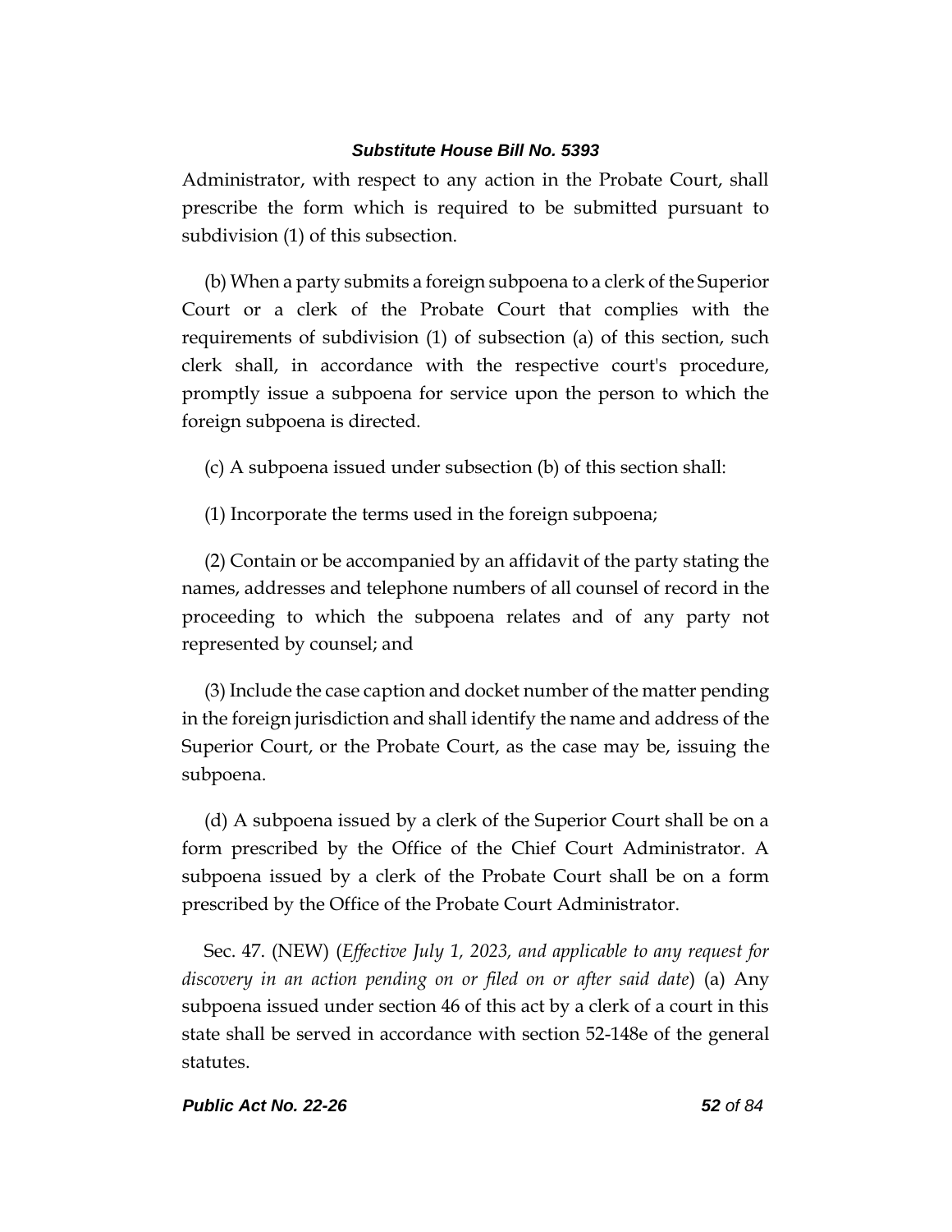Administrator, with respect to any action in the Probate Court, shall prescribe the form which is required to be submitted pursuant to subdivision (1) of this subsection.

(b) When a party submits a foreign subpoena to a clerk of the Superior Court or a clerk of the Probate Court that complies with the requirements of subdivision (1) of subsection (a) of this section, such clerk shall, in accordance with the respective court's procedure, promptly issue a subpoena for service upon the person to which the foreign subpoena is directed.

(c) A subpoena issued under subsection (b) of this section shall:

(1) Incorporate the terms used in the foreign subpoena;

(2) Contain or be accompanied by an affidavit of the party stating the names, addresses and telephone numbers of all counsel of record in the proceeding to which the subpoena relates and of any party not represented by counsel; and

(3) Include the case caption and docket number of the matter pending in the foreign jurisdiction and shall identify the name and address of the Superior Court, or the Probate Court, as the case may be, issuing the subpoena.

(d) A subpoena issued by a clerk of the Superior Court shall be on a form prescribed by the Office of the Chief Court Administrator. A subpoena issued by a clerk of the Probate Court shall be on a form prescribed by the Office of the Probate Court Administrator.

Sec. 47. (NEW) (*Effective July 1, 2023, and applicable to any request for discovery in an action pending on or filed on or after said date*) (a) Any subpoena issued under section 46 of this act by a clerk of a court in this state shall be served in accordance with section 52-148e of the general statutes.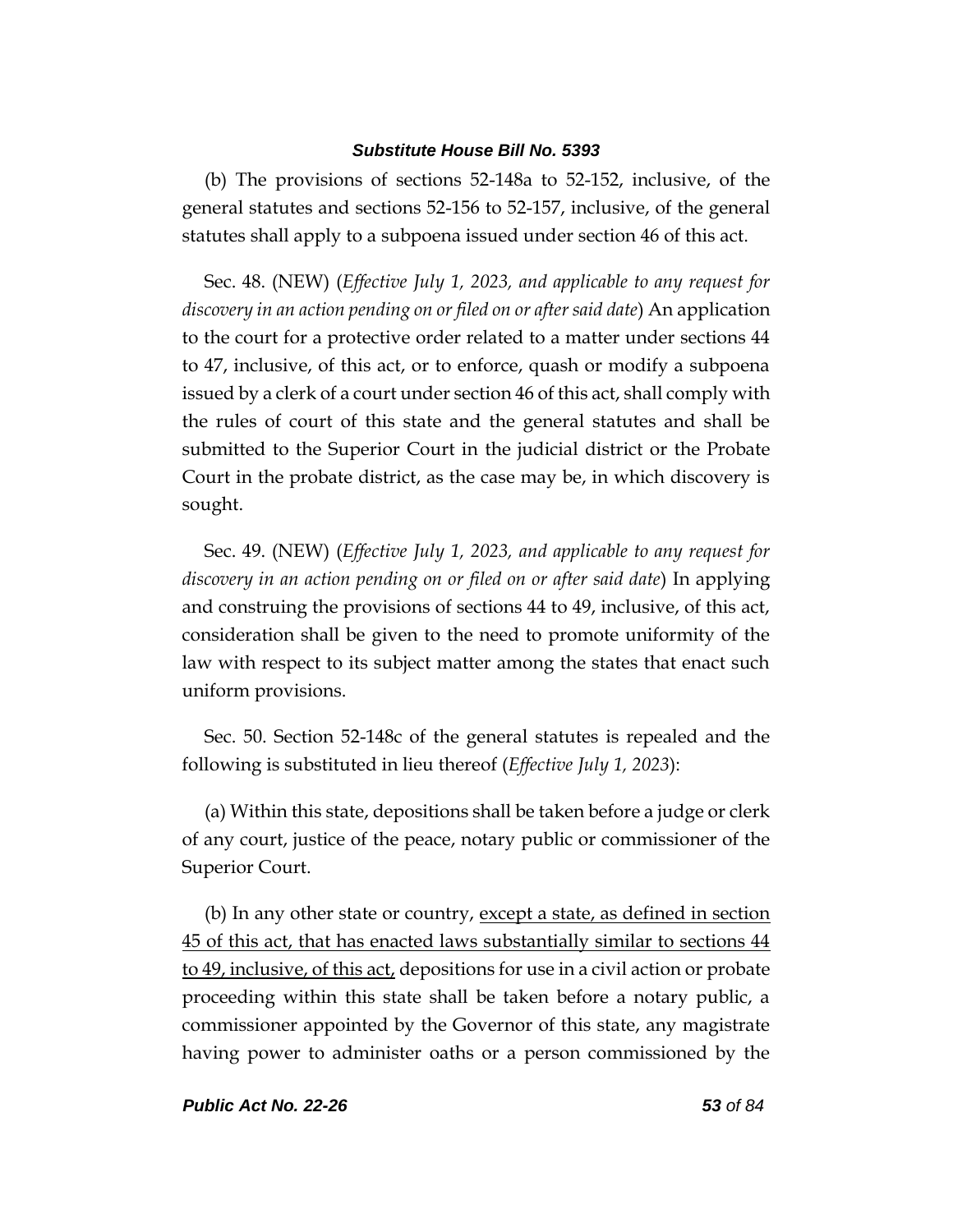(b) The provisions of sections 52-148a to 52-152, inclusive, of the general statutes and sections 52-156 to 52-157, inclusive, of the general statutes shall apply to a subpoena issued under section 46 of this act.

Sec. 48. (NEW) (*Effective July 1, 2023, and applicable to any request for discovery in an action pending on or filed on or after said date*) An application to the court for a protective order related to a matter under sections 44 to 47, inclusive, of this act, or to enforce, quash or modify a subpoena issued by a clerk of a court under section 46 of this act, shall comply with the rules of court of this state and the general statutes and shall be submitted to the Superior Court in the judicial district or the Probate Court in the probate district, as the case may be, in which discovery is sought.

Sec. 49. (NEW) (*Effective July 1, 2023, and applicable to any request for discovery in an action pending on or filed on or after said date*) In applying and construing the provisions of sections 44 to 49, inclusive, of this act, consideration shall be given to the need to promote uniformity of the law with respect to its subject matter among the states that enact such uniform provisions.

Sec. 50. Section 52-148c of the general statutes is repealed and the following is substituted in lieu thereof (*Effective July 1, 2023*):

(a) Within this state, depositions shall be taken before a judge or clerk of any court, justice of the peace, notary public or commissioner of the Superior Court.

(b) In any other state or country, <u>except a state, as defined in section 45 of this act, that has enacted laws substantially similar to sections 44 to 49, inclusive, of this act,</u> depositions for use in a civil action or probate proceeding within this state shall be taken before a notary public, a commissioner appointed by the Governor of this state, any magistrate having power to administer oaths or a person commissioned by the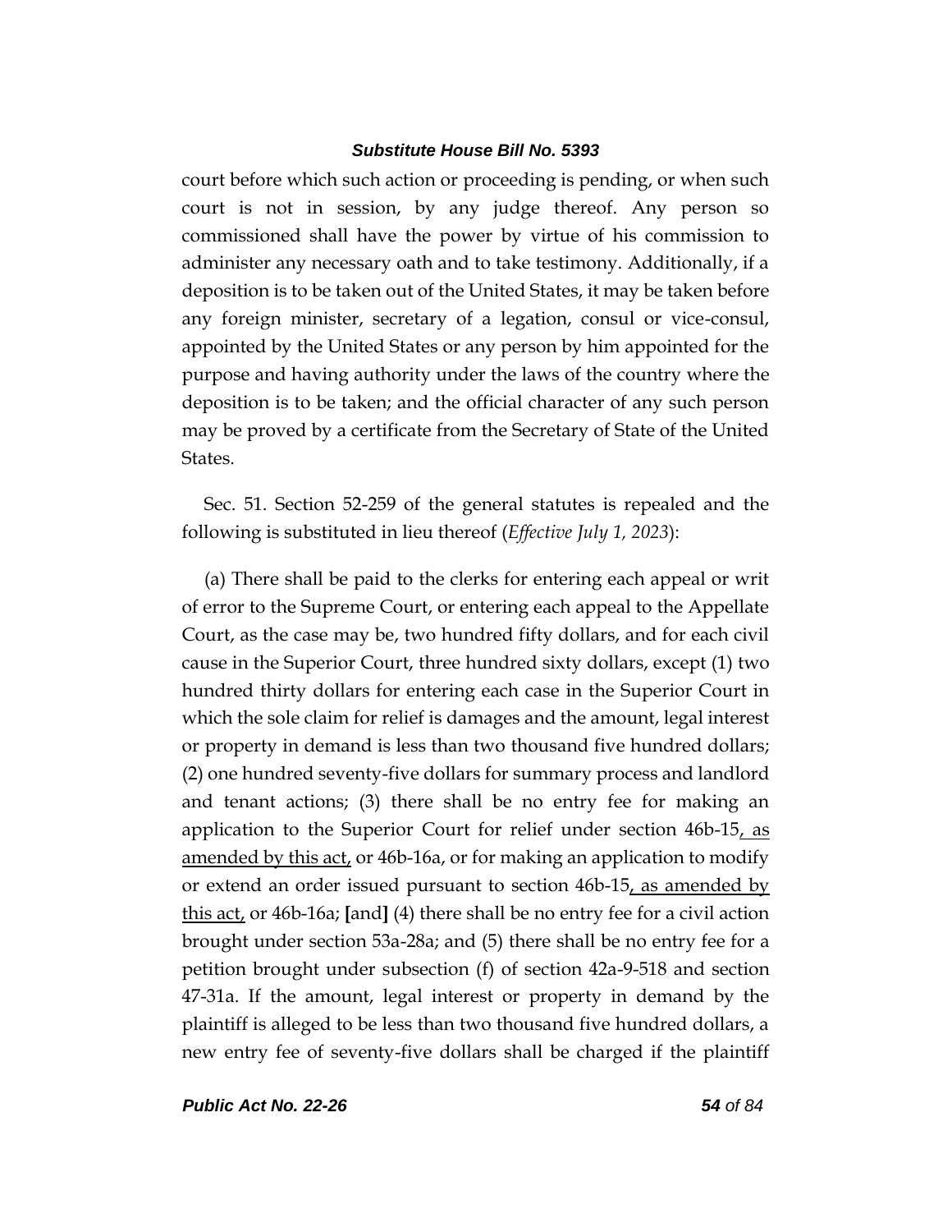court before which such action or proceeding is pending, or when such court is not in session, by any judge thereof. Any person so commissioned shall have the power by virtue of his commission to administer any necessary oath and to take testimony. Additionally, if a deposition is to be taken out of the United States, it may be taken before any foreign minister, secretary of a legation, consul or vice-consul, appointed by the United States or any person by him appointed for the purpose and having authority under the laws of the country where the deposition is to be taken; and the official character of any such person may be proved by a certificate from the Secretary of State of the United States.

Sec. 51. Section 52-259 of the general statutes is repealed and the following is substituted in lieu thereof (*Effective July 1, 2023*):

(a) There shall be paid to the clerks for entering each appeal or writ of error to the Supreme Court, or entering each appeal to the Appellate Court, as the case may be, two hundred fifty dollars, and for each civil cause in the Superior Court, three hundred sixty dollars, except (1) two hundred thirty dollars for entering each case in the Superior Court in which the sole claim for relief is damages and the amount, legal interest or property in demand is less than two thousand five hundred dollars; (2) one hundred seventy-five dollars for summary process and landlord and tenant actions; (3) there shall be no entry fee for making an application to the Superior Court for relief under section 46b-15<u>, as amended by this act,</u> or 46b-16a, or for making an application to modify or extend an order issued pursuant to section 46b-15<u>, as amended by this act,</u> or 46b-16a; [and] (4) there shall be no entry fee for a civil action brought under section 53a-28a; and (5) there shall be no entry fee for a petition brought under subsection (f) of section 42a-9-518 and section 47-31a. If the amount, legal interest or property in demand by the plaintiff is alleged to be less than two thousand five hundred dollars, a new entry fee of seventy-five dollars shall be charged if the plaintiff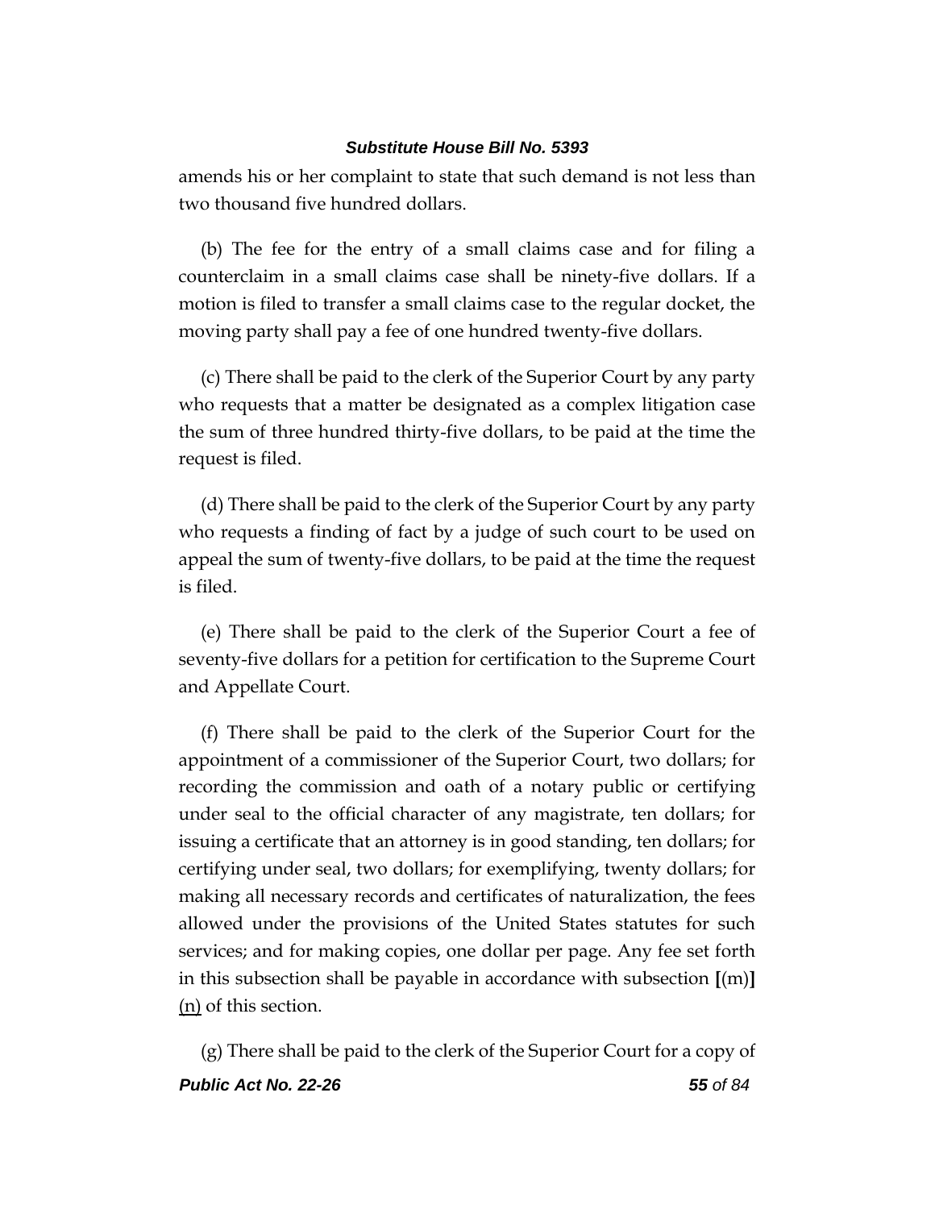amends his or her complaint to state that such demand is not less than two thousand five hundred dollars.

(b) The fee for the entry of a small claims case and for filing a counterclaim in a small claims case shall be ninety-five dollars. If a motion is filed to transfer a small claims case to the regular docket, the moving party shall pay a fee of one hundred twenty-five dollars.

(c) There shall be paid to the clerk of the Superior Court by any party who requests that a matter be designated as a complex litigation case the sum of three hundred thirty-five dollars, to be paid at the time the request is filed.

(d) There shall be paid to the clerk of the Superior Court by any party who requests a finding of fact by a judge of such court to be used on appeal the sum of twenty-five dollars, to be paid at the time the request is filed.

(e) There shall be paid to the clerk of the Superior Court a fee of seventy-five dollars for a petition for certification to the Supreme Court and Appellate Court.

(f) There shall be paid to the clerk of the Superior Court for the appointment of a commissioner of the Superior Court, two dollars; for recording the commission and oath of a notary public or certifying under seal to the official character of any magistrate, ten dollars; for issuing a certificate that an attorney is in good standing, ten dollars; for certifying under seal, two dollars; for exemplifying, twenty dollars; for making all necessary records and certificates of naturalization, the fees allowed under the provisions of the United States statutes for such services; and for making copies, one dollar per page. Any fee set forth in this subsection shall be payable in accordance with subsection **[**(m)**]** <u>(n)</u> of this section.

(g) There shall be paid to the clerk of the Superior Court for a copy of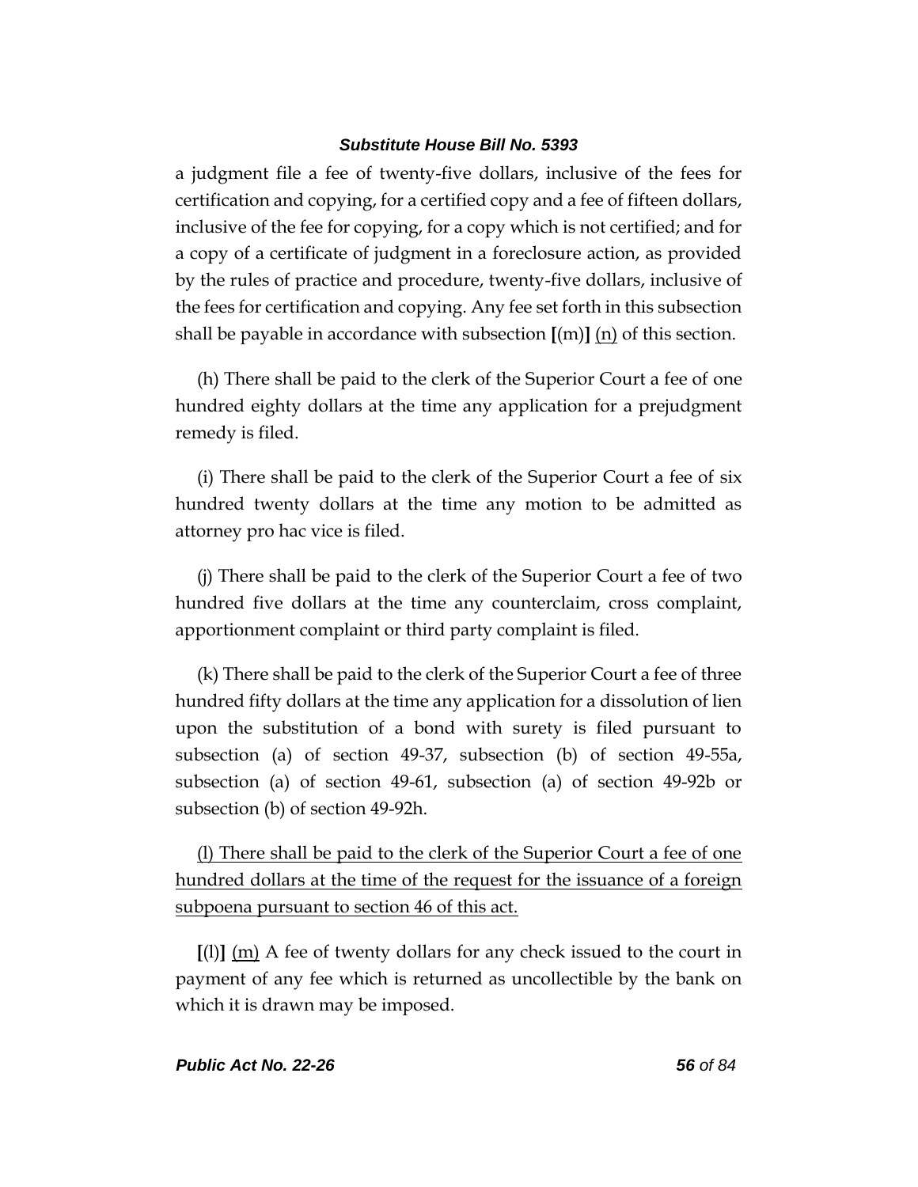a judgment file a fee of twenty-five dollars, inclusive of the fees for certification and copying, for a certified copy and a fee of fifteen dollars, inclusive of the fee for copying, for a copy which is not certified; and for a copy of a certificate of judgment in a foreclosure action, as provided by the rules of practice and procedure, twenty-five dollars, inclusive of the fees for certification and copying. Any fee set forth in this subsection shall be payable in accordance with subsection **[**(m)**]** <u>(n)</u> of this section.

(h) There shall be paid to the clerk of the Superior Court a fee of one hundred eighty dollars at the time any application for a prejudgment remedy is filed.

(i) There shall be paid to the clerk of the Superior Court a fee of six hundred twenty dollars at the time any motion to be admitted as attorney pro hac vice is filed.

(j) There shall be paid to the clerk of the Superior Court a fee of two hundred five dollars at the time any counterclaim, cross complaint, apportionment complaint or third party complaint is filed.

(k) There shall be paid to the clerk of the Superior Court a fee of three hundred fifty dollars at the time any application for a dissolution of lien upon the substitution of a bond with surety is filed pursuant to subsection (a) of section 49-37, subsection (b) of section 49-55a, subsection (a) of section 49-61, subsection (a) of section 49-92b or subsection (b) of section 49-92h.

<u>(l) There shall be paid to the clerk of the Superior Court a fee of one hundred dollars at the time of the request for the issuance of a foreign subpoena pursuant to section 46 of this act.</u>

**[**(l)**]** <u>(m)</u> A fee of twenty dollars for any check issued to the court in payment of any fee which is returned as uncollectible by the bank on which it is drawn may be imposed.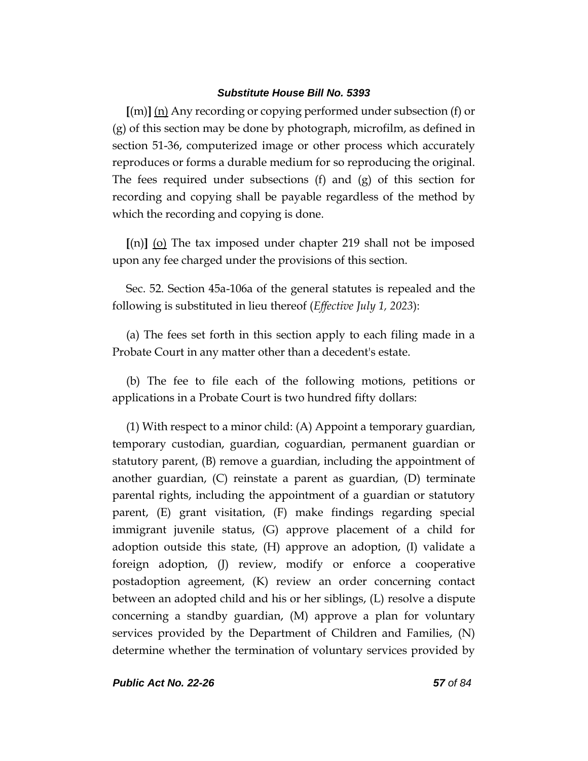**[**(m)**]** <u>(n)</u> Any recording or copying performed under subsection (f) or (g) of this section may be done by photograph, microfilm, as defined in section 51-36, computerized image or other process which accurately reproduces or forms a durable medium for so reproducing the original. The fees required under subsections (f) and (g) of this section for recording and copying shall be payable regardless of the method by which the recording and copying is done.

**[**(n)**]** <u>(o)</u> The tax imposed under chapter 219 shall not be imposed upon any fee charged under the provisions of this section.

Sec. 52. Section 45a-106a of the general statutes is repealed and the following is substituted in lieu thereof (*Effective July 1, 2023*):

(a) The fees set forth in this section apply to each filing made in a Probate Court in any matter other than a decedent's estate.

(b) The fee to file each of the following motions, petitions or applications in a Probate Court is two hundred fifty dollars:

(1) With respect to a minor child: (A) Appoint a temporary guardian, temporary custodian, guardian, coguardian, permanent guardian or statutory parent, (B) remove a guardian, including the appointment of another guardian, (C) reinstate a parent as guardian, (D) terminate parental rights, including the appointment of a guardian or statutory parent, (E) grant visitation, (F) make findings regarding special immigrant juvenile status, (G) approve placement of a child for adoption outside this state, (H) approve an adoption, (I) validate a foreign adoption, (J) review, modify or enforce a cooperative postadoption agreement, (K) review an order concerning contact between an adopted child and his or her siblings, (L) resolve a dispute concerning a standby guardian, (M) approve a plan for voluntary services provided by the Department of Children and Families, (N) determine whether the termination of voluntary services provided by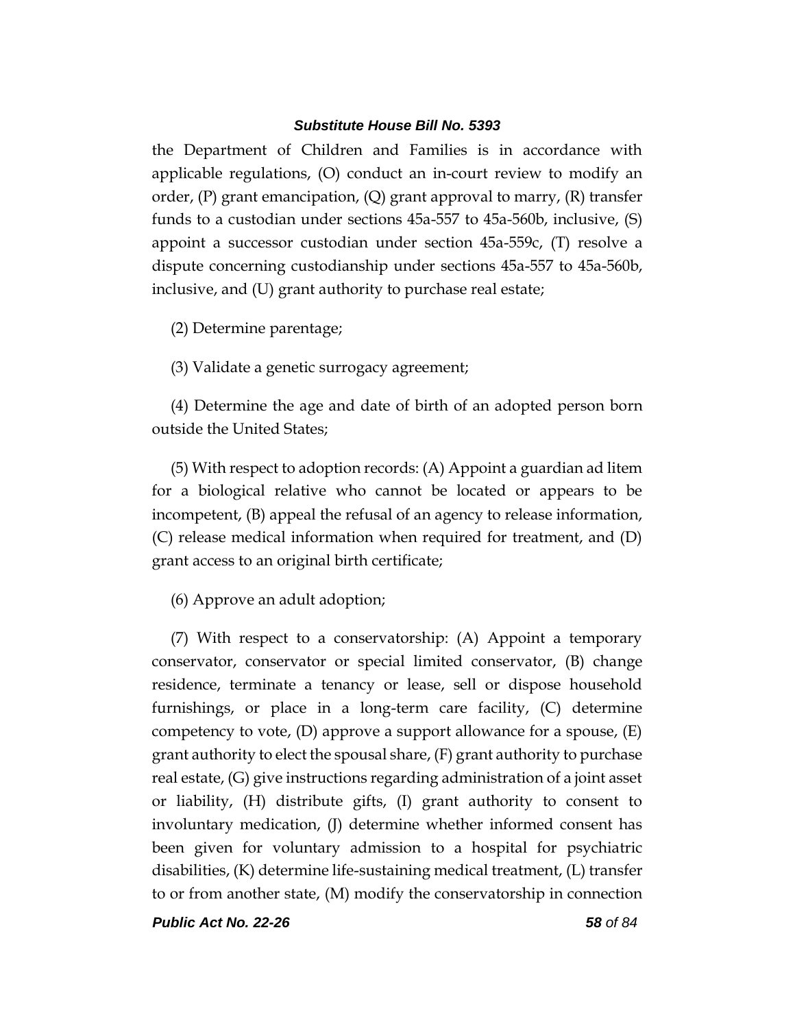the Department of Children and Families is in accordance with applicable regulations, (O) conduct an in-court review to modify an order, (P) grant emancipation, (Q) grant approval to marry, (R) transfer funds to a custodian under sections 45a-557 to 45a-560b, inclusive, (S) appoint a successor custodian under section 45a-559c, (T) resolve a dispute concerning custodianship under sections 45a-557 to 45a-560b, inclusive, and (U) grant authority to purchase real estate;

(2) Determine parentage;

(3) Validate a genetic surrogacy agreement;

(4) Determine the age and date of birth of an adopted person born outside the United States;

(5) With respect to adoption records: (A) Appoint a guardian ad litem for a biological relative who cannot be located or appears to be incompetent, (B) appeal the refusal of an agency to release information, (C) release medical information when required for treatment, and (D) grant access to an original birth certificate;

(6) Approve an adult adoption;

(7) With respect to a conservatorship: (A) Appoint a temporary conservator, conservator or special limited conservator, (B) change residence, terminate a tenancy or lease, sell or dispose household furnishings, or place in a long-term care facility, (C) determine competency to vote, (D) approve a support allowance for a spouse, (E) grant authority to elect the spousal share, (F) grant authority to purchase real estate, (G) give instructions regarding administration of a joint asset or liability, (H) distribute gifts, (I) grant authority to consent to involuntary medication, (J) determine whether informed consent has been given for voluntary admission to a hospital for psychiatric disabilities, (K) determine life-sustaining medical treatment, (L) transfer to or from another state, (M) modify the conservatorship in connection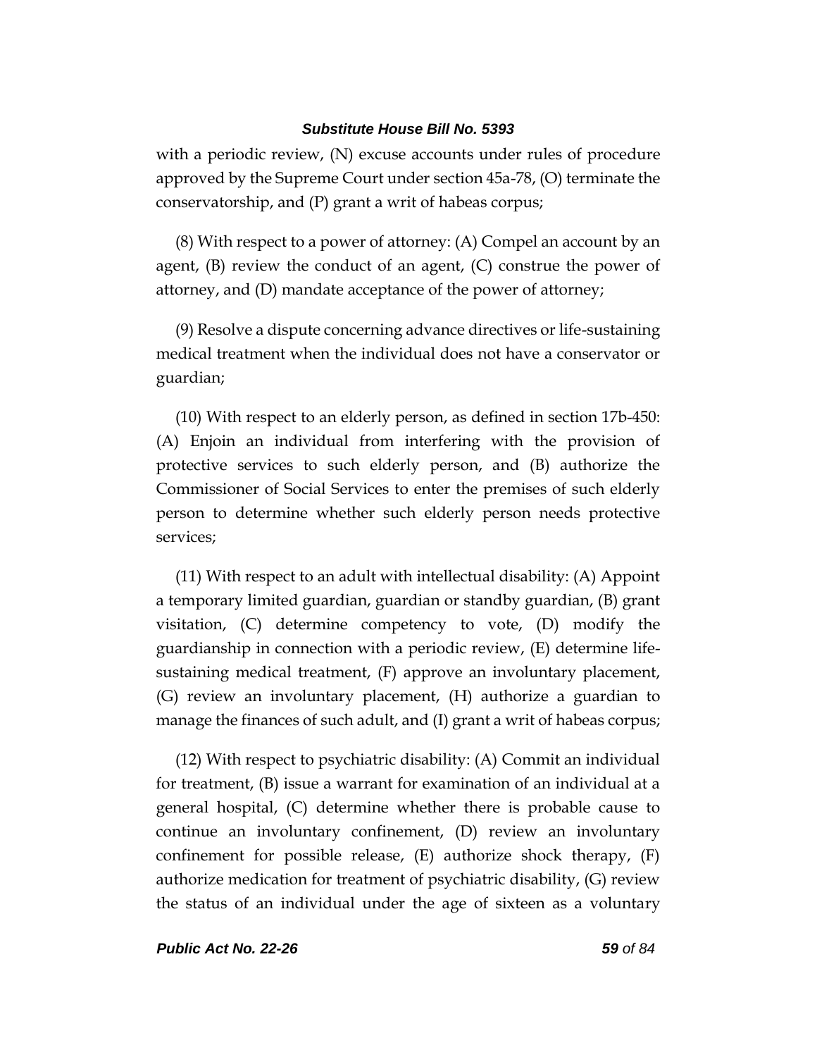with a periodic review, (N) excuse accounts under rules of procedure approved by the Supreme Court under section 45a-78, (O) terminate the conservatorship, and (P) grant a writ of habeas corpus;

(8) With respect to a power of attorney: (A) Compel an account by an agent, (B) review the conduct of an agent, (C) construe the power of attorney, and (D) mandate acceptance of the power of attorney;

(9) Resolve a dispute concerning advance directives or life-sustaining medical treatment when the individual does not have a conservator or guardian;

(10) With respect to an elderly person, as defined in section 17b-450: (A) Enjoin an individual from interfering with the provision of protective services to such elderly person, and (B) authorize the Commissioner of Social Services to enter the premises of such elderly person to determine whether such elderly person needs protective services;

(11) With respect to an adult with intellectual disability: (A) Appoint a temporary limited guardian, guardian or standby guardian, (B) grant visitation, (C) determine competency to vote, (D) modify the guardianship in connection with a periodic review, (E) determine life-sustaining medical treatment, (F) approve an involuntary placement, (G) review an involuntary placement, (H) authorize a guardian to manage the finances of such adult, and (I) grant a writ of habeas corpus;

(12) With respect to psychiatric disability: (A) Commit an individual for treatment, (B) issue a warrant for examination of an individual at a general hospital, (C) determine whether there is probable cause to continue an involuntary confinement, (D) review an involuntary confinement for possible release, (E) authorize shock therapy, (F) authorize medication for treatment of psychiatric disability, (G) review the status of an individual under the age of sixteen as a voluntary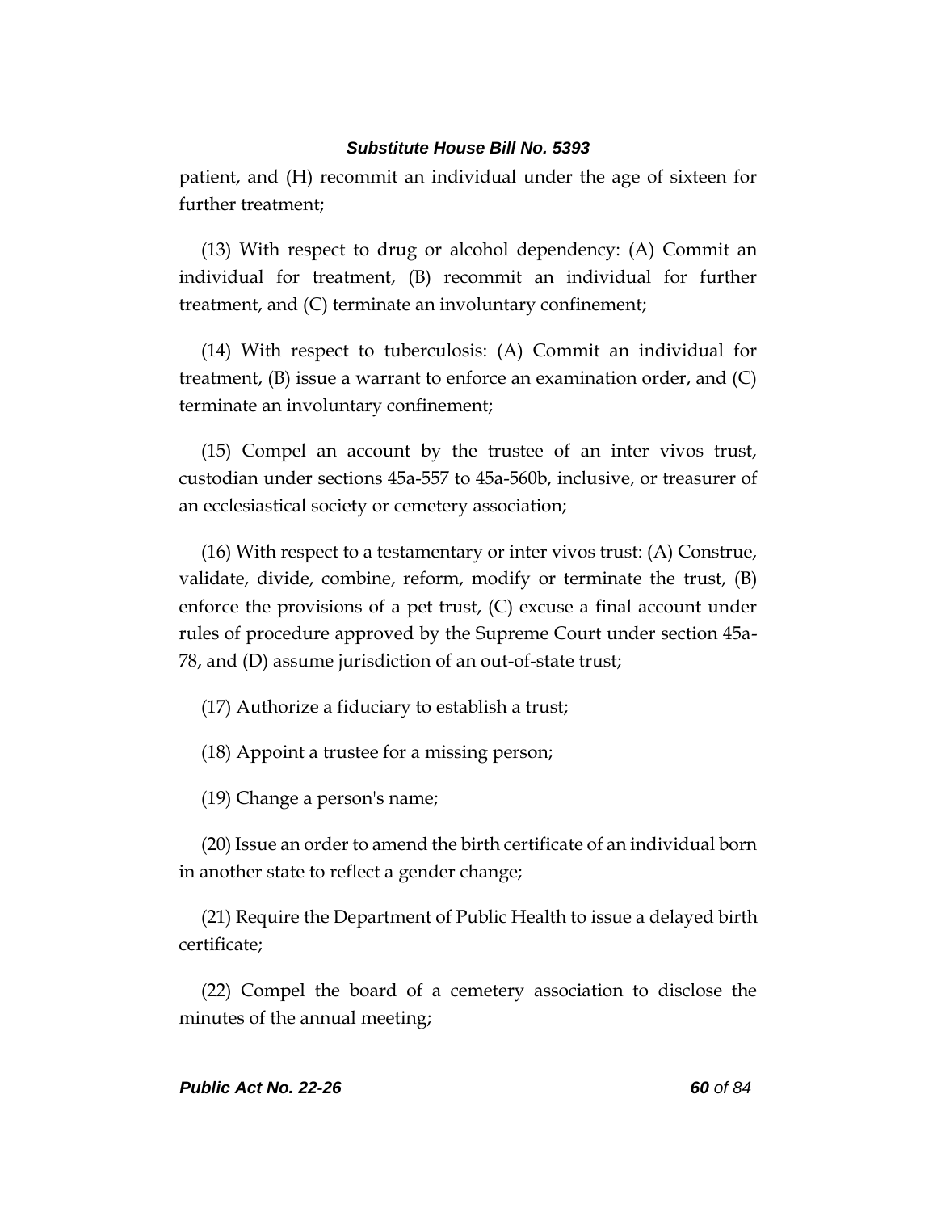patient, and (H) recommit an individual under the age of sixteen for further treatment;

(13) With respect to drug or alcohol dependency: (A) Commit an individual for treatment, (B) recommit an individual for further treatment, and (C) terminate an involuntary confinement;

(14) With respect to tuberculosis: (A) Commit an individual for treatment, (B) issue a warrant to enforce an examination order, and (C) terminate an involuntary confinement;

(15) Compel an account by the trustee of an inter vivos trust, custodian under sections 45a-557 to 45a-560b, inclusive, or treasurer of an ecclesiastical society or cemetery association;

(16) With respect to a testamentary or inter vivos trust: (A) Construe, validate, divide, combine, reform, modify or terminate the trust, (B) enforce the provisions of a pet trust, (C) excuse a final account under rules of procedure approved by the Supreme Court under section 45a-78, and (D) assume jurisdiction of an out-of-state trust;

(17) Authorize a fiduciary to establish a trust;

(18) Appoint a trustee for a missing person;

(19) Change a person's name;

(20) Issue an order to amend the birth certificate of an individual born in another state to reflect a gender change;

(21) Require the Department of Public Health to issue a delayed birth certificate;

(22) Compel the board of a cemetery association to disclose the minutes of the annual meeting;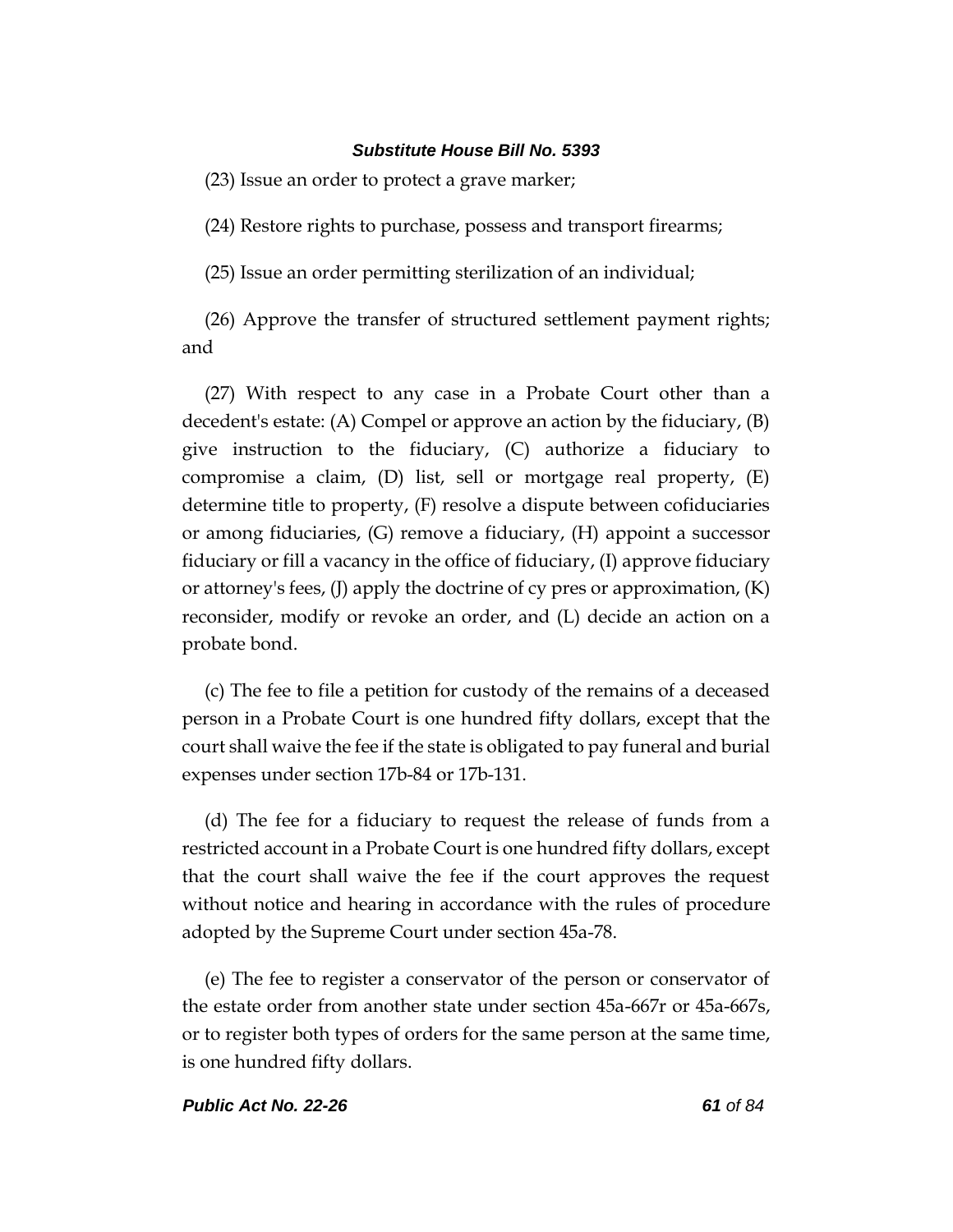(23) Issue an order to protect a grave marker;

(24) Restore rights to purchase, possess and transport firearms;

(25) Issue an order permitting sterilization of an individual;

(26) Approve the transfer of structured settlement payment rights; and

(27) With respect to any case in a Probate Court other than a decedent's estate: (A) Compel or approve an action by the fiduciary, (B) give instruction to the fiduciary, (C) authorize a fiduciary to compromise a claim, (D) list, sell or mortgage real property, (E) determine title to property, (F) resolve a dispute between cofiduciaries or among fiduciaries, (G) remove a fiduciary, (H) appoint a successor fiduciary or fill a vacancy in the office of fiduciary, (I) approve fiduciary or attorney's fees, (J) apply the doctrine of cy pres or approximation, (K) reconsider, modify or revoke an order, and (L) decide an action on a probate bond.

(c) The fee to file a petition for custody of the remains of a deceased person in a Probate Court is one hundred fifty dollars, except that the court shall waive the fee if the state is obligated to pay funeral and burial expenses under section 17b-84 or 17b-131.

(d) The fee for a fiduciary to request the release of funds from a restricted account in a Probate Court is one hundred fifty dollars, except that the court shall waive the fee if the court approves the request without notice and hearing in accordance with the rules of procedure adopted by the Supreme Court under section 45a-78.

(e) The fee to register a conservator of the person or conservator of the estate order from another state under section 45a-667r or 45a-667s, or to register both types of orders for the same person at the same time, is one hundred fifty dollars.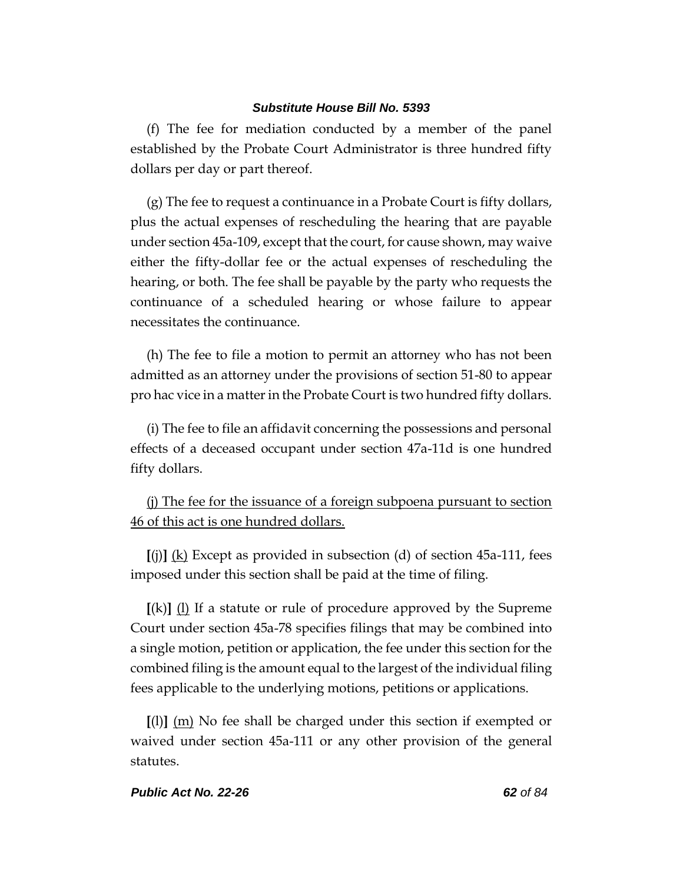(f) The fee for mediation conducted by a member of the panel established by the Probate Court Administrator is three hundred fifty dollars per day or part thereof.

(g) The fee to request a continuance in a Probate Court is fifty dollars, plus the actual expenses of rescheduling the hearing that are payable under section 45a-109, except that the court, for cause shown, may waive either the fifty-dollar fee or the actual expenses of rescheduling the hearing, or both. The fee shall be payable by the party who requests the continuance of a scheduled hearing or whose failure to appear necessitates the continuance.

(h) The fee to file a motion to permit an attorney who has not been admitted as an attorney under the provisions of section 51-80 to appear pro hac vice in a matter in the Probate Court is two hundred fifty dollars.

(i) The fee to file an affidavit concerning the possessions and personal effects of a deceased occupant under section 47a-11d is one hundred fifty dollars.

<u>(j) The fee for the issuance of a foreign subpoena pursuant to section 46 of this act is one hundred dollars.</u>

**[**(j)**]** <u>(k)</u> Except as provided in subsection (d) of section 45a-111, fees imposed under this section shall be paid at the time of filing.

**[**(k)**]** <u>(l)</u> If a statute or rule of procedure approved by the Supreme Court under section 45a-78 specifies filings that may be combined into a single motion, petition or application, the fee under this section for the combined filing is the amount equal to the largest of the individual filing fees applicable to the underlying motions, petitions or applications.

**[**(l)**]** <u>(m)</u> No fee shall be charged under this section if exempted or waived under section 45a-111 or any other provision of the general statutes.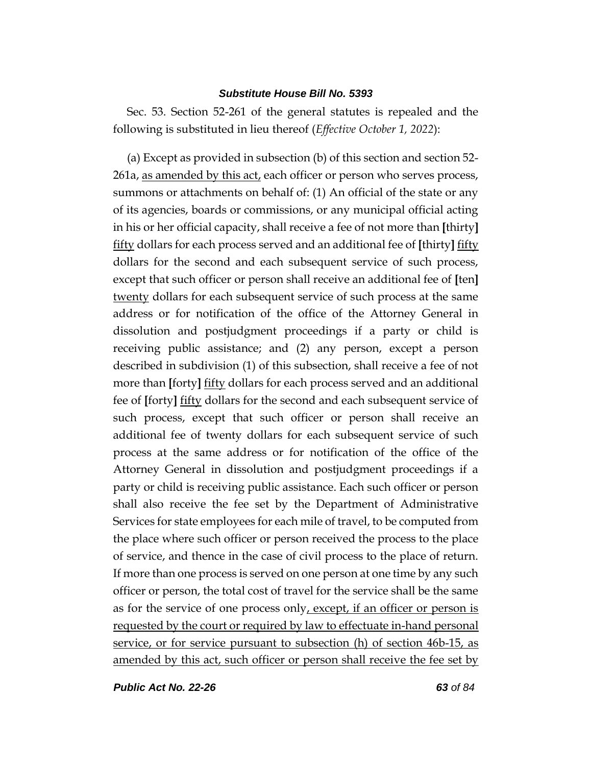Sec. 53. Section 52-261 of the general statutes is repealed and the following is substituted in lieu thereof (*Effective October 1, 2022*):

(a) Except as provided in subsection (b) of this section and section 52-261a, <u>as amended by this act,</u> each officer or person who serves process, summons or attachments on behalf of: (1) An official of the state or any of its agencies, boards or commissions, or any municipal official acting in his or her official capacity, shall receive a fee of not more than **[**thirty**]** <u>fifty</u> dollars for each process served and an additional fee of **[**thirty**]** <u>fifty</u> dollars for the second and each subsequent service of such process, except that such officer or person shall receive an additional fee of **[**ten**]** <u>twenty</u> dollars for each subsequent service of such process at the same address or for notification of the office of the Attorney General in dissolution and postjudgment proceedings if a party or child is receiving public assistance; and (2) any person, except a person described in subdivision (1) of this subsection, shall receive a fee of not more than **[**forty**]** <u>fifty</u> dollars for each process served and an additional fee of **[**forty**]** <u>fifty</u> dollars for the second and each subsequent service of such process, except that such officer or person shall receive an additional fee of twenty dollars for each subsequent service of such process at the same address or for notification of the office of the Attorney General in dissolution and postjudgment proceedings if a party or child is receiving public assistance. Each such officer or person shall also receive the fee set by the Department of Administrative Services for state employees for each mile of travel, to be computed from the place where such officer or person received the process to the place of service, and thence in the case of civil process to the place of return. If more than one process is served on one person at one time by any such officer or person, the total cost of travel for the service shall be the same as for the service of one process only<u>, except, if an officer or person is requested by the court or required by law to effectuate in-hand personal service, or for service pursuant to subsection (h) of section 46b-15, as amended by this act, such officer or person shall receive the fee set by</u>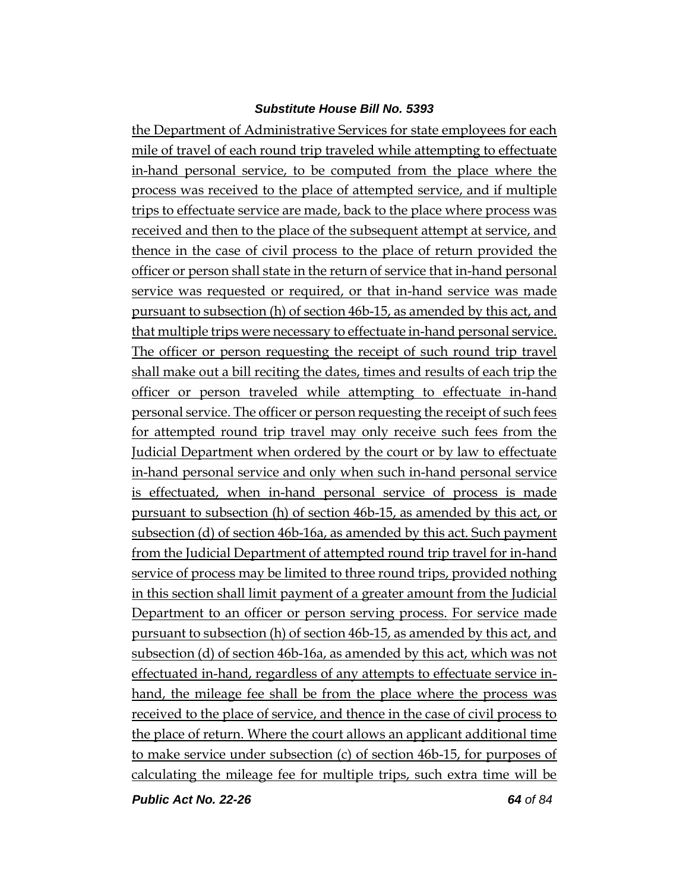the Department of Administrative Services for state employees for each mile of travel of each round trip traveled while attempting to effectuate in-hand personal service, to be computed from the place where the process was received to the place of attempted service, and if multiple trips to effectuate service are made, back to the place where process was received and then to the place of the subsequent attempt at service, and thence in the case of civil process to the place of return provided the officer or person shall state in the return of service that in-hand personal service was requested or required, or that in-hand service was made pursuant to subsection (h) of section 46b-15, as amended by this act, and that multiple trips were necessary to effectuate in-hand personal service. The officer or person requesting the receipt of such round trip travel shall make out a bill reciting the dates, times and results of each trip the officer or person traveled while attempting to effectuate in-hand personal service. The officer or person requesting the receipt of such fees for attempted round trip travel may only receive such fees from the Judicial Department when ordered by the court or by law to effectuate in-hand personal service and only when such in-hand personal service is effectuated, when in-hand personal service of process is made pursuant to subsection (h) of section 46b-15, as amended by this act, or subsection (d) of section 46b-16a, as amended by this act. Such payment from the Judicial Department of attempted round trip travel for in-hand service of process may be limited to three round trips, provided nothing in this section shall limit payment of a greater amount from the Judicial Department to an officer or person serving process. For service made pursuant to subsection (h) of section 46b-15, as amended by this act, and subsection (d) of section 46b-16a, as amended by this act, which was not effectuated in-hand, regardless of any attempts to effectuate service in-hand, the mileage fee shall be from the place where the process was received to the place of service, and thence in the case of civil process to the place of return. Where the court allows an applicant additional time to make service under subsection (c) of section 46b-15, for purposes of calculating the mileage fee for multiple trips, such extra time will be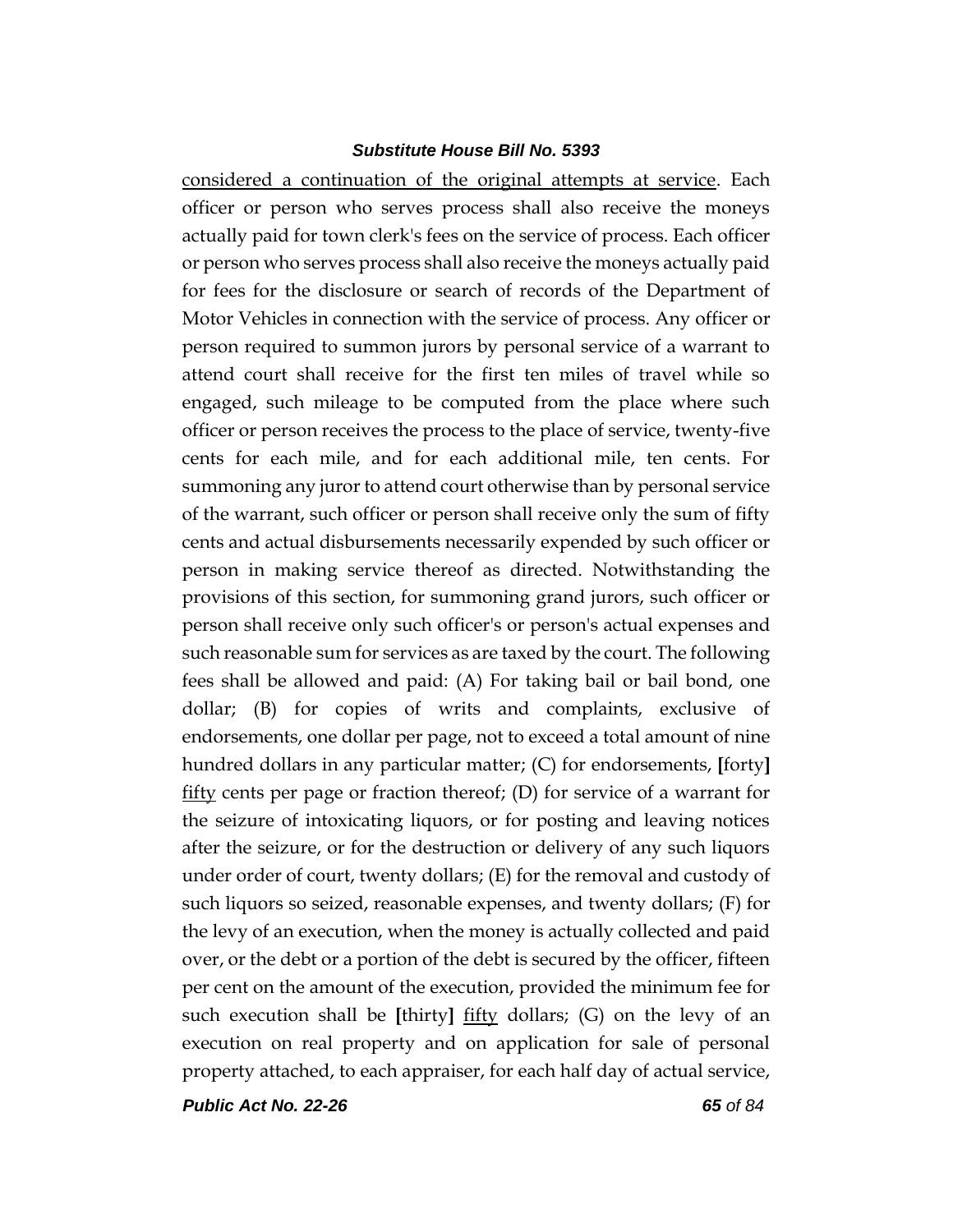<u>considered a continuation of the original attempts at service</u>. Each officer or person who serves process shall also receive the moneys actually paid for town clerk's fees on the service of process. Each officer or person who serves process shall also receive the moneys actually paid for fees for the disclosure or search of records of the Department of Motor Vehicles in connection with the service of process. Any officer or person required to summon jurors by personal service of a warrant to attend court shall receive for the first ten miles of travel while so engaged, such mileage to be computed from the place where such officer or person receives the process to the place of service, twenty-five cents for each mile, and for each additional mile, ten cents. For summoning any juror to attend court otherwise than by personal service of the warrant, such officer or person shall receive only the sum of fifty cents and actual disbursements necessarily expended by such officer or person in making service thereof as directed. Notwithstanding the provisions of this section, for summoning grand jurors, such officer or person shall receive only such officer's or person's actual expenses and such reasonable sum for services as are taxed by the court. The following fees shall be allowed and paid: (A) For taking bail or bail bond, one dollar; (B) for copies of writs and complaints, exclusive of endorsements, one dollar per page, not to exceed a total amount of nine hundred dollars in any particular matter; (C) for endorsements, **[**forty**]** <u>fifty</u> cents per page or fraction thereof; (D) for service of a warrant for the seizure of intoxicating liquors, or for posting and leaving notices after the seizure, or for the destruction or delivery of any such liquors under order of court, twenty dollars; (E) for the removal and custody of such liquors so seized, reasonable expenses, and twenty dollars; (F) for the levy of an execution, when the money is actually collected and paid over, or the debt or a portion of the debt is secured by the officer, fifteen per cent on the amount of the execution, provided the minimum fee for such execution shall be **[**thirty**]** <u>fifty</u> dollars; (G) on the levy of an execution on real property and on application for sale of personal property attached, to each appraiser, for each half day of actual service,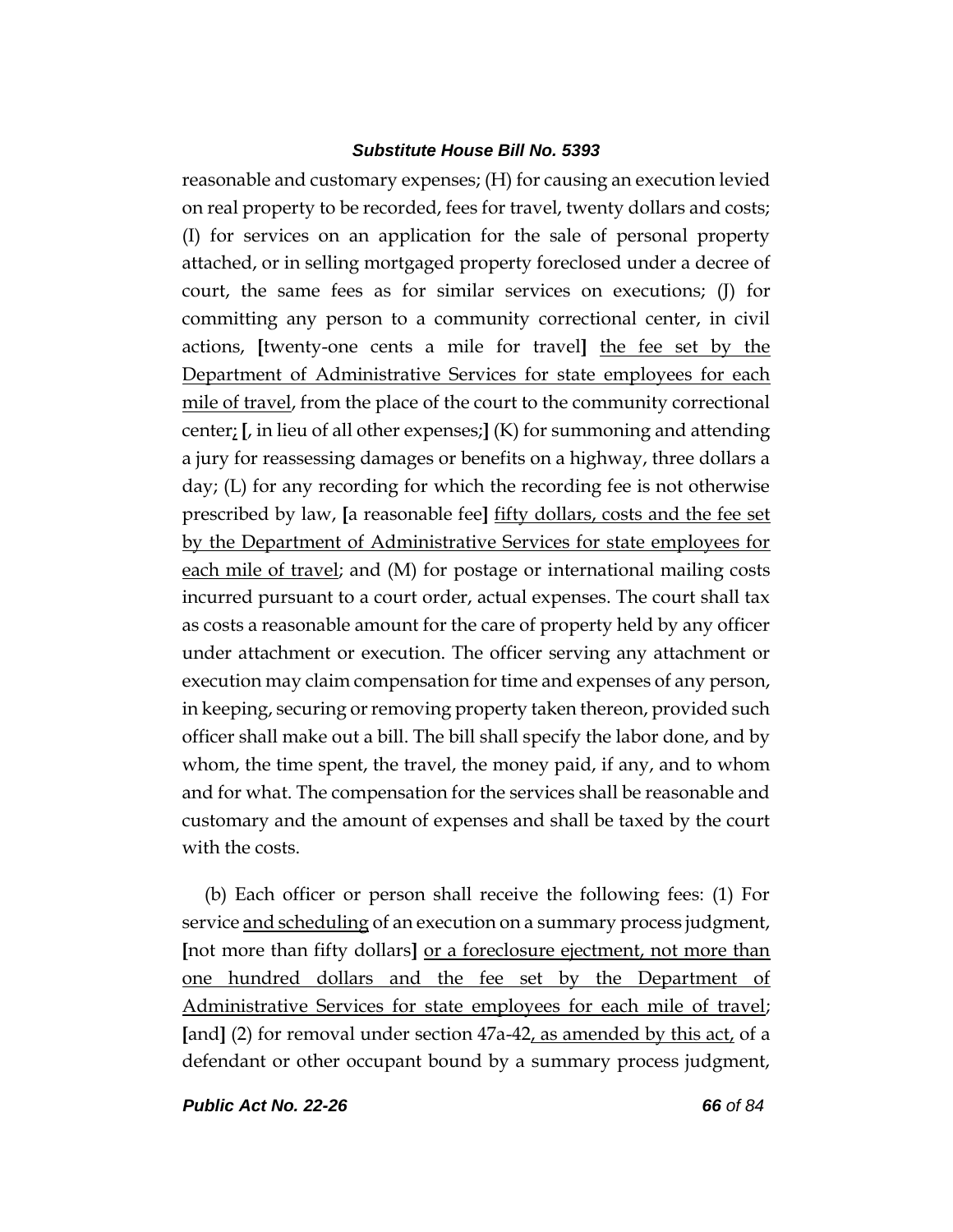reasonable and customary expenses; (H) for causing an execution levied on real property to be recorded, fees for travel, twenty dollars and costs; (I) for services on an application for the sale of personal property attached, or in selling mortgaged property foreclosed under a decree of court, the same fees as for similar services on executions; (J) for committing any person to a community correctional center, in civil actions, [twenty-one cents a mile for travel] <u>the fee set by the Department of Administrative Services for state employees for each mile of travel</u>, from the place of the court to the community correctional center<u>;</u> [, in lieu of all other expenses;] (K) for summoning and attending a jury for reassessing damages or benefits on a highway, three dollars a day; (L) for any recording for which the recording fee is not otherwise prescribed by law, [a reasonable fee] <u>fifty dollars, costs and the fee set by the Department of Administrative Services for state employees for each mile of travel</u>; and (M) for postage or international mailing costs incurred pursuant to a court order, actual expenses. The court shall tax as costs a reasonable amount for the care of property held by any officer under attachment or execution. The officer serving any attachment or execution may claim compensation for time and expenses of any person, in keeping, securing or removing property taken thereon, provided such officer shall make out a bill. The bill shall specify the labor done, and by whom, the time spent, the travel, the money paid, if any, and to whom and for what. The compensation for the services shall be reasonable and customary and the amount of expenses and shall be taxed by the court with the costs.

(b) Each officer or person shall receive the following fees: (1) For service <u>and scheduling</u> of an execution on a summary process judgment, [not more than fifty dollars] <u>or a foreclosure ejectment, not more than one hundred dollars and the fee set by the Department of Administrative Services for state employees for each mile of travel</u>; [and] (2) for removal under section 47a-42<u>, as amended by this act,</u> of a defendant or other occupant bound by a summary process judgment,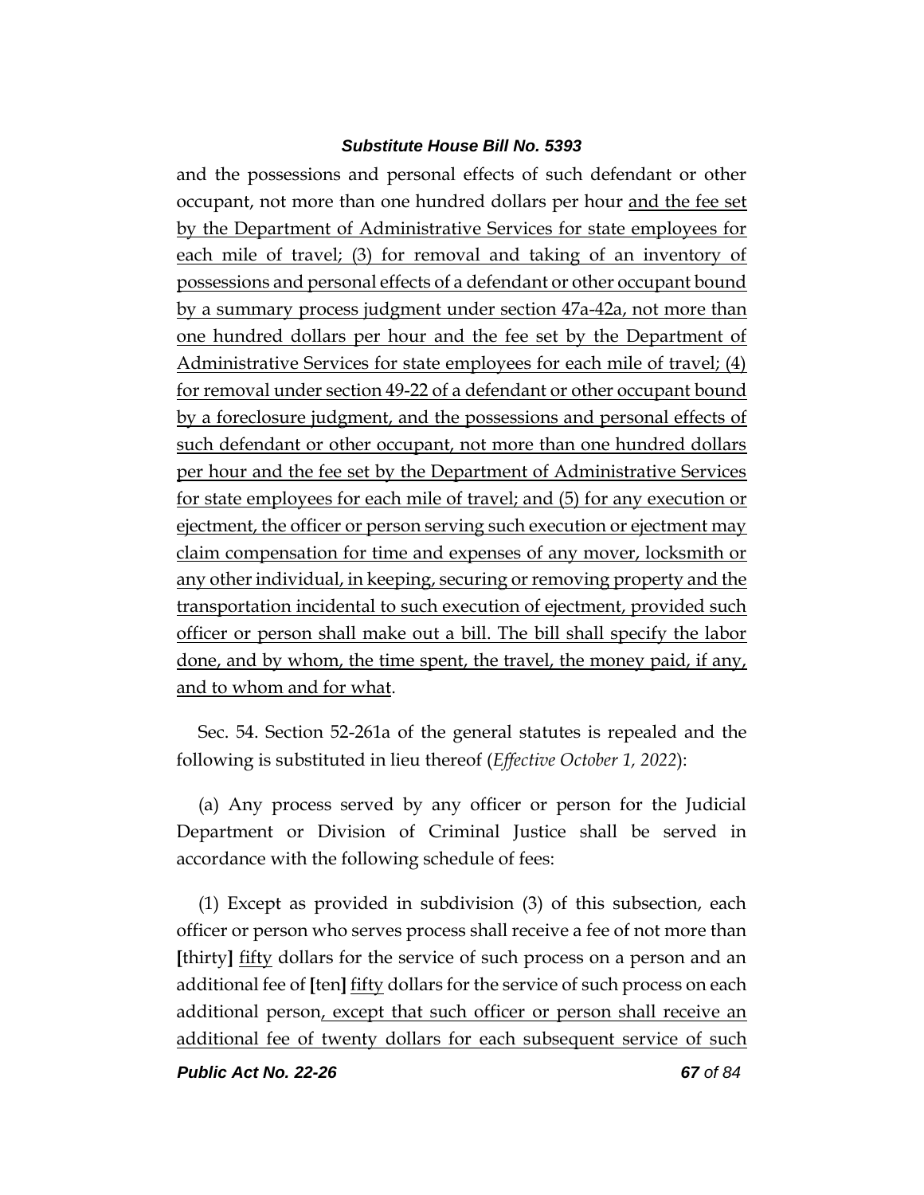and the possessions and personal effects of such defendant or other occupant, not more than one hundred dollars per hour <u>and the fee set by the Department of Administrative Services for state employees for each mile of travel; (3) for removal and taking of an inventory of possessions and personal effects of a defendant or other occupant bound by a summary process judgment under section 47a-42a, not more than one hundred dollars per hour and the fee set by the Department of Administrative Services for state employees for each mile of travel; (4) for removal under section 49-22 of a defendant or other occupant bound by a foreclosure judgment, and the possessions and personal effects of such defendant or other occupant, not more than one hundred dollars per hour and the fee set by the Department of Administrative Services for state employees for each mile of travel; and (5) for any execution or ejectment, the officer or person serving such execution or ejectment may claim compensation for time and expenses of any mover, locksmith or any other individual, in keeping, securing or removing property and the transportation incidental to such execution of ejectment, provided such officer or person shall make out a bill. The bill shall specify the labor done, and by whom, the time spent, the travel, the money paid, if any, and to whom and for what</u>.

Sec. 54. Section 52-261a of the general statutes is repealed and the following is substituted in lieu thereof (*Effective October 1, 2022*):

(a) Any process served by any officer or person for the Judicial Department or Division of Criminal Justice shall be served in accordance with the following schedule of fees:

(1) Except as provided in subdivision (3) of this subsection, each officer or person who serves process shall receive a fee of not more than **[**thirty**]** <u>fifty</u> dollars for the service of such process on a person and an additional fee of **[**ten**]** <u>fifty</u> dollars for the service of such process on each additional person<u>, except that such officer or person shall receive an additional fee of twenty dollars for each subsequent service of such</u>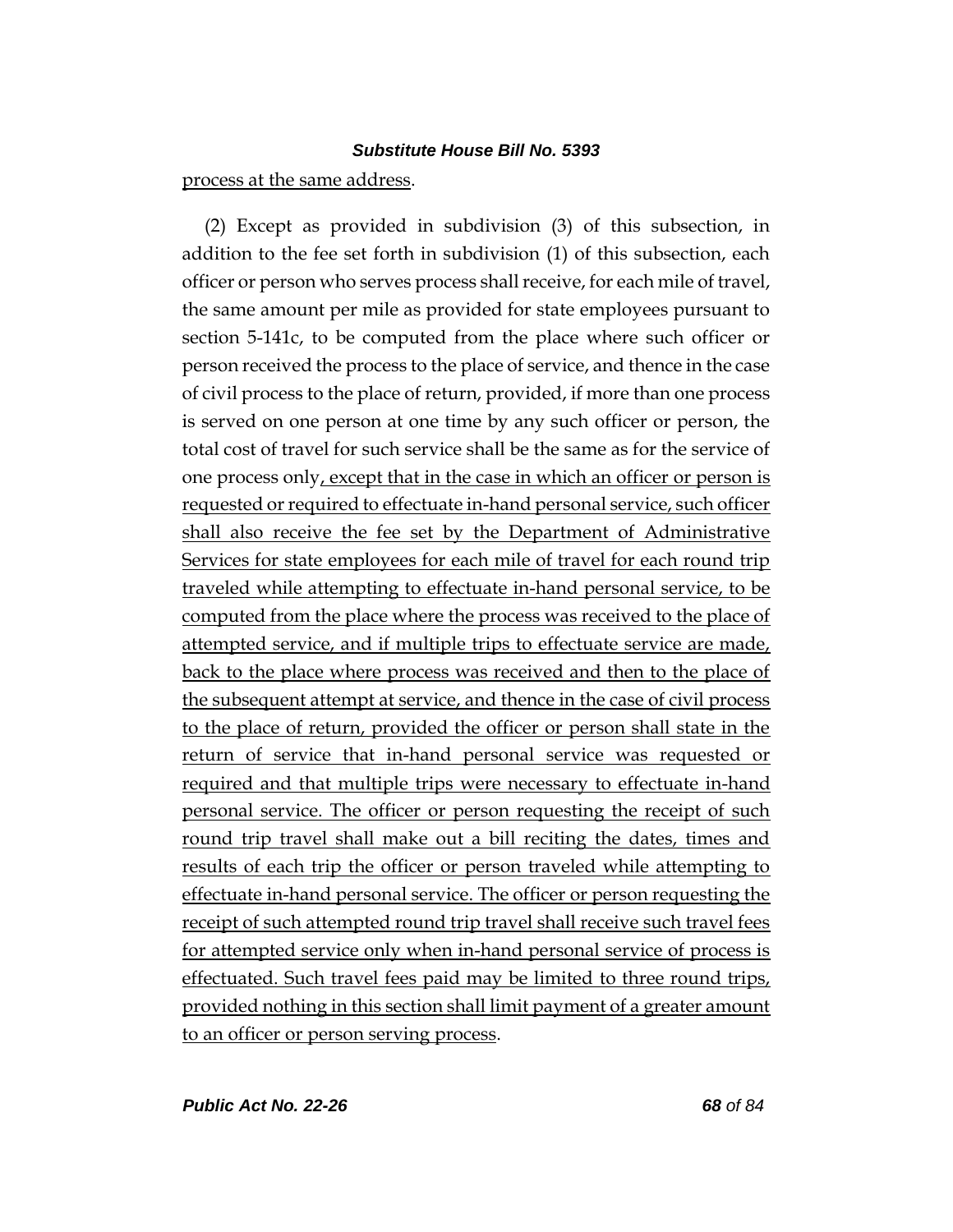process at the same address.

(2) Except as provided in subdivision (3) of this subsection, in addition to the fee set forth in subdivision (1) of this subsection, each officer or person who serves process shall receive, for each mile of travel, the same amount per mile as provided for state employees pursuant to section 5-141c, to be computed from the place where such officer or person received the process to the place of service, and thence in the case of civil process to the place of return, provided, if more than one process is served on one person at one time by any such officer or person, the total cost of travel for such service shall be the same as for the service of one process only, except that in the case in which an officer or person is requested or required to effectuate in-hand personal service, such officer shall also receive the fee set by the Department of Administrative Services for state employees for each mile of travel for each round trip traveled while attempting to effectuate in-hand personal service, to be computed from the place where the process was received to the place of attempted service, and if multiple trips to effectuate service are made, back to the place where process was received and then to the place of the subsequent attempt at service, and thence in the case of civil process to the place of return, provided the officer or person shall state in the return of service that in-hand personal service was requested or required and that multiple trips were necessary to effectuate in-hand personal service. The officer or person requesting the receipt of such round trip travel shall make out a bill reciting the dates, times and results of each trip the officer or person traveled while attempting to effectuate in-hand personal service. The officer or person requesting the receipt of such attempted round trip travel shall receive such travel fees for attempted service only when in-hand personal service of process is effectuated. Such travel fees paid may be limited to three round trips, provided nothing in this section shall limit payment of a greater amount to an officer or person serving process.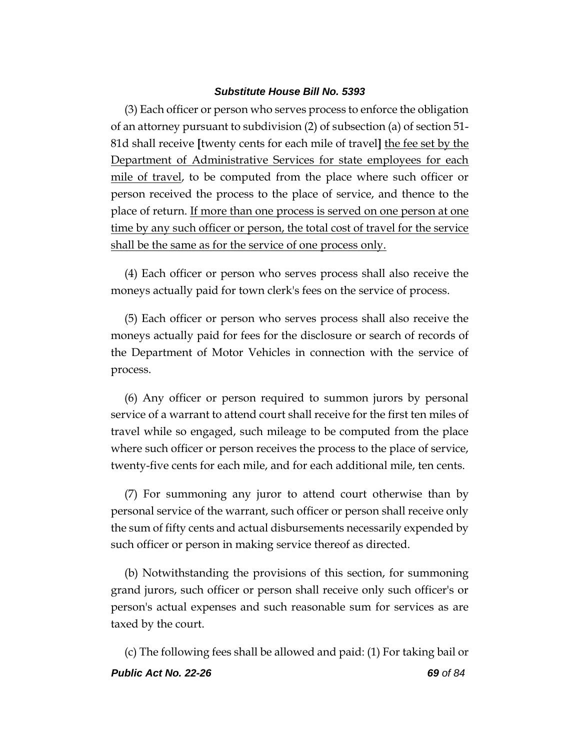(3) Each officer or person who serves process to enforce the obligation of an attorney pursuant to subdivision (2) of subsection (a) of section 51-81d shall receive **[**twenty cents for each mile of travel**]** <u>the fee set by the Department of Administrative Services for state employees for each mile of travel</u>, to be computed from the place where such officer or person received the process to the place of service, and thence to the place of return. <u>If more than one process is served on one person at one time by any such officer or person, the total cost of travel for the service shall be the same as for the service of one process only.</u>

(4) Each officer or person who serves process shall also receive the moneys actually paid for town clerk's fees on the service of process.

(5) Each officer or person who serves process shall also receive the moneys actually paid for fees for the disclosure or search of records of the Department of Motor Vehicles in connection with the service of process.

(6) Any officer or person required to summon jurors by personal service of a warrant to attend court shall receive for the first ten miles of travel while so engaged, such mileage to be computed from the place where such officer or person receives the process to the place of service, twenty-five cents for each mile, and for each additional mile, ten cents.

(7) For summoning any juror to attend court otherwise than by personal service of the warrant, such officer or person shall receive only the sum of fifty cents and actual disbursements necessarily expended by such officer or person in making service thereof as directed.

(b) Notwithstanding the provisions of this section, for summoning grand jurors, such officer or person shall receive only such officer's or person's actual expenses and such reasonable sum for services as are taxed by the court.

(c) The following fees shall be allowed and paid: (1) For taking bail or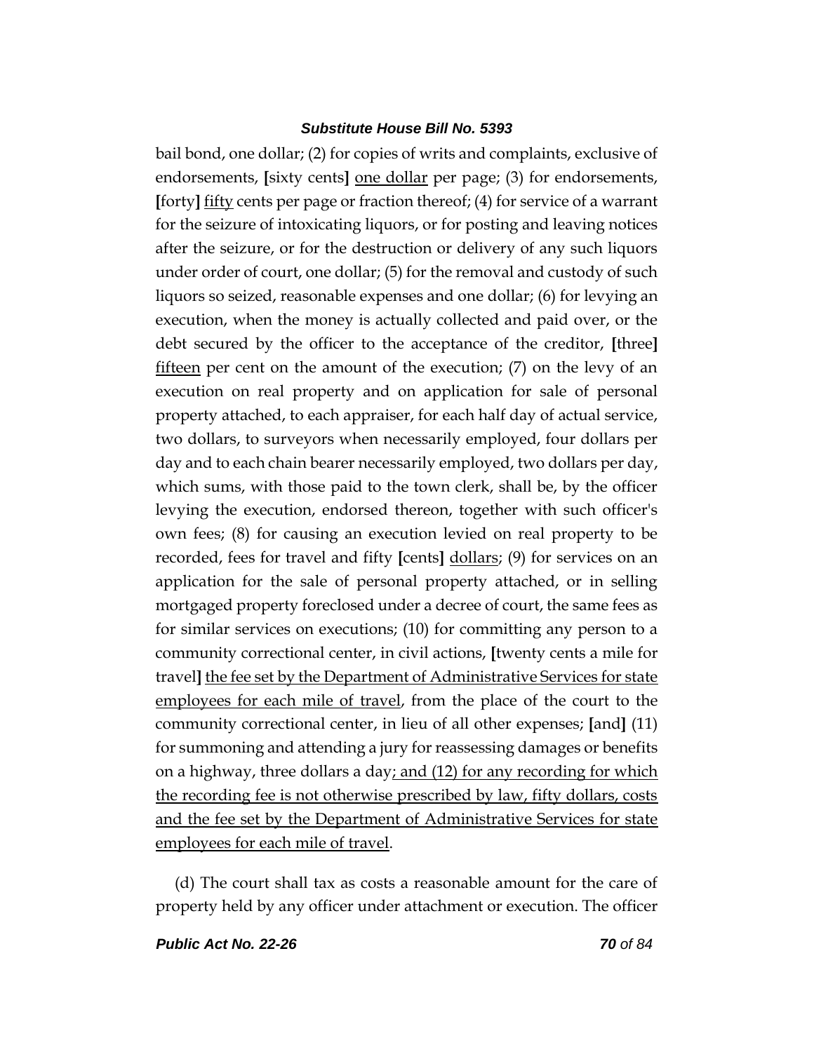bail bond, one dollar; (2) for copies of writs and complaints, exclusive of endorsements, **[**sixty cents**]** <u>one dollar</u> per page; (3) for endorsements, **[**forty**]** <u>fifty</u> cents per page or fraction thereof; (4) for service of a warrant for the seizure of intoxicating liquors, or for posting and leaving notices after the seizure, or for the destruction or delivery of any such liquors under order of court, one dollar; (5) for the removal and custody of such liquors so seized, reasonable expenses and one dollar; (6) for levying an execution, when the money is actually collected and paid over, or the debt secured by the officer to the acceptance of the creditor, **[**three**]** <u>fifteen</u> per cent on the amount of the execution; (7) on the levy of an execution on real property and on application for sale of personal property attached, to each appraiser, for each half day of actual service, two dollars, to surveyors when necessarily employed, four dollars per day and to each chain bearer necessarily employed, two dollars per day, which sums, with those paid to the town clerk, shall be, by the officer levying the execution, endorsed thereon, together with such officer's own fees; (8) for causing an execution levied on real property to be recorded, fees for travel and fifty **[**cents**]** <u>dollars</u>; (9) for services on an application for the sale of personal property attached, or in selling mortgaged property foreclosed under a decree of court, the same fees as for similar services on executions; (10) for committing any person to a community correctional center, in civil actions, **[**twenty cents a mile for travel**]** <u>the fee set by the Department of Administrative Services for state employees for each mile of travel</u>, from the place of the court to the community correctional center, in lieu of all other expenses; **[**and**]** (11) for summoning and attending a jury for reassessing damages or benefits on a highway, three dollars a day<u>; and (12) for any recording for which the recording fee is not otherwise prescribed by law, fifty dollars, costs and the fee set by the Department of Administrative Services for state employees for each mile of travel</u>.

(d) The court shall tax as costs a reasonable amount for the care of property held by any officer under attachment or execution. The officer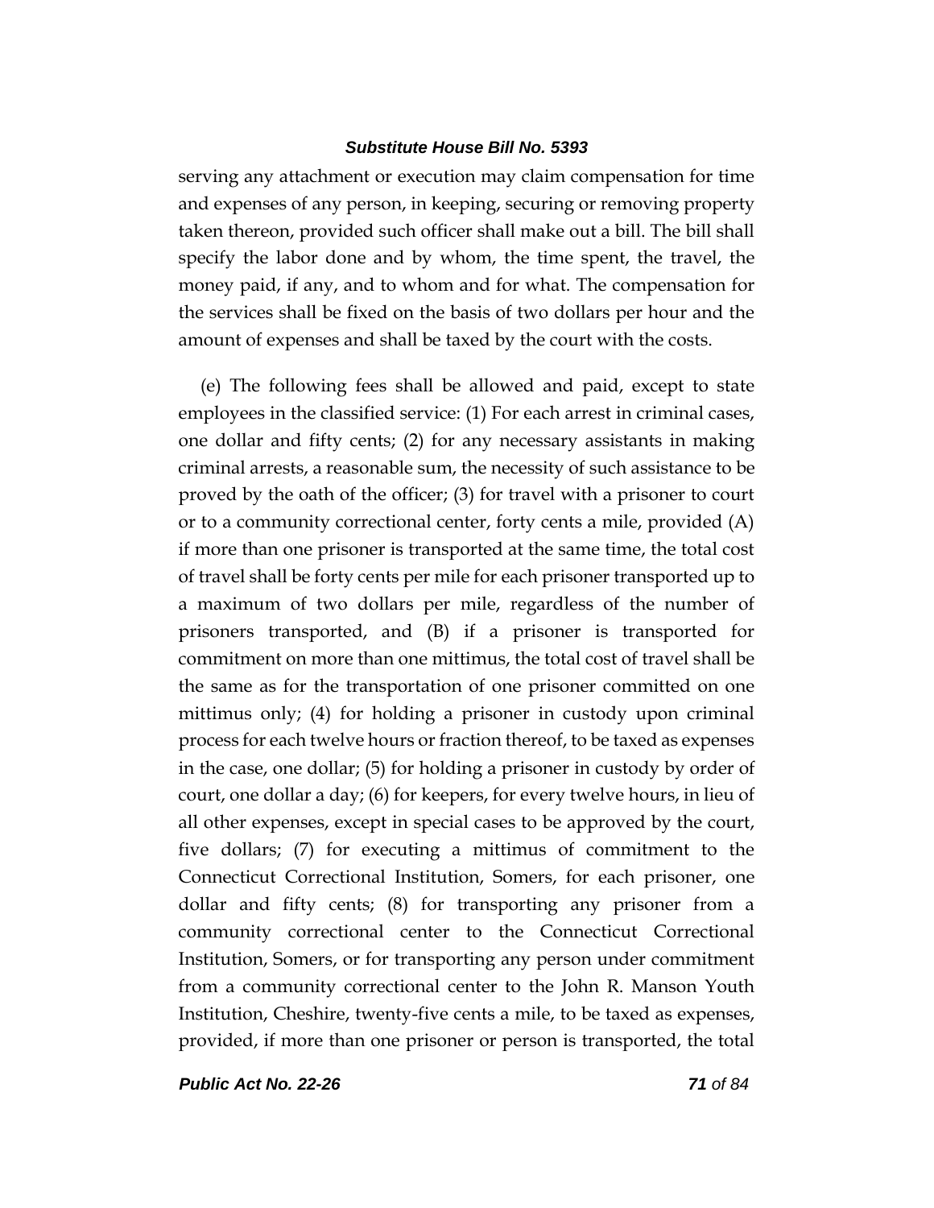serving any attachment or execution may claim compensation for time and expenses of any person, in keeping, securing or removing property taken thereon, provided such officer shall make out a bill. The bill shall specify the labor done and by whom, the time spent, the travel, the money paid, if any, and to whom and for what. The compensation for the services shall be fixed on the basis of two dollars per hour and the amount of expenses and shall be taxed by the court with the costs.

(e) The following fees shall be allowed and paid, except to state employees in the classified service: (1) For each arrest in criminal cases, one dollar and fifty cents; (2) for any necessary assistants in making criminal arrests, a reasonable sum, the necessity of such assistance to be proved by the oath of the officer; (3) for travel with a prisoner to court or to a community correctional center, forty cents a mile, provided (A) if more than one prisoner is transported at the same time, the total cost of travel shall be forty cents per mile for each prisoner transported up to a maximum of two dollars per mile, regardless of the number of prisoners transported, and (B) if a prisoner is transported for commitment on more than one mittimus, the total cost of travel shall be the same as for the transportation of one prisoner committed on one mittimus only; (4) for holding a prisoner in custody upon criminal process for each twelve hours or fraction thereof, to be taxed as expenses in the case, one dollar; (5) for holding a prisoner in custody by order of court, one dollar a day; (6) for keepers, for every twelve hours, in lieu of all other expenses, except in special cases to be approved by the court, five dollars; (7) for executing a mittimus of commitment to the Connecticut Correctional Institution, Somers, for each prisoner, one dollar and fifty cents; (8) for transporting any prisoner from a community correctional center to the Connecticut Correctional Institution, Somers, or for transporting any person under commitment from a community correctional center to the John R. Manson Youth Institution, Cheshire, twenty-five cents a mile, to be taxed as expenses, provided, if more than one prisoner or person is transported, the total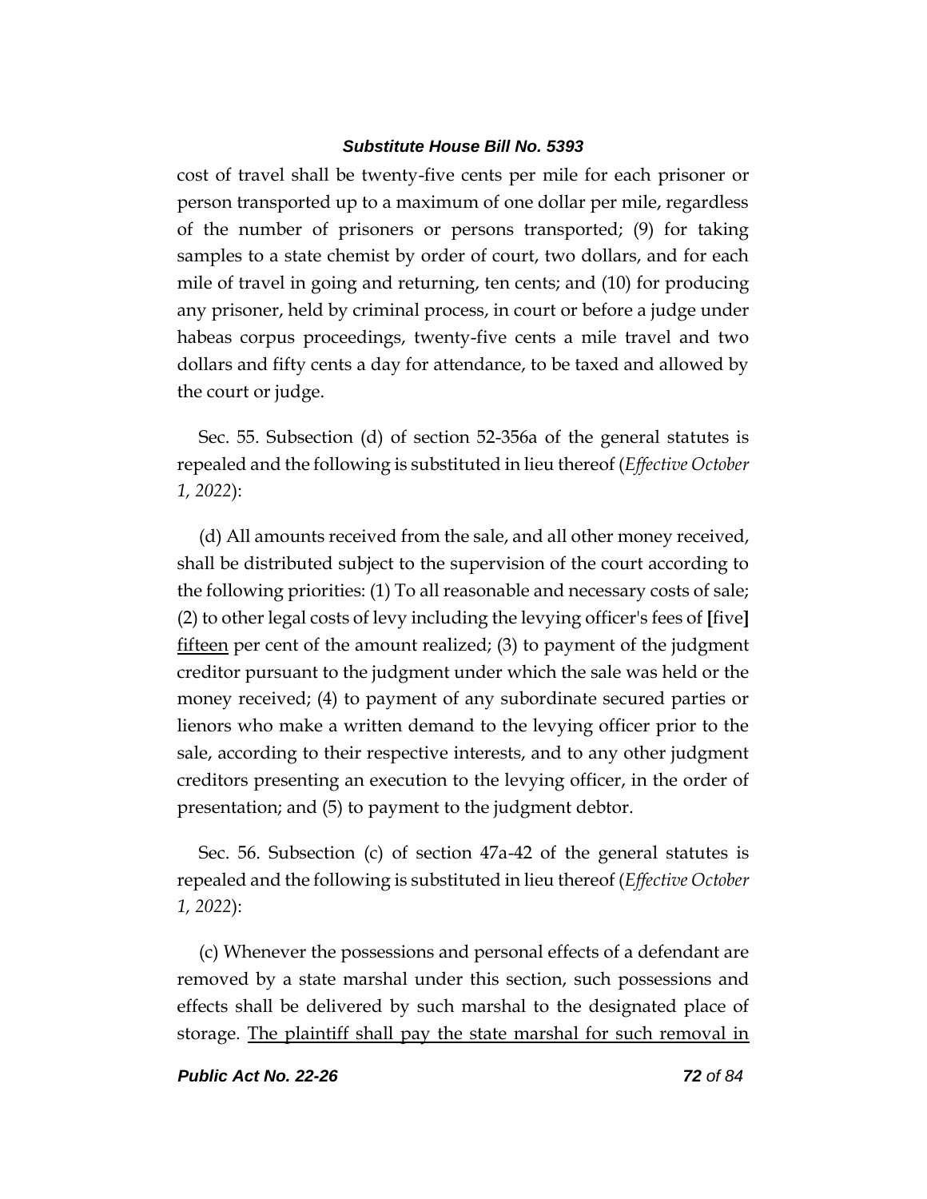cost of travel shall be twenty-five cents per mile for each prisoner or person transported up to a maximum of one dollar per mile, regardless of the number of prisoners or persons transported; (9) for taking samples to a state chemist by order of court, two dollars, and for each mile of travel in going and returning, ten cents; and (10) for producing any prisoner, held by criminal process, in court or before a judge under habeas corpus proceedings, twenty-five cents a mile travel and two dollars and fifty cents a day for attendance, to be taxed and allowed by the court or judge.

Sec. 55. Subsection (d) of section 52-356a of the general statutes is repealed and the following is substituted in lieu thereof (*Effective October 1, 2022*):

(d) All amounts received from the sale, and all other money received, shall be distributed subject to the supervision of the court according to the following priorities: (1) To all reasonable and necessary costs of sale; (2) to other legal costs of levy including the levying officer's fees of **[**five**]** <u>fifteen</u> per cent of the amount realized; (3) to payment of the judgment creditor pursuant to the judgment under which the sale was held or the money received; (4) to payment of any subordinate secured parties or lienors who make a written demand to the levying officer prior to the sale, according to their respective interests, and to any other judgment creditors presenting an execution to the levying officer, in the order of presentation; and (5) to payment to the judgment debtor.

Sec. 56. Subsection (c) of section 47a-42 of the general statutes is repealed and the following is substituted in lieu thereof (*Effective October 1, 2022*):

(c) Whenever the possessions and personal effects of a defendant are removed by a state marshal under this section, such possessions and effects shall be delivered by such marshal to the designated place of storage. <u>The plaintiff shall pay the state marshal for such removal in</u>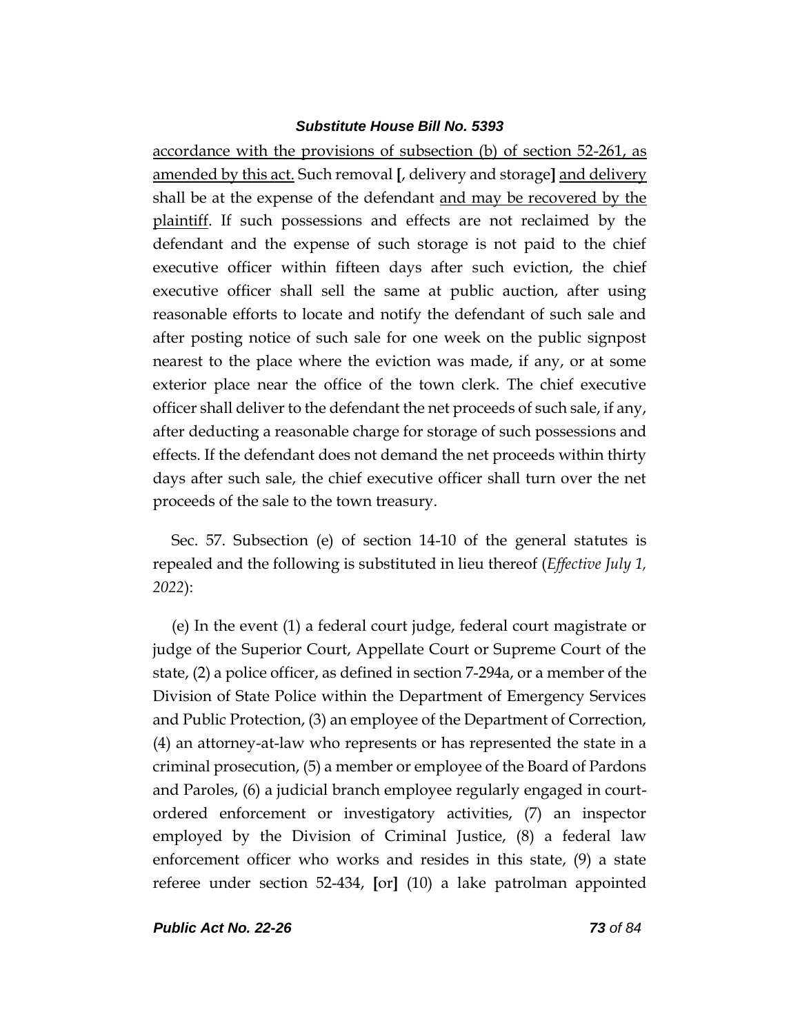accordance with the provisions of subsection (b) of section 52-261, as amended by this act. Such removal [, delivery and storage] and delivery shall be at the expense of the defendant and may be recovered by the plaintiff. If such possessions and effects are not reclaimed by the defendant and the expense of such storage is not paid to the chief executive officer within fifteen days after such eviction, the chief executive officer shall sell the same at public auction, after using reasonable efforts to locate and notify the defendant of such sale and after posting notice of such sale for one week on the public signpost nearest to the place where the eviction was made, if any, or at some exterior place near the office of the town clerk. The chief executive officer shall deliver to the defendant the net proceeds of such sale, if any, after deducting a reasonable charge for storage of such possessions and effects. If the defendant does not demand the net proceeds within thirty days after such sale, the chief executive officer shall turn over the net proceeds of the sale to the town treasury.

Sec. 57. Subsection (e) of section 14-10 of the general statutes is repealed and the following is substituted in lieu thereof (*Effective July 1, 2022*):

(e) In the event (1) a federal court judge, federal court magistrate or judge of the Superior Court, Appellate Court or Supreme Court of the state, (2) a police officer, as defined in section 7-294a, or a member of the Division of State Police within the Department of Emergency Services and Public Protection, (3) an employee of the Department of Correction, (4) an attorney-at-law who represents or has represented the state in a criminal prosecution, (5) a member or employee of the Board of Pardons and Paroles, (6) a judicial branch employee regularly engaged in court-ordered enforcement or investigatory activities, (7) an inspector employed by the Division of Criminal Justice, (8) a federal law enforcement officer who works and resides in this state, (9) a state referee under section 52-434, [or] (10) a lake patrolman appointed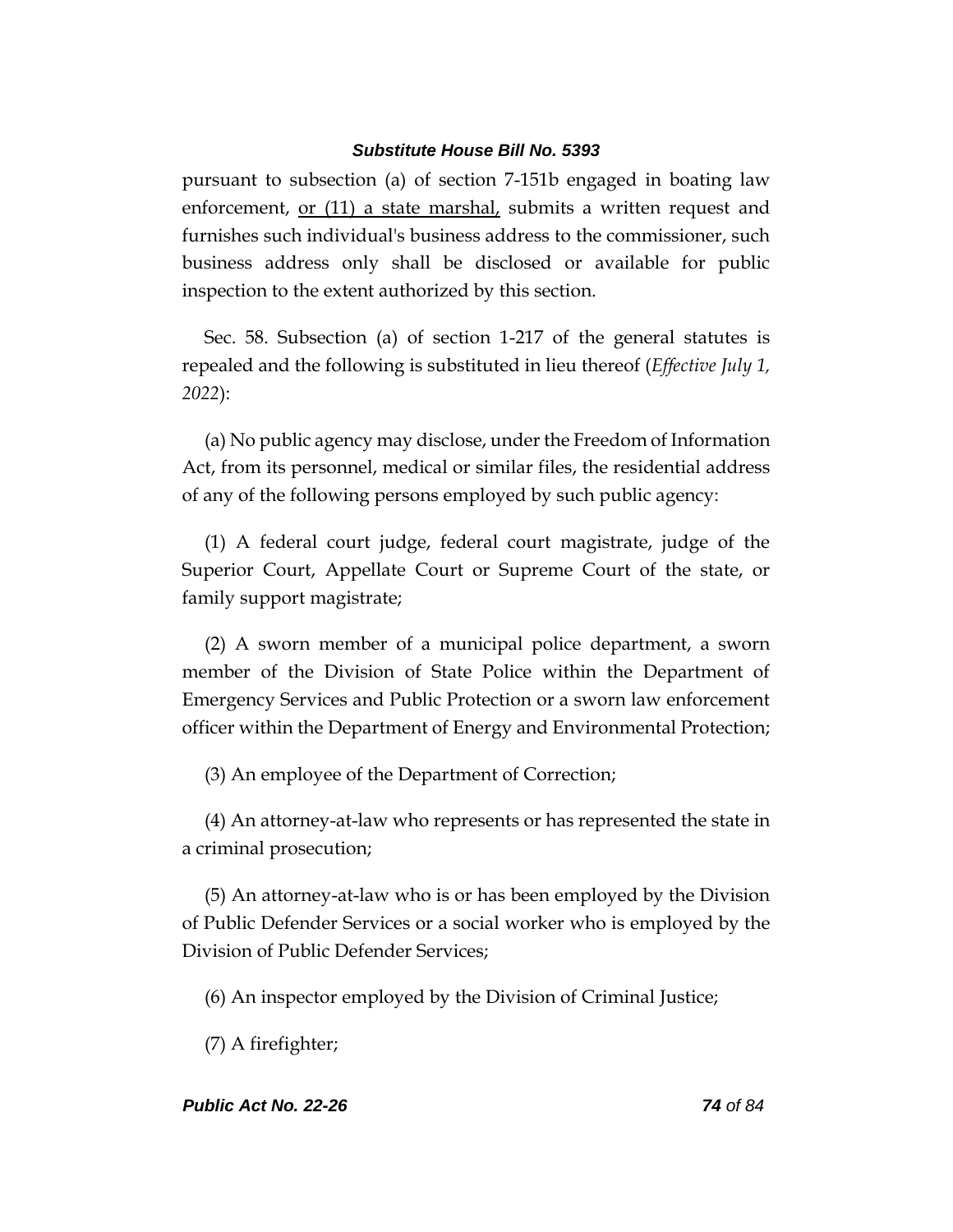pursuant to subsection (a) of section 7-151b engaged in boating law enforcement, <u>or (11) a state marshal,</u> submits a written request and furnishes such individual's business address to the commissioner, such business address only shall be disclosed or available for public inspection to the extent authorized by this section.

Sec. 58. Subsection (a) of section 1-217 of the general statutes is repealed and the following is substituted in lieu thereof (*Effective July 1, 2022*):

(a) No public agency may disclose, under the Freedom of Information Act, from its personnel, medical or similar files, the residential address of any of the following persons employed by such public agency:

(1) A federal court judge, federal court magistrate, judge of the Superior Court, Appellate Court or Supreme Court of the state, or family support magistrate;

(2) A sworn member of a municipal police department, a sworn member of the Division of State Police within the Department of Emergency Services and Public Protection or a sworn law enforcement officer within the Department of Energy and Environmental Protection;

(3) An employee of the Department of Correction;

(4) An attorney-at-law who represents or has represented the state in a criminal prosecution;

(5) An attorney-at-law who is or has been employed by the Division of Public Defender Services or a social worker who is employed by the Division of Public Defender Services;

(6) An inspector employed by the Division of Criminal Justice;

(7) A firefighter;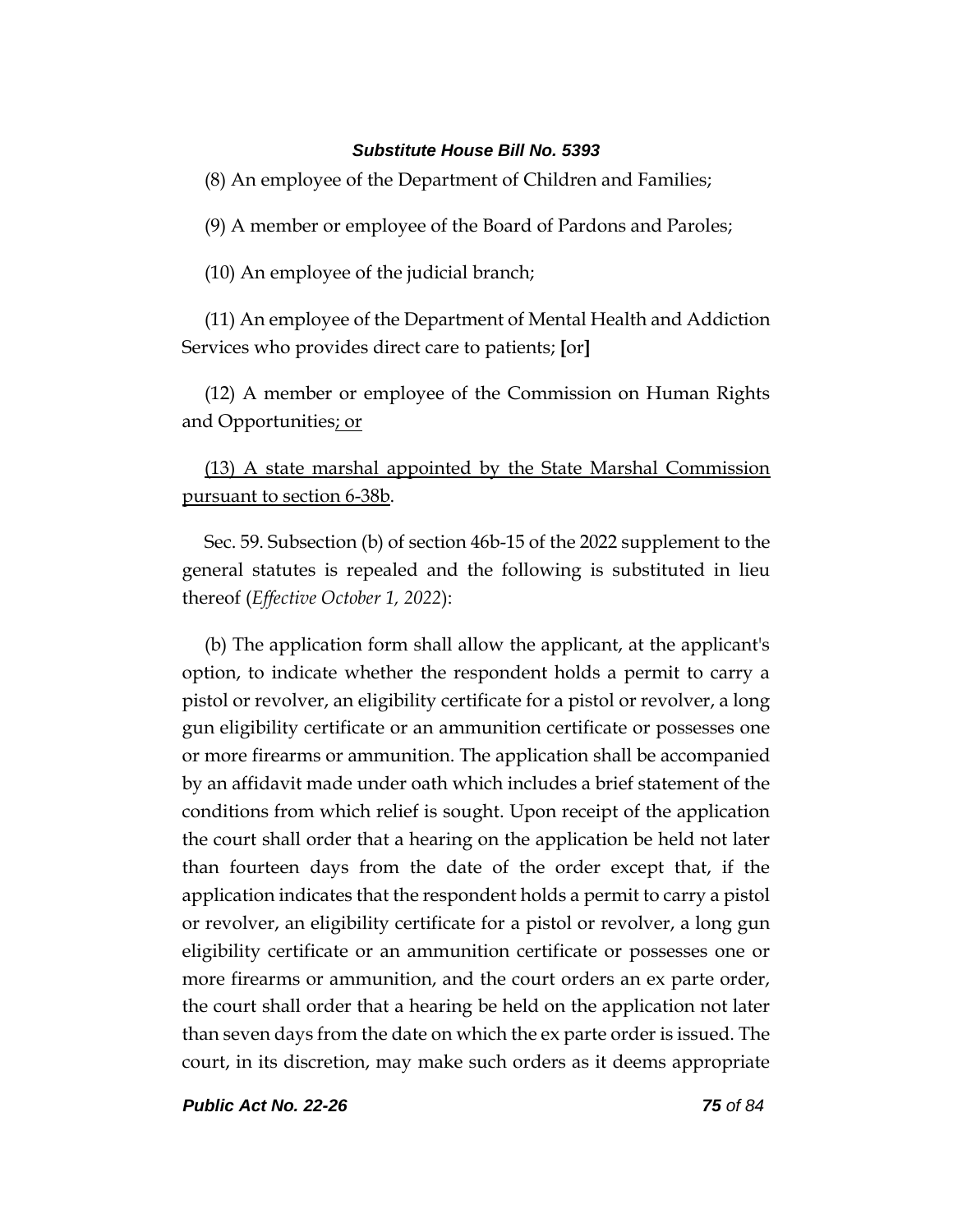(8) An employee of the Department of Children and Families;

(9) A member or employee of the Board of Pardons and Paroles;

(10) An employee of the judicial branch;

(11) An employee of the Department of Mental Health and Addiction Services who provides direct care to patients; [or]

(12) A member or employee of the Commission on Human Rights and Opportunities<u>; or</u>

<u>(13) A state marshal appointed by the State Marshal Commission pursuant to section 6-38b</u>.

Sec. 59. Subsection (b) of section 46b-15 of the 2022 supplement to the general statutes is repealed and the following is substituted in lieu thereof (*Effective October 1, 2022*):

(b) The application form shall allow the applicant, at the applicant's option, to indicate whether the respondent holds a permit to carry a pistol or revolver, an eligibility certificate for a pistol or revolver, a long gun eligibility certificate or an ammunition certificate or possesses one or more firearms or ammunition. The application shall be accompanied by an affidavit made under oath which includes a brief statement of the conditions from which relief is sought. Upon receipt of the application the court shall order that a hearing on the application be held not later than fourteen days from the date of the order except that, if the application indicates that the respondent holds a permit to carry a pistol or revolver, an eligibility certificate for a pistol or revolver, a long gun eligibility certificate or an ammunition certificate or possesses one or more firearms or ammunition, and the court orders an ex parte order, the court shall order that a hearing be held on the application not later than seven days from the date on which the ex parte order is issued. The court, in its discretion, may make such orders as it deems appropriate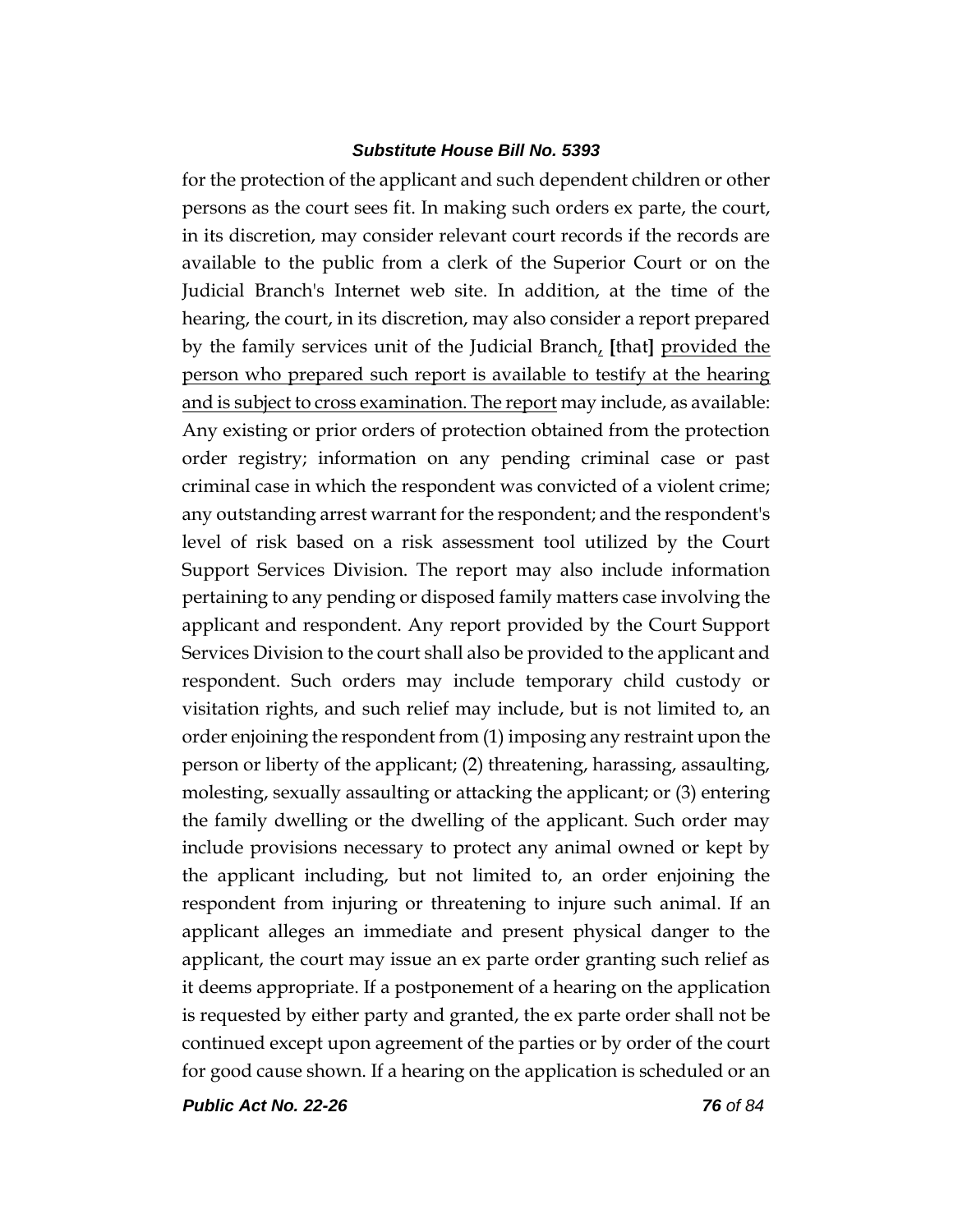for the protection of the applicant and such dependent children or other persons as the court sees fit. In making such orders ex parte, the court, in its discretion, may consider relevant court records if the records are available to the public from a clerk of the Superior Court or on the Judicial Branch's Internet web site. In addition, at the time of the hearing, the court, in its discretion, may also consider a report prepared by the family services unit of the Judicial Branch, **[**that**]** <u>provided the person who prepared such report is available to testify at the hearing and is subject to cross examination. The report</u> may include, as available: Any existing or prior orders of protection obtained from the protection order registry; information on any pending criminal case or past criminal case in which the respondent was convicted of a violent crime; any outstanding arrest warrant for the respondent; and the respondent's level of risk based on a risk assessment tool utilized by the Court Support Services Division. The report may also include information pertaining to any pending or disposed family matters case involving the applicant and respondent. Any report provided by the Court Support Services Division to the court shall also be provided to the applicant and respondent. Such orders may include temporary child custody or visitation rights, and such relief may include, but is not limited to, an order enjoining the respondent from (1) imposing any restraint upon the person or liberty of the applicant; (2) threatening, harassing, assaulting, molesting, sexually assaulting or attacking the applicant; or (3) entering the family dwelling or the dwelling of the applicant. Such order may include provisions necessary to protect any animal owned or kept by the applicant including, but not limited to, an order enjoining the respondent from injuring or threatening to injure such animal. If an applicant alleges an immediate and present physical danger to the applicant, the court may issue an ex parte order granting such relief as it deems appropriate. If a postponement of a hearing on the application is requested by either party and granted, the ex parte order shall not be continued except upon agreement of the parties or by order of the court for good cause shown. If a hearing on the application is scheduled or an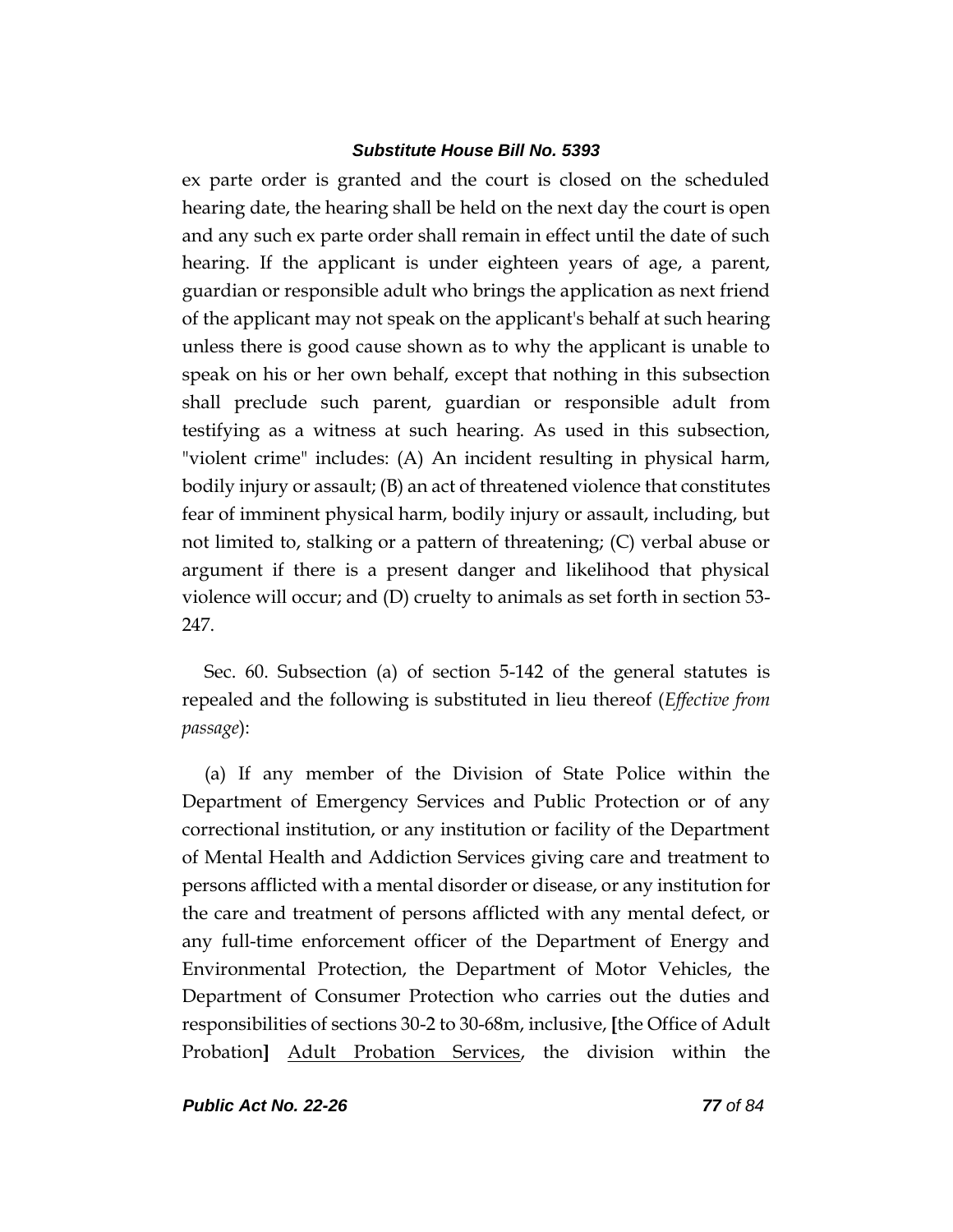ex parte order is granted and the court is closed on the scheduled hearing date, the hearing shall be held on the next day the court is open and any such ex parte order shall remain in effect until the date of such hearing. If the applicant is under eighteen years of age, a parent, guardian or responsible adult who brings the application as next friend of the applicant may not speak on the applicant's behalf at such hearing unless there is good cause shown as to why the applicant is unable to speak on his or her own behalf, except that nothing in this subsection shall preclude such parent, guardian or responsible adult from testifying as a witness at such hearing. As used in this subsection, "violent crime" includes: (A) An incident resulting in physical harm, bodily injury or assault; (B) an act of threatened violence that constitutes fear of imminent physical harm, bodily injury or assault, including, but not limited to, stalking or a pattern of threatening; (C) verbal abuse or argument if there is a present danger and likelihood that physical violence will occur; and (D) cruelty to animals as set forth in section 53-247.

Sec. 60. Subsection (a) of section 5-142 of the general statutes is repealed and the following is substituted in lieu thereof (*Effective from passage*):

(a) If any member of the Division of State Police within the Department of Emergency Services and Public Protection or of any correctional institution, or any institution or facility of the Department of Mental Health and Addiction Services giving care and treatment to persons afflicted with a mental disorder or disease, or any institution for the care and treatment of persons afflicted with any mental defect, or any full-time enforcement officer of the Department of Energy and Environmental Protection, the Department of Motor Vehicles, the Department of Consumer Protection who carries out the duties and responsibilities of sections 30-2 to 30-68m, inclusive, **[**the Office of Adult Probation**]** <u>Adult Probation Services</u>, the division within the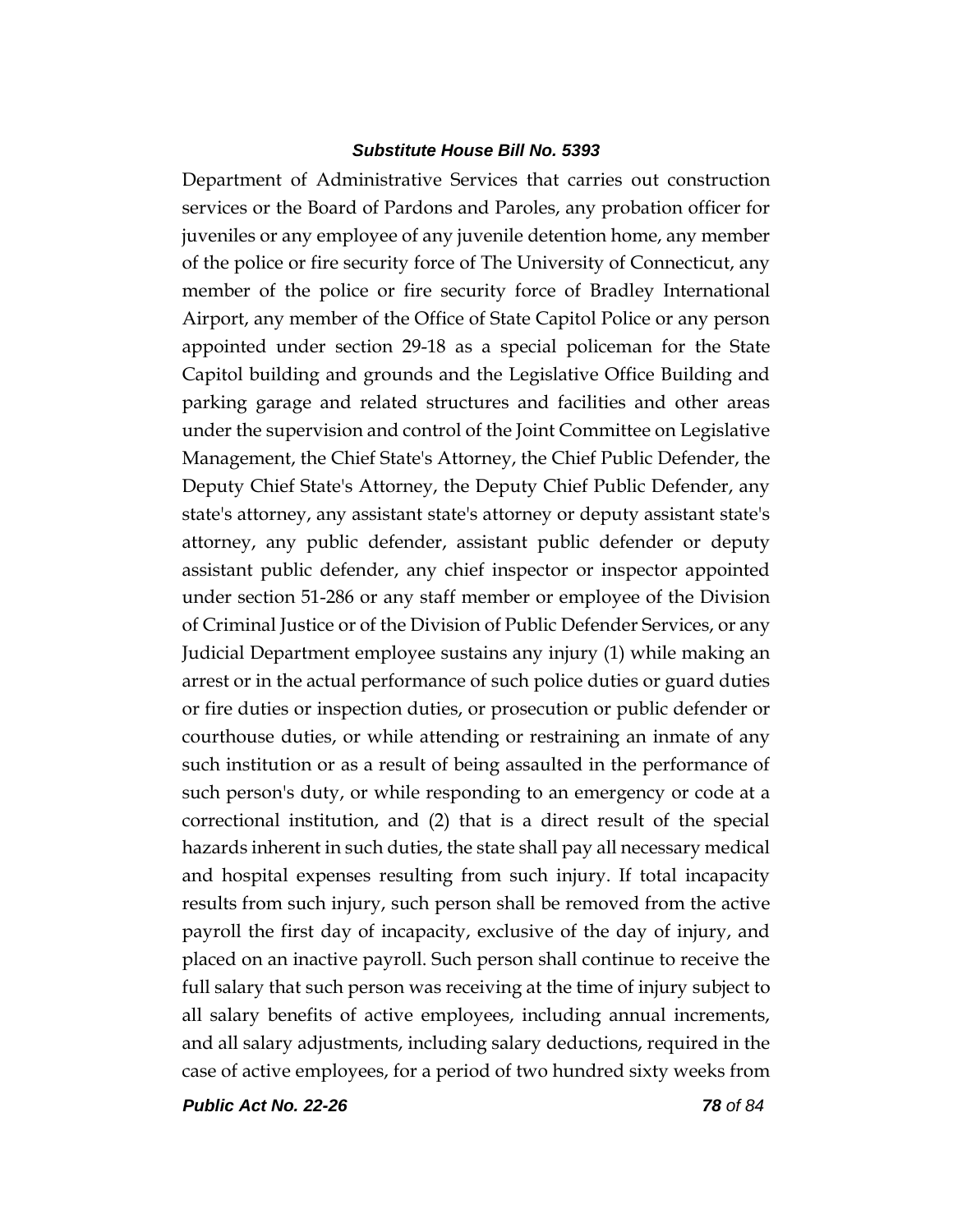Department of Administrative Services that carries out construction services or the Board of Pardons and Paroles, any probation officer for juveniles or any employee of any juvenile detention home, any member of the police or fire security force of The University of Connecticut, any member of the police or fire security force of Bradley International Airport, any member of the Office of State Capitol Police or any person appointed under section 29-18 as a special policeman for the State Capitol building and grounds and the Legislative Office Building and parking garage and related structures and facilities and other areas under the supervision and control of the Joint Committee on Legislative Management, the Chief State's Attorney, the Chief Public Defender, the Deputy Chief State's Attorney, the Deputy Chief Public Defender, any state's attorney, any assistant state's attorney or deputy assistant state's attorney, any public defender, assistant public defender or deputy assistant public defender, any chief inspector or inspector appointed under section 51-286 or any staff member or employee of the Division of Criminal Justice or of the Division of Public Defender Services, or any Judicial Department employee sustains any injury (1) while making an arrest or in the actual performance of such police duties or guard duties or fire duties or inspection duties, or prosecution or public defender or courthouse duties, or while attending or restraining an inmate of any such institution or as a result of being assaulted in the performance of such person's duty, or while responding to an emergency or code at a correctional institution, and (2) that is a direct result of the special hazards inherent in such duties, the state shall pay all necessary medical and hospital expenses resulting from such injury. If total incapacity results from such injury, such person shall be removed from the active payroll the first day of incapacity, exclusive of the day of injury, and placed on an inactive payroll. Such person shall continue to receive the full salary that such person was receiving at the time of injury subject to all salary benefits of active employees, including annual increments, and all salary adjustments, including salary deductions, required in the case of active employees, for a period of two hundred sixty weeks from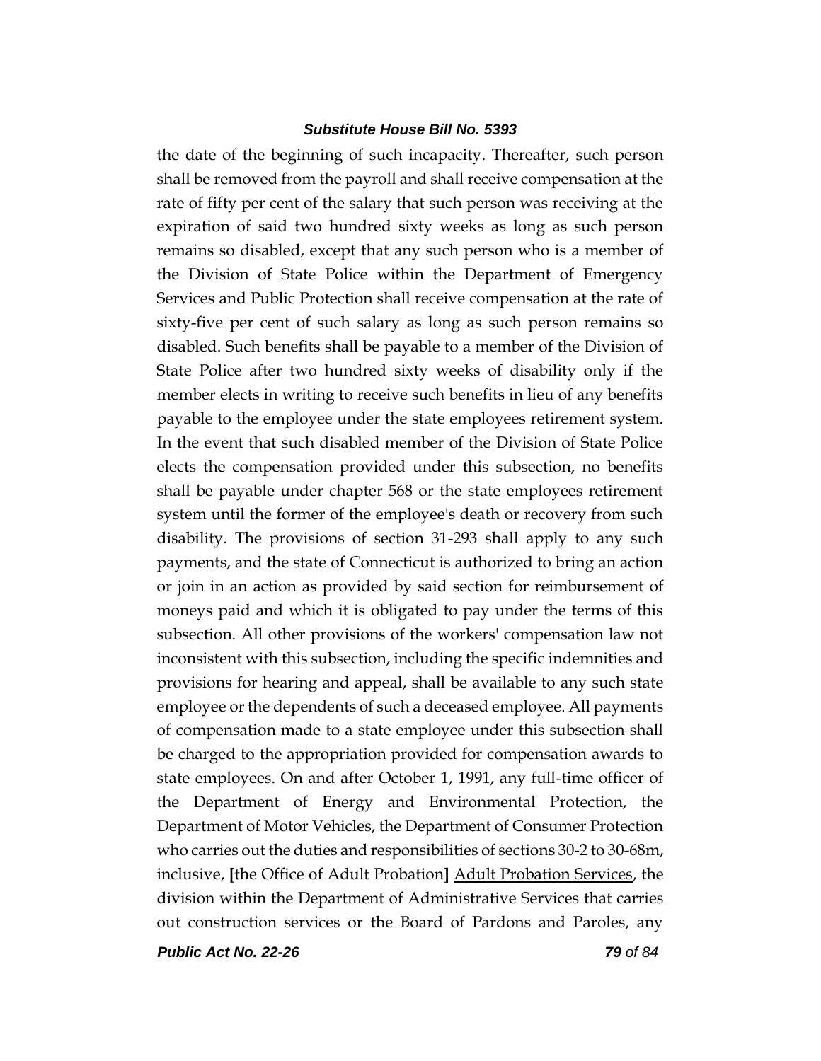the date of the beginning of such incapacity. Thereafter, such person shall be removed from the payroll and shall receive compensation at the rate of fifty per cent of the salary that such person was receiving at the expiration of said two hundred sixty weeks as long as such person remains so disabled, except that any such person who is a member of the Division of State Police within the Department of Emergency Services and Public Protection shall receive compensation at the rate of sixty-five per cent of such salary as long as such person remains so disabled. Such benefits shall be payable to a member of the Division of State Police after two hundred sixty weeks of disability only if the member elects in writing to receive such benefits in lieu of any benefits payable to the employee under the state employees retirement system. In the event that such disabled member of the Division of State Police elects the compensation provided under this subsection, no benefits shall be payable under chapter 568 or the state employees retirement system until the former of the employee's death or recovery from such disability. The provisions of section 31-293 shall apply to any such payments, and the state of Connecticut is authorized to bring an action or join in an action as provided by said section for reimbursement of moneys paid and which it is obligated to pay under the terms of this subsection. All other provisions of the workers' compensation law not inconsistent with this subsection, including the specific indemnities and provisions for hearing and appeal, shall be available to any such state employee or the dependents of such a deceased employee. All payments of compensation made to a state employee under this subsection shall be charged to the appropriation provided for compensation awards to state employees. On and after October 1, 1991, any full-time officer of the Department of Energy and Environmental Protection, the Department of Motor Vehicles, the Department of Consumer Protection who carries out the duties and responsibilities of sections 30-2 to 30-68m, inclusive, **[**the Office of Adult Probation**]** <u>Adult Probation Services</u>, the division within the Department of Administrative Services that carries out construction services or the Board of Pardons and Paroles, any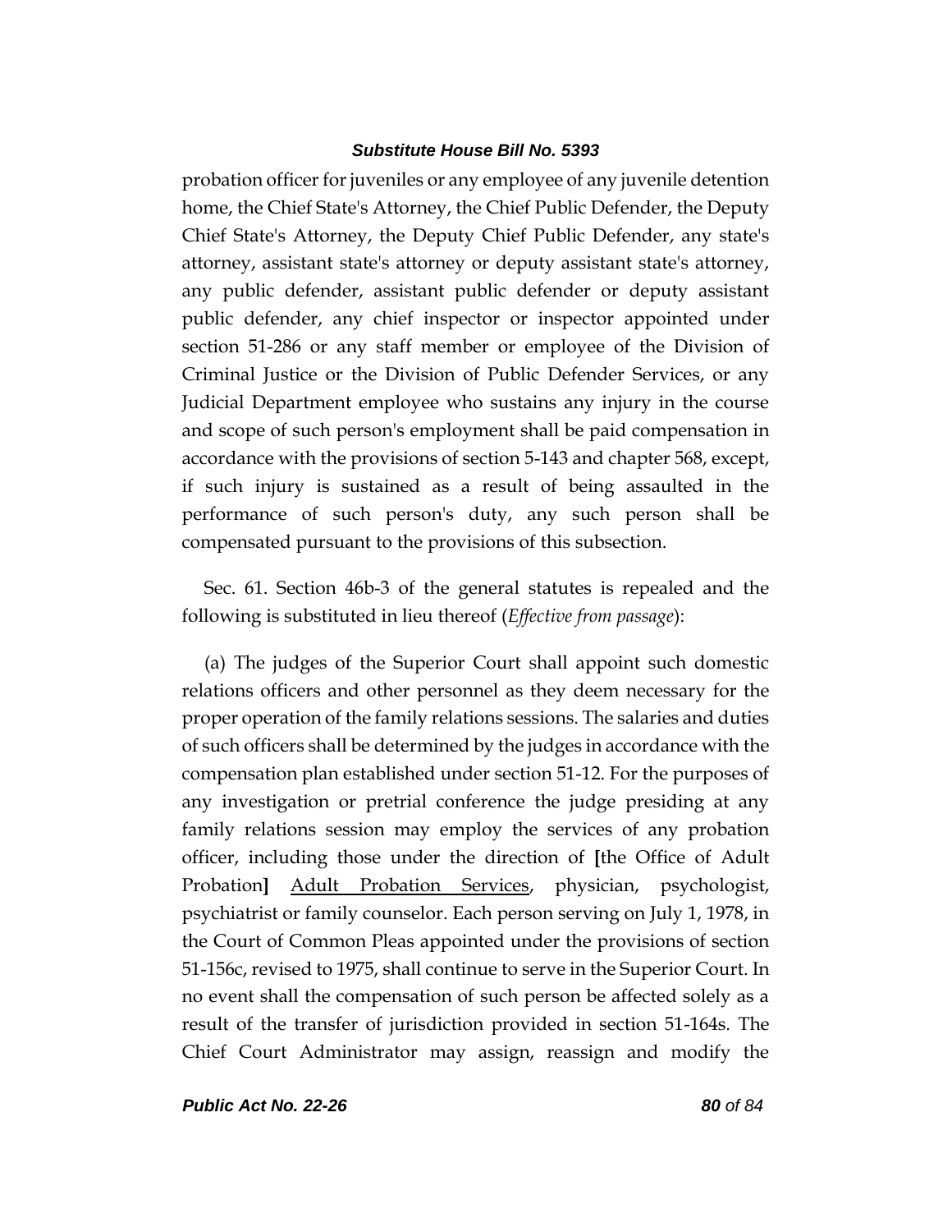probation officer for juveniles or any employee of any juvenile detention home, the Chief State's Attorney, the Chief Public Defender, the Deputy Chief State's Attorney, the Deputy Chief Public Defender, any state's attorney, assistant state's attorney or deputy assistant state's attorney, any public defender, assistant public defender or deputy assistant public defender, any chief inspector or inspector appointed under section 51-286 or any staff member or employee of the Division of Criminal Justice or the Division of Public Defender Services, or any Judicial Department employee who sustains any injury in the course and scope of such person's employment shall be paid compensation in accordance with the provisions of section 5-143 and chapter 568, except, if such injury is sustained as a result of being assaulted in the performance of such person's duty, any such person shall be compensated pursuant to the provisions of this subsection.

Sec. 61. Section 46b-3 of the general statutes is repealed and the following is substituted in lieu thereof (*Effective from passage*):

(a) The judges of the Superior Court shall appoint such domestic relations officers and other personnel as they deem necessary for the proper operation of the family relations sessions. The salaries and duties of such officers shall be determined by the judges in accordance with the compensation plan established under section 51-12. For the purposes of any investigation or pretrial conference the judge presiding at any family relations session may employ the services of any probation officer, including those under the direction of **[**the Office of Adult Probation**]** <u>Adult Probation Services</u>, physician, psychologist, psychiatrist or family counselor. Each person serving on July 1, 1978, in the Court of Common Pleas appointed under the provisions of section 51-156c, revised to 1975, shall continue to serve in the Superior Court. In no event shall the compensation of such person be affected solely as a result of the transfer of jurisdiction provided in section 51-164s. The Chief Court Administrator may assign, reassign and modify the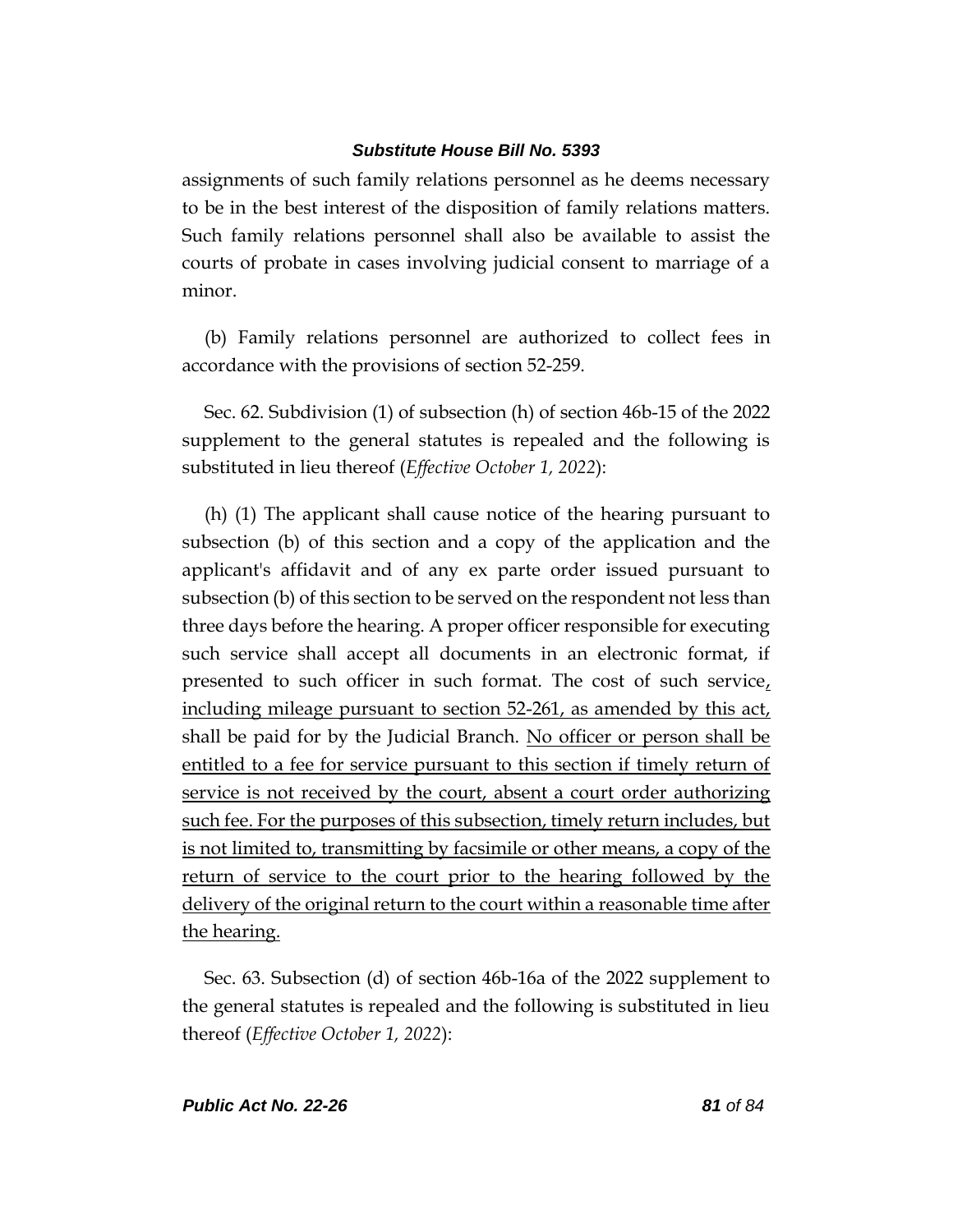assignments of such family relations personnel as he deems necessary to be in the best interest of the disposition of family relations matters. Such family relations personnel shall also be available to assist the courts of probate in cases involving judicial consent to marriage of a minor.

(b) Family relations personnel are authorized to collect fees in accordance with the provisions of section 52-259.

Sec. 62. Subdivision (1) of subsection (h) of section 46b-15 of the 2022 supplement to the general statutes is repealed and the following is substituted in lieu thereof (*Effective October 1, 2022*):

(h) (1) The applicant shall cause notice of the hearing pursuant to subsection (b) of this section and a copy of the application and the applicant's affidavit and of any ex parte order issued pursuant to subsection (b) of this section to be served on the respondent not less than three days before the hearing. A proper officer responsible for executing such service shall accept all documents in an electronic format, if presented to such officer in such format. The cost of such service<u>, including mileage pursuant to section 52-261, as amended by this act,</u> shall be paid for by the Judicial Branch. <u>No officer or person shall be entitled to a fee for service pursuant to this section if timely return of service is not received by the court, absent a court order authorizing such fee. For the purposes of this subsection, timely return includes, but is not limited to, transmitting by facsimile or other means, a copy of the return of service to the court prior to the hearing followed by the delivery of the original return to the court within a reasonable time after the hearing.</u>

Sec. 63. Subsection (d) of section 46b-16a of the 2022 supplement to the general statutes is repealed and the following is substituted in lieu thereof (*Effective October 1, 2022*):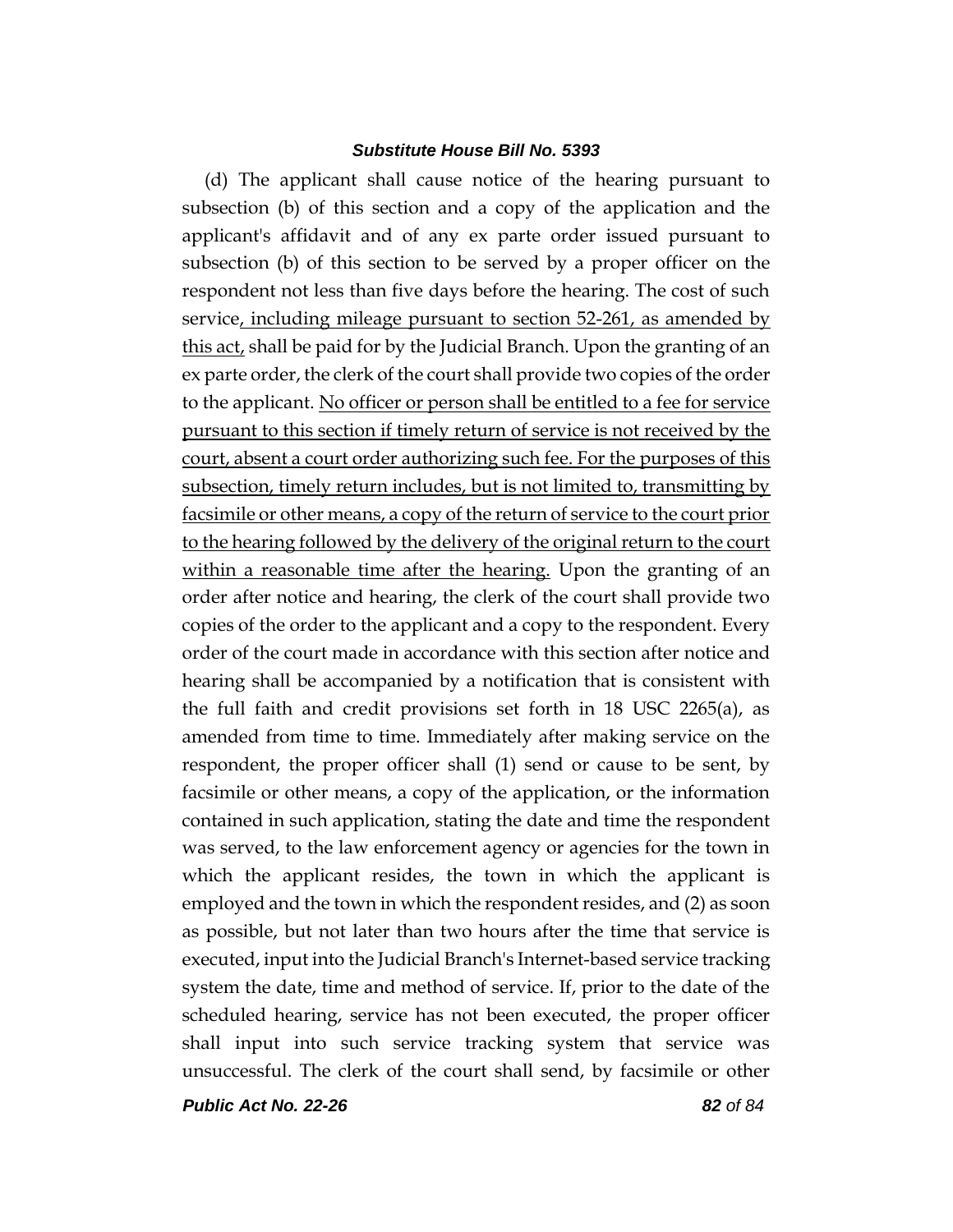(d) The applicant shall cause notice of the hearing pursuant to subsection (b) of this section and a copy of the application and the applicant's affidavit and of any ex parte order issued pursuant to subsection (b) of this section to be served by a proper officer on the respondent not less than five days before the hearing. The cost of such service, including mileage pursuant to section 52-261, as amended by this act, shall be paid for by the Judicial Branch. Upon the granting of an ex parte order, the clerk of the court shall provide two copies of the order to the applicant. No officer or person shall be entitled to a fee for service pursuant to this section if timely return of service is not received by the court, absent a court order authorizing such fee. For the purposes of this subsection, timely return includes, but is not limited to, transmitting by facsimile or other means, a copy of the return of service to the court prior to the hearing followed by the delivery of the original return to the court within a reasonable time after the hearing. Upon the granting of an order after notice and hearing, the clerk of the court shall provide two copies of the order to the applicant and a copy to the respondent. Every order of the court made in accordance with this section after notice and hearing shall be accompanied by a notification that is consistent with the full faith and credit provisions set forth in 18 USC 2265(a), as amended from time to time. Immediately after making service on the respondent, the proper officer shall (1) send or cause to be sent, by facsimile or other means, a copy of the application, or the information contained in such application, stating the date and time the respondent was served, to the law enforcement agency or agencies for the town in which the applicant resides, the town in which the applicant is employed and the town in which the respondent resides, and (2) as soon as possible, but not later than two hours after the time that service is executed, input into the Judicial Branch's Internet-based service tracking system the date, time and method of service. If, prior to the date of the scheduled hearing, service has not been executed, the proper officer shall input into such service tracking system that service was unsuccessful. The clerk of the court shall send, by facsimile or other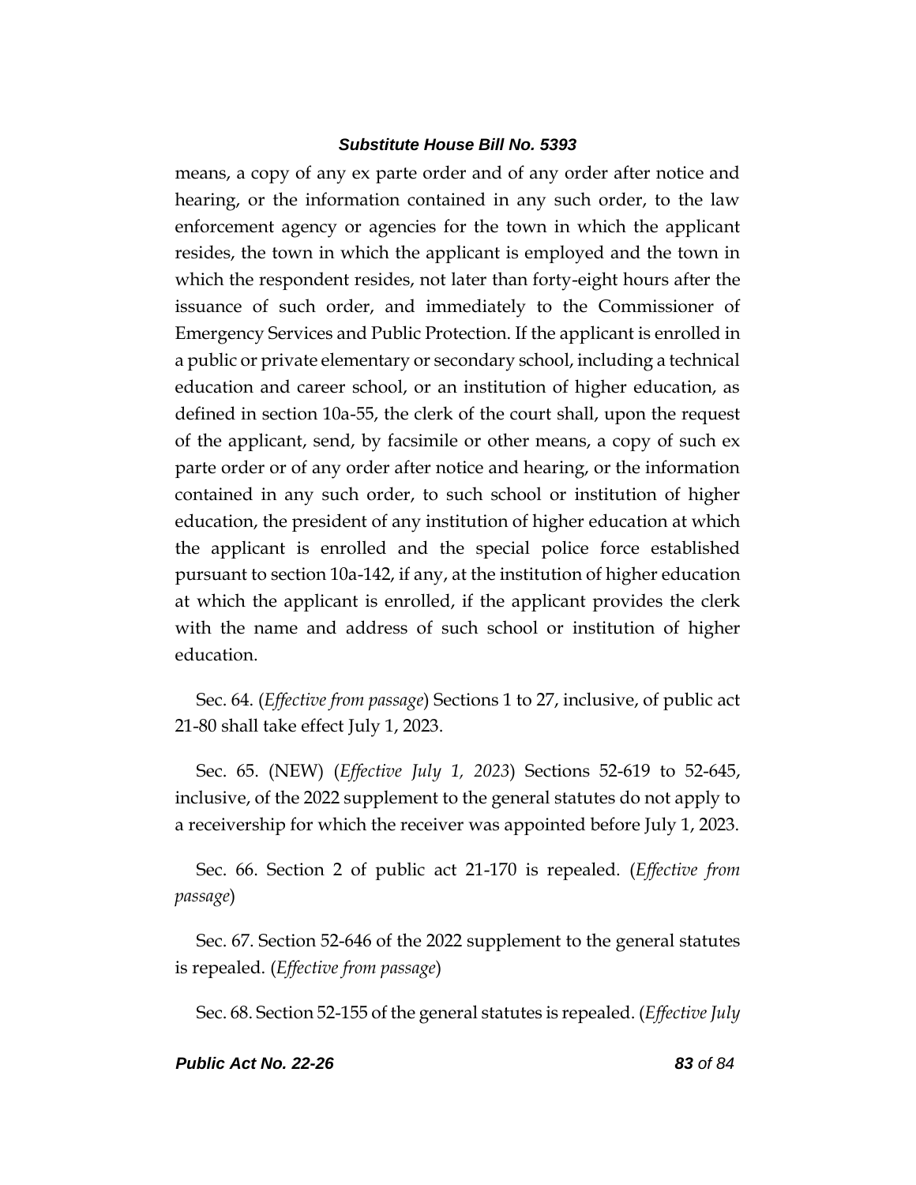means, a copy of any ex parte order and of any order after notice and hearing, or the information contained in any such order, to the law enforcement agency or agencies for the town in which the applicant resides, the town in which the applicant is employed and the town in which the respondent resides, not later than forty-eight hours after the issuance of such order, and immediately to the Commissioner of Emergency Services and Public Protection. If the applicant is enrolled in a public or private elementary or secondary school, including a technical education and career school, or an institution of higher education, as defined in section 10a-55, the clerk of the court shall, upon the request of the applicant, send, by facsimile or other means, a copy of such ex parte order or of any order after notice and hearing, or the information contained in any such order, to such school or institution of higher education, the president of any institution of higher education at which the applicant is enrolled and the special police force established pursuant to section 10a-142, if any, at the institution of higher education at which the applicant is enrolled, if the applicant provides the clerk with the name and address of such school or institution of higher education.

Sec. 64. (*Effective from passage*) Sections 1 to 27, inclusive, of public act 21-80 shall take effect July 1, 2023.

Sec. 65. (NEW) (*Effective July 1, 2023*) Sections 52-619 to 52-645, inclusive, of the 2022 supplement to the general statutes do not apply to a receivership for which the receiver was appointed before July 1, 2023.

Sec. 66. Section 2 of public act 21-170 is repealed. (*Effective from passage*)

Sec. 67. Section 52-646 of the 2022 supplement to the general statutes is repealed. (*Effective from passage*)

Sec. 68. Section 52-155 of the general statutes is repealed. (*Effective July*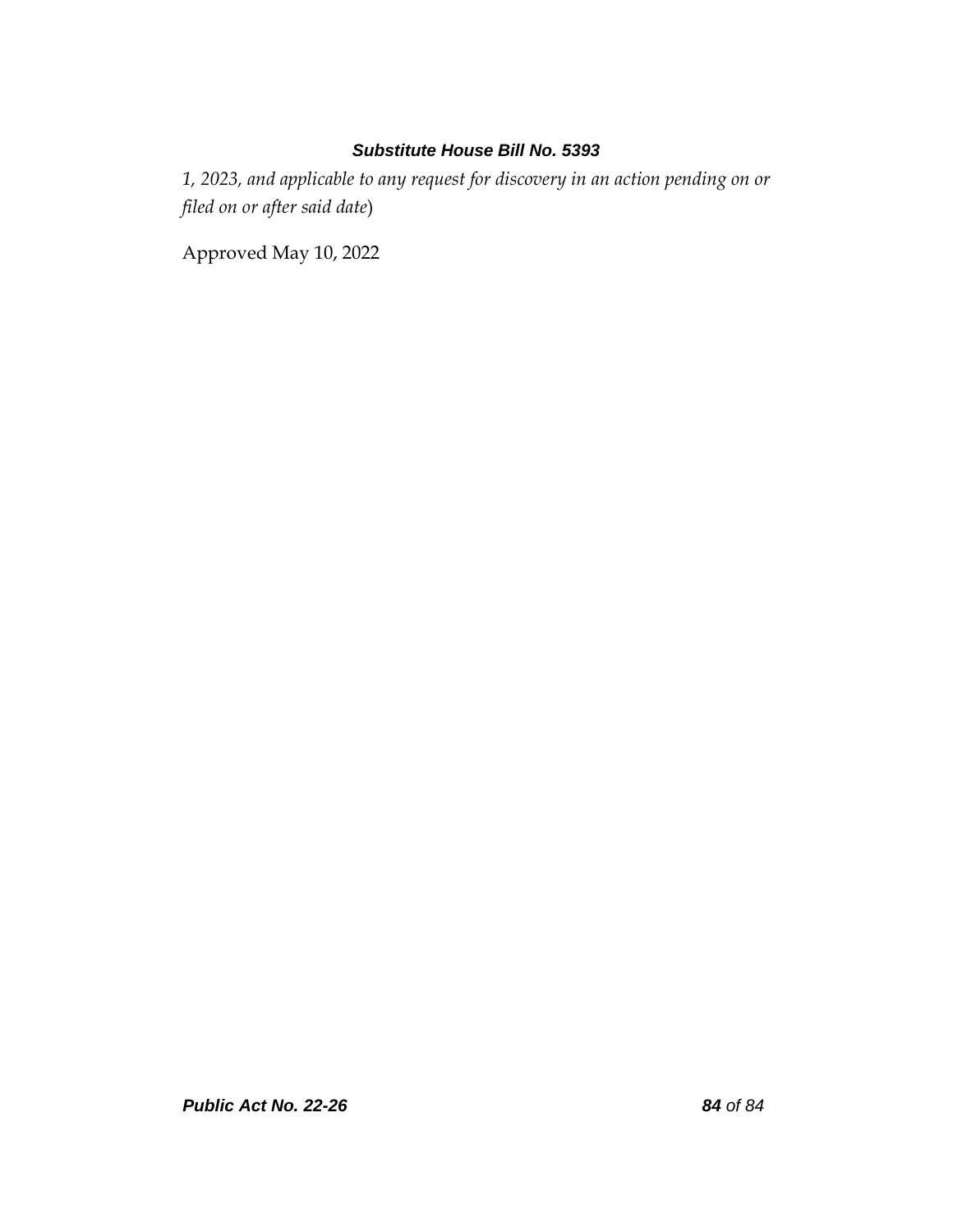*1, 2023, and applicable to any request for discovery in an action pending on or filed on or after said date*)

Approved May 10, 2022